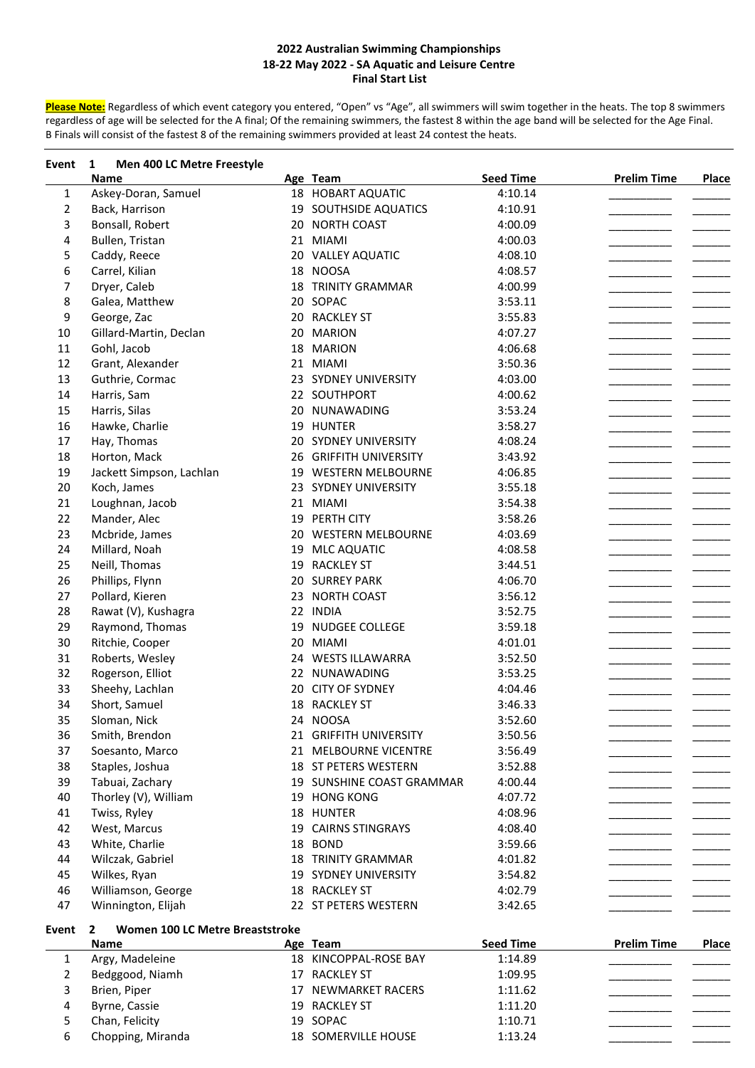**2022 Australian Swimming Championships**
**18-22 May 2022 - SA Aquatic and Leisure Centre**
**Final Start List**

**Please Note:** Regardless of which event category you entered, "Open" vs "Age", all swimmers will swim together in the heats. The top 8 swimmers regardless of age will be selected for the A final; Of the remaining swimmers, the fastest 8 within the age band will be selected for the Age Final. B Finals will consist of the fastest 8 of the remaining swimmers provided at least 24 contest the heats.

## Event 1 Men 400 LC Metre Freestyle

| | Name | Age | Team | Seed Time | Prelim Time | Place |
|---|---|---|---|---|---|---|
| 1 | Askey-Doran, Samuel | 18 | HOBART AQUATIC | 4:10.14 | ________ | _____ |
| 2 | Back, Harrison | 19 | SOUTHSIDE AQUATICS | 4:10.91 | ________ | _____ |
| 3 | Bonsall, Robert | 20 | NORTH COAST | 4:00.09 | ________ | _____ |
| 4 | Bullen, Tristan | 21 | MIAMI | 4:00.03 | ________ | _____ |
| 5 | Caddy, Reece | 20 | VALLEY AQUATIC | 4:08.10 | ________ | _____ |
| 6 | Carrel, Kilian | 18 | NOOSA | 4:08.57 | ________ | _____ |
| 7 | Dryer, Caleb | 18 | TRINITY GRAMMAR | 4:00.99 | ________ | _____ |
| 8 | Galea, Matthew | 20 | SOPAC | 3:53.11 | ________ | _____ |
| 9 | George, Zac | 20 | RACKLEY ST | 3:55.83 | ________ | _____ |
| 10 | Gillard-Martin, Declan | 20 | MARION | 4:07.27 | ________ | _____ |
| 11 | Gohl, Jacob | 18 | MARION | 4:06.68 | ________ | _____ |
| 12 | Grant, Alexander | 21 | MIAMI | 3:50.36 | ________ | _____ |
| 13 | Guthrie, Cormac | 23 | SYDNEY UNIVERSITY | 4:03.00 | ________ | _____ |
| 14 | Harris, Sam | 22 | SOUTHPORT | 4:00.62 | ________ | _____ |
| 15 | Harris, Silas | 20 | NUNAWADING | 3:53.24 | ________ | _____ |
| 16 | Hawke, Charlie | 19 | HUNTER | 3:58.27 | ________ | _____ |
| 17 | Hay, Thomas | 20 | SYDNEY UNIVERSITY | 4:08.24 | ________ | _____ |
| 18 | Horton, Mack | 26 | GRIFFITH UNIVERSITY | 3:43.92 | ________ | _____ |
| 19 | Jackett Simpson, Lachlan | 19 | WESTERN MELBOURNE | 4:06.85 | ________ | _____ |
| 20 | Koch, James | 23 | SYDNEY UNIVERSITY | 3:55.18 | ________ | _____ |
| 21 | Loughnan, Jacob | 21 | MIAMI | 3:54.38 | ________ | _____ |
| 22 | Mander, Alec | 19 | PERTH CITY | 3:58.26 | ________ | _____ |
| 23 | Mcbride, James | 20 | WESTERN MELBOURNE | 4:03.69 | ________ | _____ |
| 24 | Millard, Noah | 19 | MLC AQUATIC | 4:08.58 | ________ | _____ |
| 25 | Neill, Thomas | 19 | RACKLEY ST | 3:44.51 | ________ | _____ |
| 26 | Phillips, Flynn | 20 | SURREY PARK | 4:06.70 | ________ | _____ |
| 27 | Pollard, Kieren | 23 | NORTH COAST | 3:56.12 | ________ | _____ |
| 28 | Rawat (V), Kushagra | 22 | INDIA | 3:52.75 | ________ | _____ |
| 29 | Raymond, Thomas | 19 | NUDGEE COLLEGE | 3:59.18 | ________ | _____ |
| 30 | Ritchie, Cooper | 20 | MIAMI | 4:01.01 | ________ | _____ |
| 31 | Roberts, Wesley | 24 | WESTS ILLAWARRA | 3:52.50 | ________ | _____ |
| 32 | Rogerson, Elliot | 22 | NUNAWADING | 3:53.25 | ________ | _____ |
| 33 | Sheehy, Lachlan | 20 | CITY OF SYDNEY | 4:04.46 | ________ | _____ |
| 34 | Short, Samuel | 18 | RACKLEY ST | 3:46.33 | ________ | _____ |
| 35 | Sloman, Nick | 24 | NOOSA | 3:52.60 | ________ | _____ |
| 36 | Smith, Brendon | 21 | GRIFFITH UNIVERSITY | 3:50.56 | ________ | _____ |
| 37 | Soesanto, Marco | 21 | MELBOURNE VICENTRE | 3:56.49 | ________ | _____ |
| 38 | Staples, Joshua | 18 | ST PETERS WESTERN | 3:52.88 | ________ | _____ |
| 39 | Tabuai, Zachary | 19 | SUNSHINE COAST GRAMMAR | 4:00.44 | ________ | _____ |
| 40 | Thorley (V), William | 19 | HONG KONG | 4:07.72 | ________ | _____ |
| 41 | Twiss, Ryley | 18 | HUNTER | 4:08.96 | ________ | _____ |
| 42 | West, Marcus | 19 | CAIRNS STINGRAYS | 4:08.40 | ________ | _____ |
| 43 | White, Charlie | 18 | BOND | 3:59.66 | ________ | _____ |
| 44 | Wilczak, Gabriel | 18 | TRINITY GRAMMAR | 4:01.82 | ________ | _____ |
| 45 | Wilkes, Ryan | 19 | SYDNEY UNIVERSITY | 3:54.82 | ________ | _____ |
| 46 | Williamson, George | 18 | RACKLEY ST | 4:02.79 | ________ | _____ |
| 47 | Winnington, Elijah | 22 | ST PETERS WESTERN | 3:42.65 | ________ | _____ |

## Event 2 Women 100 LC Metre Breaststroke

| | Name | Age | Team | Seed Time | Prelim Time | Place |
|---|---|---|---|---|---|---|
| 1 | Argy, Madeleine | 18 | KINCOPPAL-ROSE BAY | 1:14.89 | ________ | _____ |
| 2 | Bedggood, Niamh | 17 | RACKLEY ST | 1:09.95 | ________ | _____ |
| 3 | Brien, Piper | 17 | NEWMARKET RACERS | 1:11.62 | ________ | _____ |
| 4 | Byrne, Cassie | 19 | RACKLEY ST | 1:11.20 | ________ | _____ |
| 5 | Chan, Felicity | 19 | SOPAC | 1:10.71 | ________ | _____ |
| 6 | Chopping, Miranda | 18 | SOMERVILLE HOUSE | 1:13.24 | ________ | _____ |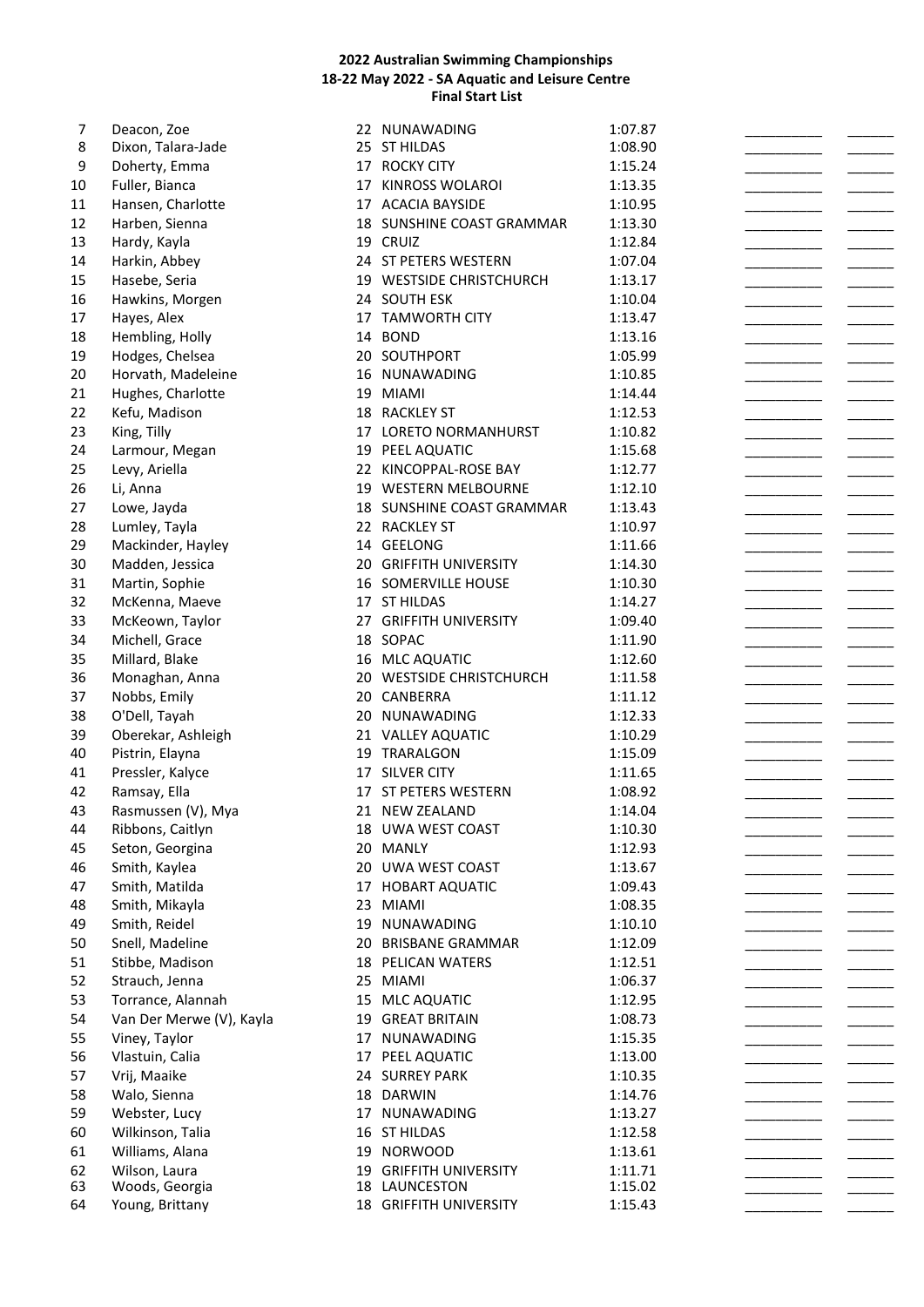**2022 Australian Swimming Championships**
**18-22 May 2022 - SA Aquatic and Leisure Centre**
**Final Start List**

| | | | | | | |
|---|---|---|---|---|---|---|
| 7 | Deacon, Zoe | 22 | NUNAWADING | 1:07.87 | __________ | ______ |
| 8 | Dixon, Talara-Jade | 25 | ST HILDAS | 1:08.90 | __________ | ______ |
| 9 | Doherty, Emma | 17 | ROCKY CITY | 1:15.24 | __________ | ______ |
| 10 | Fuller, Bianca | 17 | KINROSS WOLAROI | 1:13.35 | __________ | ______ |
| 11 | Hansen, Charlotte | 17 | ACACIA BAYSIDE | 1:10.95 | __________ | ______ |
| 12 | Harben, Sienna | 18 | SUNSHINE COAST GRAMMAR | 1:13.30 | __________ | ______ |
| 13 | Hardy, Kayla | 19 | CRUIZ | 1:12.84 | __________ | ______ |
| 14 | Harkin, Abbey | 24 | ST PETERS WESTERN | 1:07.04 | __________ | ______ |
| 15 | Hasebe, Seria | 19 | WESTSIDE CHRISTCHURCH | 1:13.17 | __________ | ______ |
| 16 | Hawkins, Morgen | 24 | SOUTH ESK | 1:10.04 | __________ | ______ |
| 17 | Hayes, Alex | 17 | TAMWORTH CITY | 1:13.47 | __________ | ______ |
| 18 | Hembling, Holly | 14 | BOND | 1:13.16 | __________ | ______ |
| 19 | Hodges, Chelsea | 20 | SOUTHPORT | 1:05.99 | __________ | ______ |
| 20 | Horvath, Madeleine | 16 | NUNAWADING | 1:10.85 | __________ | ______ |
| 21 | Hughes, Charlotte | 19 | MIAMI | 1:14.44 | __________ | ______ |
| 22 | Kefu, Madison | 18 | RACKLEY ST | 1:12.53 | __________ | ______ |
| 23 | King, Tilly | 17 | LORETO NORMANHURST | 1:10.82 | __________ | ______ |
| 24 | Larmour, Megan | 19 | PEEL AQUATIC | 1:15.68 | __________ | ______ |
| 25 | Levy, Ariella | 22 | KINCOPPAL-ROSE BAY | 1:12.77 | __________ | ______ |
| 26 | Li, Anna | 19 | WESTERN MELBOURNE | 1:12.10 | __________ | ______ |
| 27 | Lowe, Jayda | 18 | SUNSHINE COAST GRAMMAR | 1:13.43 | __________ | ______ |
| 28 | Lumley, Tayla | 22 | RACKLEY ST | 1:10.97 | __________ | ______ |
| 29 | Mackinder, Hayley | 14 | GEELONG | 1:11.66 | __________ | ______ |
| 30 | Madden, Jessica | 20 | GRIFFITH UNIVERSITY | 1:14.30 | __________ | ______ |
| 31 | Martin, Sophie | 16 | SOMERVILLE HOUSE | 1:10.30 | __________ | ______ |
| 32 | McKenna, Maeve | 17 | ST HILDAS | 1:14.27 | __________ | ______ |
| 33 | McKeown, Taylor | 27 | GRIFFITH UNIVERSITY | 1:09.40 | __________ | ______ |
| 34 | Michell, Grace | 18 | SOPAC | 1:11.90 | __________ | ______ |
| 35 | Millard, Blake | 16 | MLC AQUATIC | 1:12.60 | __________ | ______ |
| 36 | Monaghan, Anna | 20 | WESTSIDE CHRISTCHURCH | 1:11.58 | __________ | ______ |
| 37 | Nobbs, Emily | 20 | CANBERRA | 1:11.12 | __________ | ______ |
| 38 | O'Dell, Tayah | 20 | NUNAWADING | 1:12.33 | __________ | ______ |
| 39 | Oberekar, Ashleigh | 21 | VALLEY AQUATIC | 1:10.29 | __________ | ______ |
| 40 | Pistrin, Elayna | 19 | TRARALGON | 1:15.09 | __________ | ______ |
| 41 | Pressler, Kalyce | 17 | SILVER CITY | 1:11.65 | __________ | ______ |
| 42 | Ramsay, Ella | 17 | ST PETERS WESTERN | 1:08.92 | __________ | ______ |
| 43 | Rasmussen (V), Mya | 21 | NEW ZEALAND | 1:14.04 | __________ | ______ |
| 44 | Ribbons, Caitlyn | 18 | UWA WEST COAST | 1:10.30 | __________ | ______ |
| 45 | Seton, Georgina | 20 | MANLY | 1:12.93 | __________ | ______ |
| 46 | Smith, Kaylea | 20 | UWA WEST COAST | 1:13.67 | __________ | ______ |
| 47 | Smith, Matilda | 17 | HOBART AQUATIC | 1:09.43 | __________ | ______ |
| 48 | Smith, Mikayla | 23 | MIAMI | 1:08.35 | __________ | ______ |
| 49 | Smith, Reidel | 19 | NUNAWADING | 1:10.10 | __________ | ______ |
| 50 | Snell, Madeline | 20 | BRISBANE GRAMMAR | 1:12.09 | __________ | ______ |
| 51 | Stibbe, Madison | 18 | PELICAN WATERS | 1:12.51 | __________ | ______ |
| 52 | Strauch, Jenna | 25 | MIAMI | 1:06.37 | __________ | ______ |
| 53 | Torrance, Alannah | 15 | MLC AQUATIC | 1:12.95 | __________ | ______ |
| 54 | Van Der Merwe (V), Kayla | 19 | GREAT BRITAIN | 1:08.73 | __________ | ______ |
| 55 | Viney, Taylor | 17 | NUNAWADING | 1:15.35 | __________ | ______ |
| 56 | Vlastuin, Calia | 17 | PEEL AQUATIC | 1:13.00 | __________ | ______ |
| 57 | Vrij, Maaike | 24 | SURREY PARK | 1:10.35 | __________ | ______ |
| 58 | Walo, Sienna | 18 | DARWIN | 1:14.76 | __________ | ______ |
| 59 | Webster, Lucy | 17 | NUNAWADING | 1:13.27 | __________ | ______ |
| 60 | Wilkinson, Talia | 16 | ST HILDAS | 1:12.58 | __________ | ______ |
| 61 | Williams, Alana | 19 | NORWOOD | 1:13.61 | __________ | ______ |
| 62 | Wilson, Laura | 19 | GRIFFITH UNIVERSITY | 1:11.71 | __________ | ______ |
| 63 | Woods, Georgia | 18 | LAUNCESTON | 1:15.02 | __________ | ______ |
| 64 | Young, Brittany | 18 | GRIFFITH UNIVERSITY | 1:15.43 | __________ | ______ |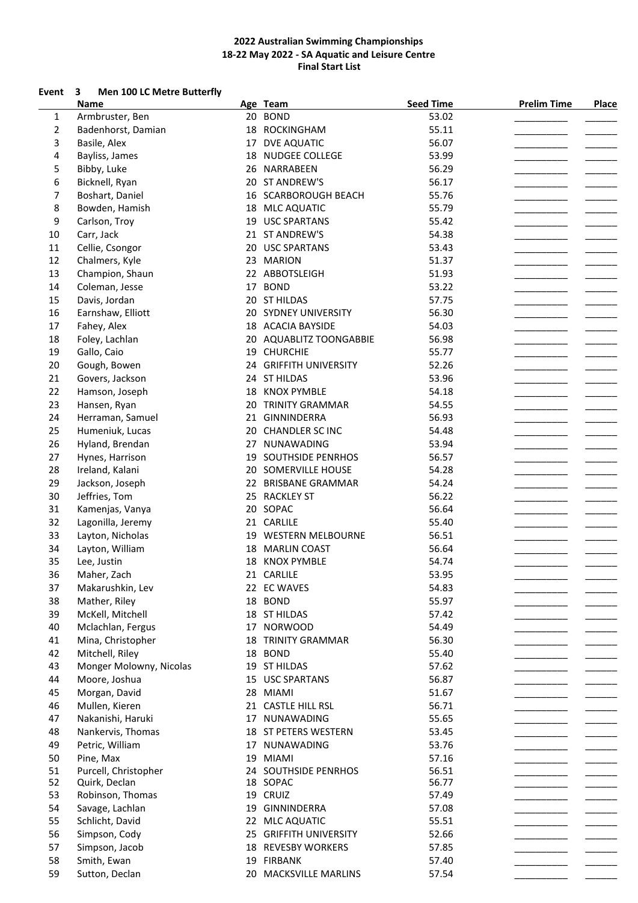**2022 Australian Swimming Championships**
**18-22 May 2022 - SA Aquatic and Leisure Centre**
**Final Start List**

**Event 3 Men 100 LC Metre Butterfly**

| | Name | Age | Team | Seed Time | Prelim Time | Place |
|---|---|---|---|---|---|---|
| 1 | Armbruster, Ben | 20 | BOND | 53.02 | __________ | ______ |
| 2 | Badenhorst, Damian | 18 | ROCKINGHAM | 55.11 | __________ | ______ |
| 3 | Basile, Alex | 17 | DVE AQUATIC | 56.07 | __________ | ______ |
| 4 | Bayliss, James | 18 | NUDGEE COLLEGE | 53.99 | __________ | ______ |
| 5 | Bibby, Luke | 26 | NARRABEEN | 56.29 | __________ | ______ |
| 6 | Bicknell, Ryan | 20 | ST ANDREW'S | 56.17 | __________ | ______ |
| 7 | Boshart, Daniel | 16 | SCARBOROUGH BEACH | 55.76 | __________ | ______ |
| 8 | Bowden, Hamish | 18 | MLC AQUATIC | 55.79 | __________ | ______ |
| 9 | Carlson, Troy | 19 | USC SPARTANS | 55.42 | __________ | ______ |
| 10 | Carr, Jack | 21 | ST ANDREW'S | 54.38 | __________ | ______ |
| 11 | Cellie, Csongor | 20 | USC SPARTANS | 53.43 | __________ | ______ |
| 12 | Chalmers, Kyle | 23 | MARION | 51.37 | __________ | ______ |
| 13 | Champion, Shaun | 22 | ABBOTSLEIGH | 51.93 | __________ | ______ |
| 14 | Coleman, Jesse | 17 | BOND | 53.22 | __________ | ______ |
| 15 | Davis, Jordan | 20 | ST HILDAS | 57.75 | __________ | ______ |
| 16 | Earnshaw, Elliott | 20 | SYDNEY UNIVERSITY | 56.30 | __________ | ______ |
| 17 | Fahey, Alex | 18 | ACACIA BAYSIDE | 54.03 | __________ | ______ |
| 18 | Foley, Lachlan | 20 | AQUABLITZ TOONGABBIE | 56.98 | __________ | ______ |
| 19 | Gallo, Caio | 19 | CHURCHIE | 55.77 | __________ | ______ |
| 20 | Gough, Bowen | 24 | GRIFFITH UNIVERSITY | 52.26 | __________ | ______ |
| 21 | Govers, Jackson | 24 | ST HILDAS | 53.96 | __________ | ______ |
| 22 | Hamson, Joseph | 18 | KNOX PYMBLE | 54.18 | __________ | ______ |
| 23 | Hansen, Ryan | 20 | TRINITY GRAMMAR | 54.55 | __________ | ______ |
| 24 | Herraman, Samuel | 21 | GINNINDERRA | 56.93 | __________ | ______ |
| 25 | Humeniuk, Lucas | 20 | CHANDLER SC INC | 54.48 | __________ | ______ |
| 26 | Hyland, Brendan | 27 | NUNAWADING | 53.94 | __________ | ______ |
| 27 | Hynes, Harrison | 19 | SOUTHSIDE PENRHOS | 56.57 | __________ | ______ |
| 28 | Ireland, Kalani | 20 | SOMERVILLE HOUSE | 54.28 | __________ | ______ |
| 29 | Jackson, Joseph | 22 | BRISBANE GRAMMAR | 54.24 | __________ | ______ |
| 30 | Jeffries, Tom | 25 | RACKLEY ST | 56.22 | __________ | ______ |
| 31 | Kamenjas, Vanya | 20 | SOPAC | 56.64 | __________ | ______ |
| 32 | Lagonilla, Jeremy | 21 | CARLILE | 55.40 | __________ | ______ |
| 33 | Layton, Nicholas | 19 | WESTERN MELBOURNE | 56.51 | __________ | ______ |
| 34 | Layton, William | 18 | MARLIN COAST | 56.64 | __________ | ______ |
| 35 | Lee, Justin | 18 | KNOX PYMBLE | 54.74 | __________ | ______ |
| 36 | Maher, Zach | 21 | CARLILE | 53.95 | __________ | ______ |
| 37 | Makarushkin, Lev | 22 | EC WAVES | 54.83 | __________ | ______ |
| 38 | Mather, Riley | 18 | BOND | 55.97 | __________ | ______ |
| 39 | McKell, Mitchell | 18 | ST HILDAS | 57.42 | __________ | ______ |
| 40 | Mclachlan, Fergus | 17 | NORWOOD | 54.49 | __________ | ______ |
| 41 | Mina, Christopher | 18 | TRINITY GRAMMAR | 56.30 | __________ | ______ |
| 42 | Mitchell, Riley | 18 | BOND | 55.40 | __________ | ______ |
| 43 | Monger Molowny, Nicolas | 19 | ST HILDAS | 57.62 | __________ | ______ |
| 44 | Moore, Joshua | 15 | USC SPARTANS | 56.87 | __________ | ______ |
| 45 | Morgan, David | 28 | MIAMI | 51.67 | __________ | ______ |
| 46 | Mullen, Kieren | 21 | CASTLE HILL RSL | 56.71 | __________ | ______ |
| 47 | Nakanishi, Haruki | 17 | NUNAWADING | 55.65 | __________ | ______ |
| 48 | Nankervis, Thomas | 18 | ST PETERS WESTERN | 53.45 | __________ | ______ |
| 49 | Petric, William | 17 | NUNAWADING | 53.76 | __________ | ______ |
| 50 | Pine, Max | 19 | MIAMI | 57.16 | __________ | ______ |
| 51 | Purcell, Christopher | 24 | SOUTHSIDE PENRHOS | 56.51 | __________ | ______ |
| 52 | Quirk, Declan | 18 | SOPAC | 56.77 | __________ | ______ |
| 53 | Robinson, Thomas | 19 | CRUIZ | 57.49 | __________ | ______ |
| 54 | Savage, Lachlan | 19 | GINNINDERRA | 57.08 | __________ | ______ |
| 55 | Schlicht, David | 22 | MLC AQUATIC | 55.51 | __________ | ______ |
| 56 | Simpson, Cody | 25 | GRIFFITH UNIVERSITY | 52.66 | __________ | ______ |
| 57 | Simpson, Jacob | 18 | REVESBY WORKERS | 57.85 | __________ | ______ |
| 58 | Smith, Ewan | 19 | FIRBANK | 57.40 | __________ | ______ |
| 59 | Sutton, Declan | 20 | MACKSVILLE MARLINS | 57.54 | __________ | ______ |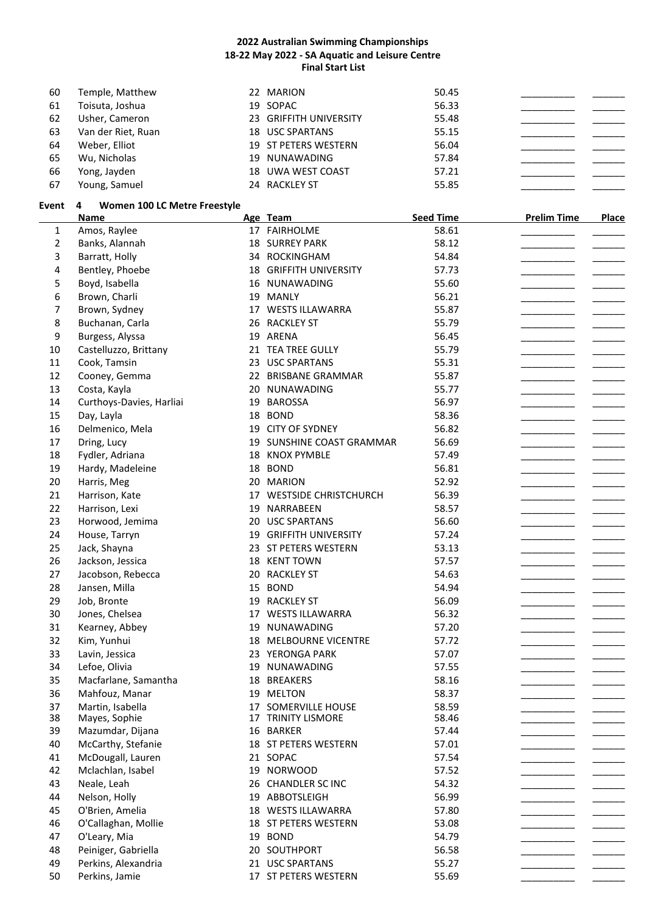| | Name | Age | Team | Seed Time | Prelim Time | Place |
|---|---|---|---|---|---|---|
| 60 | Temple, Matthew | 22 | MARION | 50.45 | __________ | ______ |
| 61 | Toisuta, Joshua | 19 | SOPAC | 56.33 | __________ | ______ |
| 62 | Usher, Cameron | 23 | GRIFFITH UNIVERSITY | 55.48 | __________ | ______ |
| 63 | Van der Riet, Ruan | 18 | USC SPARTANS | 55.15 | __________ | ______ |
| 64 | Weber, Elliot | 19 | ST PETERS WESTERN | 56.04 | __________ | ______ |
| 65 | Wu, Nicholas | 19 | NUNAWADING | 57.84 | __________ | ______ |
| 66 | Yong, Jayden | 18 | UWA WEST COAST | 57.21 | __________ | ______ |
| 67 | Young, Samuel | 24 | RACKLEY ST | 55.85 | __________ | ______ |

**Event 4 Women 100 LC Metre Freestyle**

| | Name | Age | Team | Seed Time | Prelim Time | Place |
|---|---|---|---|---|---|---|
| 1 | Amos, Raylee | 17 | FAIRHOLME | 58.61 | __________ | ______ |
| 2 | Banks, Alannah | 18 | SURREY PARK | 58.12 | __________ | ______ |
| 3 | Barratt, Holly | 34 | ROCKINGHAM | 54.84 | __________ | ______ |
| 4 | Bentley, Phoebe | 18 | GRIFFITH UNIVERSITY | 57.73 | __________ | ______ |
| 5 | Boyd, Isabella | 16 | NUNAWADING | 55.60 | __________ | ______ |
| 6 | Brown, Charli | 19 | MANLY | 56.21 | __________ | ______ |
| 7 | Brown, Sydney | 17 | WESTS ILLAWARRA | 55.87 | __________ | ______ |
| 8 | Buchanan, Carla | 26 | RACKLEY ST | 55.79 | __________ | ______ |
| 9 | Burgess, Alyssa | 19 | ARENA | 56.45 | __________ | ______ |
| 10 | Castelluzzo, Brittany | 21 | TEA TREE GULLY | 55.79 | __________ | ______ |
| 11 | Cook, Tamsin | 23 | USC SPARTANS | 55.31 | __________ | ______ |
| 12 | Cooney, Gemma | 22 | BRISBANE GRAMMAR | 55.87 | __________ | ______ |
| 13 | Costa, Kayla | 20 | NUNAWADING | 55.77 | __________ | ______ |
| 14 | Curthoys-Davies, Harliai | 19 | BAROSSA | 56.97 | __________ | ______ |
| 15 | Day, Layla | 18 | BOND | 58.36 | __________ | ______ |
| 16 | Delmenico, Mela | 19 | CITY OF SYDNEY | 56.82 | __________ | ______ |
| 17 | Dring, Lucy | 19 | SUNSHINE COAST GRAMMAR | 56.69 | __________ | ______ |
| 18 | Fydler, Adriana | 18 | KNOX PYMBLE | 57.49 | __________ | ______ |
| 19 | Hardy, Madeleine | 18 | BOND | 56.81 | __________ | ______ |
| 20 | Harris, Meg | 20 | MARION | 52.92 | __________ | ______ |
| 21 | Harrison, Kate | 17 | WESTSIDE CHRISTCHURCH | 56.39 | __________ | ______ |
| 22 | Harrison, Lexi | 19 | NARRABEEN | 58.57 | __________ | ______ |
| 23 | Horwood, Jemima | 20 | USC SPARTANS | 56.60 | __________ | ______ |
| 24 | House, Tarryn | 19 | GRIFFITH UNIVERSITY | 57.24 | __________ | ______ |
| 25 | Jack, Shayna | 23 | ST PETERS WESTERN | 53.13 | __________ | ______ |
| 26 | Jackson, Jessica | 18 | KENT TOWN | 57.57 | __________ | ______ |
| 27 | Jacobson, Rebecca | 20 | RACKLEY ST | 54.63 | __________ | ______ |
| 28 | Jansen, Milla | 15 | BOND | 54.94 | __________ | ______ |
| 29 | Job, Bronte | 19 | RACKLEY ST | 56.09 | __________ | ______ |
| 30 | Jones, Chelsea | 17 | WESTS ILLAWARRA | 56.32 | __________ | ______ |
| 31 | Kearney, Abbey | 19 | NUNAWADING | 57.20 | __________ | ______ |
| 32 | Kim, Yunhui | 18 | MELBOURNE VICENTRE | 57.72 | __________ | ______ |
| 33 | Lavin, Jessica | 23 | YERONGA PARK | 57.07 | __________ | ______ |
| 34 | Lefoe, Olivia | 19 | NUNAWADING | 57.55 | __________ | ______ |
| 35 | Macfarlane, Samantha | 18 | BREAKERS | 58.16 | __________ | ______ |
| 36 | Mahfouz, Manar | 19 | MELTON | 58.37 | __________ | ______ |
| 37 | Martin, Isabella | 17 | SOMERVILLE HOUSE | 58.59 | __________ | ______ |
| 38 | Mayes, Sophie | 17 | TRINITY LISMORE | 58.46 | __________ | ______ |
| 39 | Mazumdar, Dijana | 16 | BARKER | 57.44 | __________ | ______ |
| 40 | McCarthy, Stefanie | 18 | ST PETERS WESTERN | 57.01 | __________ | ______ |
| 41 | McDougall, Lauren | 21 | SOPAC | 57.54 | __________ | ______ |
| 42 | Mclachlan, Isabel | 19 | NORWOOD | 57.52 | __________ | ______ |
| 43 | Neale, Leah | 26 | CHANDLER SC INC | 54.32 | __________ | ______ |
| 44 | Nelson, Holly | 19 | ABBOTSLEIGH | 56.99 | __________ | ______ |
| 45 | O'Brien, Amelia | 18 | WESTS ILLAWARRA | 57.80 | __________ | ______ |
| 46 | O'Callaghan, Mollie | 18 | ST PETERS WESTERN | 53.08 | __________ | ______ |
| 47 | O'Leary, Mia | 19 | BOND | 54.79 | __________ | ______ |
| 48 | Peiniger, Gabriella | 20 | SOUTHPORT | 56.58 | __________ | ______ |
| 49 | Perkins, Alexandria | 21 | USC SPARTANS | 55.27 | __________ | ______ |
| 50 | Perkins, Jamie | 17 | ST PETERS WESTERN | 55.69 | __________ | ______ |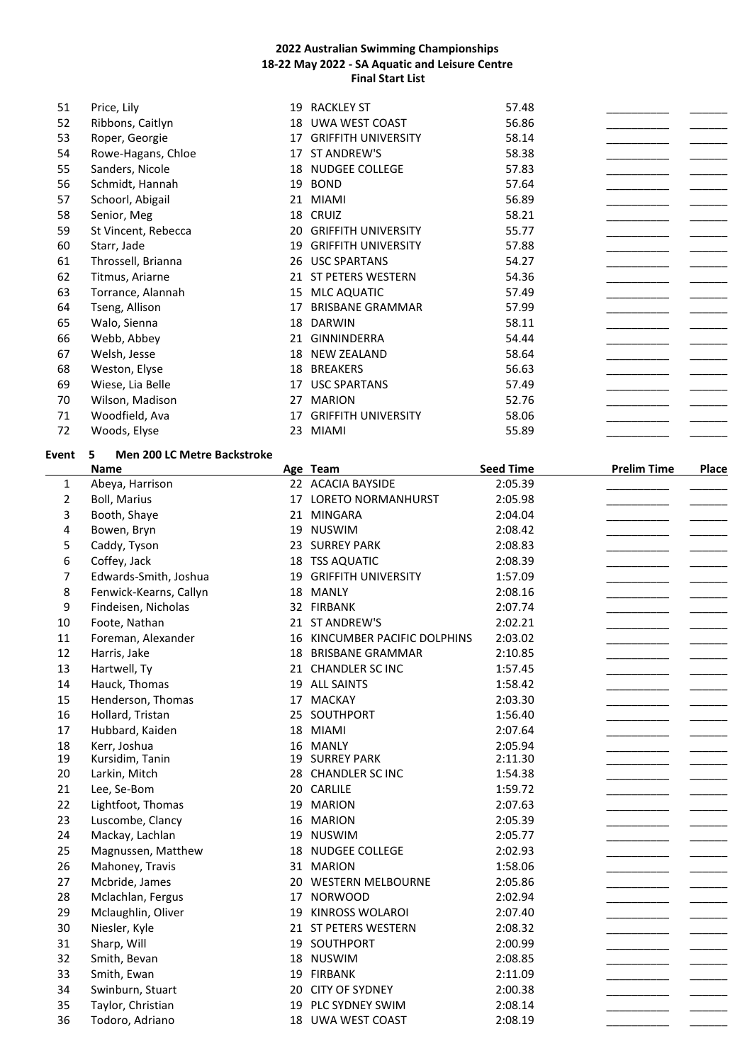**2022 Australian Swimming Championships**
**18-22 May 2022 - SA Aquatic and Leisure Centre**
**Final Start List**

| | Name | Age | Team | Seed Time | Prelim Time | Place |
|---|---|---|---|---|---|---|
| 51 | Price, Lily | 19 | RACKLEY ST | 57.48 | __________ | ______ |
| 52 | Ribbons, Caitlyn | 18 | UWA WEST COAST | 56.86 | __________ | ______ |
| 53 | Roper, Georgie | 17 | GRIFFITH UNIVERSITY | 58.14 | __________ | ______ |
| 54 | Rowe-Hagans, Chloe | 17 | ST ANDREW'S | 58.38 | __________ | ______ |
| 55 | Sanders, Nicole | 18 | NUDGEE COLLEGE | 57.83 | __________ | ______ |
| 56 | Schmidt, Hannah | 19 | BOND | 57.64 | __________ | ______ |
| 57 | Schoorl, Abigail | 21 | MIAMI | 56.89 | __________ | ______ |
| 58 | Senior, Meg | 18 | CRUIZ | 58.21 | __________ | ______ |
| 59 | St Vincent, Rebecca | 20 | GRIFFITH UNIVERSITY | 55.77 | __________ | ______ |
| 60 | Starr, Jade | 19 | GRIFFITH UNIVERSITY | 57.88 | __________ | ______ |
| 61 | Throssell, Brianna | 26 | USC SPARTANS | 54.27 | __________ | ______ |
| 62 | Titmus, Ariarne | 21 | ST PETERS WESTERN | 54.36 | __________ | ______ |
| 63 | Torrance, Alannah | 15 | MLC AQUATIC | 57.49 | __________ | ______ |
| 64 | Tseng, Allison | 17 | BRISBANE GRAMMAR | 57.99 | __________ | ______ |
| 65 | Walo, Sienna | 18 | DARWIN | 58.11 | __________ | ______ |
| 66 | Webb, Abbey | 21 | GINNINDERRA | 54.44 | __________ | ______ |
| 67 | Welsh, Jesse | 18 | NEW ZEALAND | 58.64 | __________ | ______ |
| 68 | Weston, Elyse | 18 | BREAKERS | 56.63 | __________ | ______ |
| 69 | Wiese, Lia Belle | 17 | USC SPARTANS | 57.49 | __________ | ______ |
| 70 | Wilson, Madison | 27 | MARION | 52.76 | __________ | ______ |
| 71 | Woodfield, Ava | 17 | GRIFFITH UNIVERSITY | 58.06 | __________ | ______ |
| 72 | Woods, Elyse | 23 | MIAMI | 55.89 | __________ | ______ |

**Event 5 Men 200 LC Metre Backstroke**

| | Name | Age | Team | Seed Time | Prelim Time | Place |
|---|---|---|---|---|---|---|
| 1 | Abeya, Harrison | 22 | ACACIA BAYSIDE | 2:05.39 | __________ | ______ |
| 2 | Boll, Marius | 17 | LORETO NORMANHURST | 2:05.98 | __________ | ______ |
| 3 | Booth, Shaye | 21 | MINGARA | 2:04.04 | __________ | ______ |
| 4 | Bowen, Bryn | 19 | NUSWIM | 2:08.42 | __________ | ______ |
| 5 | Caddy, Tyson | 23 | SURREY PARK | 2:08.83 | __________ | ______ |
| 6 | Coffey, Jack | 18 | TSS AQUATIC | 2:08.39 | __________ | ______ |
| 7 | Edwards-Smith, Joshua | 19 | GRIFFITH UNIVERSITY | 1:57.09 | __________ | ______ |
| 8 | Fenwick-Kearns, Callyn | 18 | MANLY | 2:08.16 | __________ | ______ |
| 9 | Findeisen, Nicholas | 32 | FIRBANK | 2:07.74 | __________ | ______ |
| 10 | Foote, Nathan | 21 | ST ANDREW'S | 2:02.21 | __________ | ______ |
| 11 | Foreman, Alexander | 16 | KINCUMBER PACIFIC DOLPHINS | 2:03.02 | __________ | ______ |
| 12 | Harris, Jake | 18 | BRISBANE GRAMMAR | 2:10.85 | __________ | ______ |
| 13 | Hartwell, Ty | 21 | CHANDLER SC INC | 1:57.45 | __________ | ______ |
| 14 | Hauck, Thomas | 19 | ALL SAINTS | 1:58.42 | __________ | ______ |
| 15 | Henderson, Thomas | 17 | MACKAY | 2:03.30 | __________ | ______ |
| 16 | Hollard, Tristan | 25 | SOUTHPORT | 1:56.40 | __________ | ______ |
| 17 | Hubbard, Kaiden | 18 | MIAMI | 2:07.64 | __________ | ______ |
| 18 | Kerr, Joshua | 16 | MANLY | 2:05.94 | __________ | ______ |
| 19 | Kursidim, Tanin | 19 | SURREY PARK | 2:11.30 | __________ | ______ |
| 20 | Larkin, Mitch | 28 | CHANDLER SC INC | 1:54.38 | __________ | ______ |
| 21 | Lee, Se-Bom | 20 | CARLILE | 1:59.72 | __________ | ______ |
| 22 | Lightfoot, Thomas | 19 | MARION | 2:07.63 | __________ | ______ |
| 23 | Luscombe, Clancy | 16 | MARION | 2:05.39 | __________ | ______ |
| 24 | Mackay, Lachlan | 19 | NUSWIM | 2:05.77 | __________ | ______ |
| 25 | Magnussen, Matthew | 18 | NUDGEE COLLEGE | 2:02.93 | __________ | ______ |
| 26 | Mahoney, Travis | 31 | MARION | 1:58.06 | __________ | ______ |
| 27 | Mcbride, James | 20 | WESTERN MELBOURNE | 2:05.86 | __________ | ______ |
| 28 | Mclachlan, Fergus | 17 | NORWOOD | 2:02.94 | __________ | ______ |
| 29 | Mclaughlin, Oliver | 19 | KINROSS WOLAROI | 2:07.40 | __________ | ______ |
| 30 | Niesler, Kyle | 21 | ST PETERS WESTERN | 2:08.32 | __________ | ______ |
| 31 | Sharp, Will | 19 | SOUTHPORT | 2:00.99 | __________ | ______ |
| 32 | Smith, Bevan | 18 | NUSWIM | 2:08.85 | __________ | ______ |
| 33 | Smith, Ewan | 19 | FIRBANK | 2:11.09 | __________ | ______ |
| 34 | Swinburn, Stuart | 20 | CITY OF SYDNEY | 2:00.38 | __________ | ______ |
| 35 | Taylor, Christian | 19 | PLC SYDNEY SWIM | 2:08.14 | __________ | ______ |
| 36 | Todoro, Adriano | 18 | UWA WEST COAST | 2:08.19 | __________ | ______ |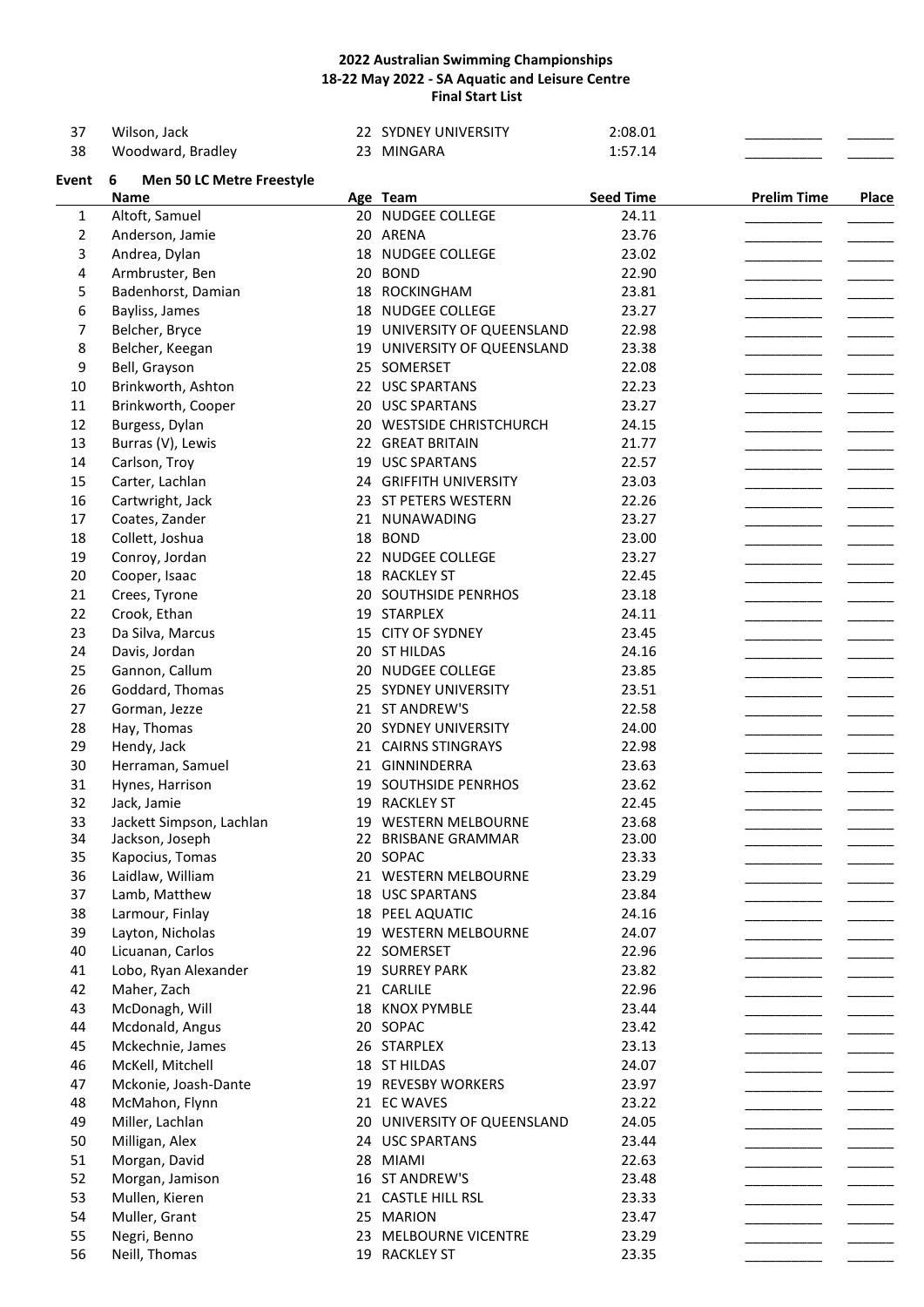# 2022 Australian Swimming Championships
## 18-22 May 2022 - SA Aquatic and Leisure Centre
## Final Start List

| | Name | Age | Team | Seed Time | Prelim Time | Place |
|---|---|---|---|---|---|---|
| 37 | Wilson, Jack | 22 | SYDNEY UNIVERSITY | 2:08.01 | __________ | ______ |
| 38 | Woodward, Bradley | 23 | MINGARA | 1:57.14 | __________ | ______ |

**Event 6 Men 50 LC Metre Freestyle**

| | Name | Age | Team | Seed Time | Prelim Time | Place |
|---|---|---|---|---|---|---|
| 1 | Altoft, Samuel | 20 | NUDGEE COLLEGE | 24.11 | __________ | ______ |
| 2 | Anderson, Jamie | 20 | ARENA | 23.76 | __________ | ______ |
| 3 | Andrea, Dylan | 18 | NUDGEE COLLEGE | 23.02 | __________ | ______ |
| 4 | Armbruster, Ben | 20 | BOND | 22.90 | __________ | ______ |
| 5 | Badenhorst, Damian | 18 | ROCKINGHAM | 23.81 | __________ | ______ |
| 6 | Bayliss, James | 18 | NUDGEE COLLEGE | 23.27 | __________ | ______ |
| 7 | Belcher, Bryce | 19 | UNIVERSITY OF QUEENSLAND | 22.98 | __________ | ______ |
| 8 | Belcher, Keegan | 19 | UNIVERSITY OF QUEENSLAND | 23.38 | __________ | ______ |
| 9 | Bell, Grayson | 25 | SOMERSET | 22.08 | __________ | ______ |
| 10 | Brinkworth, Ashton | 22 | USC SPARTANS | 22.23 | __________ | ______ |
| 11 | Brinkworth, Cooper | 20 | USC SPARTANS | 23.27 | __________ | ______ |
| 12 | Burgess, Dylan | 20 | WESTSIDE CHRISTCHURCH | 24.15 | __________ | ______ |
| 13 | Burras (V), Lewis | 22 | GREAT BRITAIN | 21.77 | __________ | ______ |
| 14 | Carlson, Troy | 19 | USC SPARTANS | 22.57 | __________ | ______ |
| 15 | Carter, Lachlan | 24 | GRIFFITH UNIVERSITY | 23.03 | __________ | ______ |
| 16 | Cartwright, Jack | 23 | ST PETERS WESTERN | 22.26 | __________ | ______ |
| 17 | Coates, Zander | 21 | NUNAWADING | 23.27 | __________ | ______ |
| 18 | Collett, Joshua | 18 | BOND | 23.00 | __________ | ______ |
| 19 | Conroy, Jordan | 22 | NUDGEE COLLEGE | 23.27 | __________ | ______ |
| 20 | Cooper, Isaac | 18 | RACKLEY ST | 22.45 | __________ | ______ |
| 21 | Crees, Tyrone | 20 | SOUTHSIDE PENRHOS | 23.18 | __________ | ______ |
| 22 | Crook, Ethan | 19 | STARPLEX | 24.11 | __________ | ______ |
| 23 | Da Silva, Marcus | 15 | CITY OF SYDNEY | 23.45 | __________ | ______ |
| 24 | Davis, Jordan | 20 | ST HILDAS | 24.16 | __________ | ______ |
| 25 | Gannon, Callum | 20 | NUDGEE COLLEGE | 23.85 | __________ | ______ |
| 26 | Goddard, Thomas | 25 | SYDNEY UNIVERSITY | 23.51 | __________ | ______ |
| 27 | Gorman, Jezze | 21 | ST ANDREW'S | 22.58 | __________ | ______ |
| 28 | Hay, Thomas | 20 | SYDNEY UNIVERSITY | 24.00 | __________ | ______ |
| 29 | Hendy, Jack | 21 | CAIRNS STINGRAYS | 22.98 | __________ | ______ |
| 30 | Herraman, Samuel | 21 | GINNINDERRA | 23.63 | __________ | ______ |
| 31 | Hynes, Harrison | 19 | SOUTHSIDE PENRHOS | 23.62 | __________ | ______ |
| 32 | Jack, Jamie | 19 | RACKLEY ST | 22.45 | __________ | ______ |
| 33 | Jackett Simpson, Lachlan | 19 | WESTERN MELBOURNE | 23.68 | __________ | ______ |
| 34 | Jackson, Joseph | 22 | BRISBANE GRAMMAR | 23.00 | __________ | ______ |
| 35 | Kapocius, Tomas | 20 | SOPAC | 23.33 | __________ | ______ |
| 36 | Laidlaw, William | 21 | WESTERN MELBOURNE | 23.29 | __________ | ______ |
| 37 | Lamb, Matthew | 18 | USC SPARTANS | 23.84 | __________ | ______ |
| 38 | Larmour, Finlay | 18 | PEEL AQUATIC | 24.16 | __________ | ______ |
| 39 | Layton, Nicholas | 19 | WESTERN MELBOURNE | 24.07 | __________ | ______ |
| 40 | Licuanan, Carlos | 22 | SOMERSET | 22.96 | __________ | ______ |
| 41 | Lobo, Ryan Alexander | 19 | SURREY PARK | 23.82 | __________ | ______ |
| 42 | Maher, Zach | 21 | CARLILE | 22.96 | __________ | ______ |
| 43 | McDonagh, Will | 18 | KNOX PYMBLE | 23.44 | __________ | ______ |
| 44 | Mcdonald, Angus | 20 | SOPAC | 23.42 | __________ | ______ |
| 45 | Mckechnie, James | 26 | STARPLEX | 23.13 | __________ | ______ |
| 46 | McKell, Mitchell | 18 | ST HILDAS | 24.07 | __________ | ______ |
| 47 | Mckonie, Joash-Dante | 19 | REVESBY WORKERS | 23.97 | __________ | ______ |
| 48 | McMahon, Flynn | 21 | EC WAVES | 23.22 | __________ | ______ |
| 49 | Miller, Lachlan | 20 | UNIVERSITY OF QUEENSLAND | 24.05 | __________ | ______ |
| 50 | Milligan, Alex | 24 | USC SPARTANS | 23.44 | __________ | ______ |
| 51 | Morgan, David | 28 | MIAMI | 22.63 | __________ | ______ |
| 52 | Morgan, Jamison | 16 | ST ANDREW'S | 23.48 | __________ | ______ |
| 53 | Mullen, Kieren | 21 | CASTLE HILL RSL | 23.33 | __________ | ______ |
| 54 | Muller, Grant | 25 | MARION | 23.47 | __________ | ______ |
| 55 | Negri, Benno | 23 | MELBOURNE VICENTRE | 23.29 | __________ | ______ |
| 56 | Neill, Thomas | 19 | RACKLEY ST | 23.35 | __________ | ______ |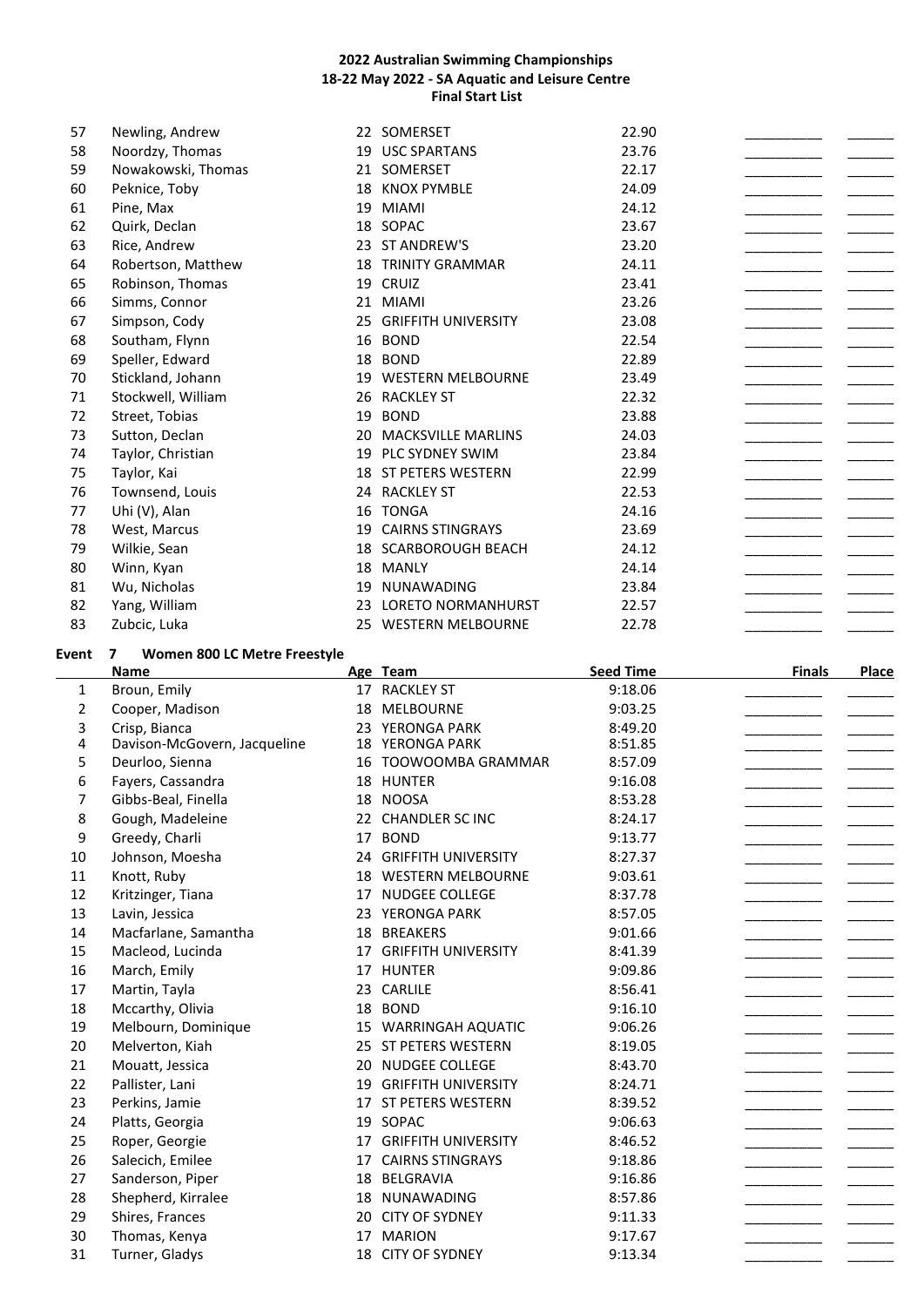# 2022 Australian Swimming Championships
## 18-22 May 2022 - SA Aquatic and Leisure Centre
### Final Start List

| | Name | Age | Team | Seed Time | Finals | Place |
|---|---|---|---|---|---|---|
| 57 | Newling, Andrew | 22 | SOMERSET | 22.90 | | |
| 58 | Noordzy, Thomas | 19 | USC SPARTANS | 23.76 | | |
| 59 | Nowakowski, Thomas | 21 | SOMERSET | 22.17 | | |
| 60 | Peknice, Toby | 18 | KNOX PYMBLE | 24.09 | | |
| 61 | Pine, Max | 19 | MIAMI | 24.12 | | |
| 62 | Quirk, Declan | 18 | SOPAC | 23.67 | | |
| 63 | Rice, Andrew | 23 | ST ANDREW'S | 23.20 | | |
| 64 | Robertson, Matthew | 18 | TRINITY GRAMMAR | 24.11 | | |
| 65 | Robinson, Thomas | 19 | CRUIZ | 23.41 | | |
| 66 | Simms, Connor | 21 | MIAMI | 23.26 | | |
| 67 | Simpson, Cody | 25 | GRIFFITH UNIVERSITY | 23.08 | | |
| 68 | Southam, Flynn | 16 | BOND | 22.54 | | |
| 69 | Speller, Edward | 18 | BOND | 22.89 | | |
| 70 | Stickland, Johann | 19 | WESTERN MELBOURNE | 23.49 | | |
| 71 | Stockwell, William | 26 | RACKLEY ST | 22.32 | | |
| 72 | Street, Tobias | 19 | BOND | 23.88 | | |
| 73 | Sutton, Declan | 20 | MACKSVILLE MARLINS | 24.03 | | |
| 74 | Taylor, Christian | 19 | PLC SYDNEY SWIM | 23.84 | | |
| 75 | Taylor, Kai | 18 | ST PETERS WESTERN | 22.99 | | |
| 76 | Townsend, Louis | 24 | RACKLEY ST | 22.53 | | |
| 77 | Uhi (V), Alan | 16 | TONGA | 24.16 | | |
| 78 | West, Marcus | 19 | CAIRNS STINGRAYS | 23.69 | | |
| 79 | Wilkie, Sean | 18 | SCARBOROUGH BEACH | 24.12 | | |
| 80 | Winn, Kyan | 18 | MANLY | 24.14 | | |
| 81 | Wu, Nicholas | 19 | NUNAWADING | 23.84 | | |
| 82 | Yang, William | 23 | LORETO NORMANHURST | 22.57 | | |
| 83 | Zubcic, Luka | 25 | WESTERN MELBOURNE | 22.78 | | |

## Event 7 Women 800 LC Metre Freestyle

| | Name | Age | Team | Seed Time | Finals | Place |
|---|---|---|---|---|---|---|
| 1 | Broun, Emily | 17 | RACKLEY ST | 9:18.06 | | |
| 2 | Cooper, Madison | 18 | MELBOURNE | 9:03.25 | | |
| 3 | Crisp, Bianca | 23 | YERONGA PARK | 8:49.20 | | |
| 4 | Davison-McGovern, Jacqueline | 18 | YERONGA PARK | 8:51.85 | | |
| 5 | Deurloo, Sienna | 16 | TOOWOOMBA GRAMMAR | 8:57.09 | | |
| 6 | Fayers, Cassandra | 18 | HUNTER | 9:16.08 | | |
| 7 | Gibbs-Beal, Finella | 18 | NOOSA | 8:53.28 | | |
| 8 | Gough, Madeleine | 22 | CHANDLER SC INC | 8:24.17 | | |
| 9 | Greedy, Charli | 17 | BOND | 9:13.77 | | |
| 10 | Johnson, Moesha | 24 | GRIFFITH UNIVERSITY | 8:27.37 | | |
| 11 | Knott, Ruby | 18 | WESTERN MELBOURNE | 9:03.61 | | |
| 12 | Kritzinger, Tiana | 17 | NUDGEE COLLEGE | 8:37.78 | | |
| 13 | Lavin, Jessica | 23 | YERONGA PARK | 8:57.05 | | |
| 14 | Macfarlane, Samantha | 18 | BREAKERS | 9:01.66 | | |
| 15 | Macleod, Lucinda | 17 | GRIFFITH UNIVERSITY | 8:41.39 | | |
| 16 | March, Emily | 17 | HUNTER | 9:09.86 | | |
| 17 | Martin, Tayla | 23 | CARLILE | 8:56.41 | | |
| 18 | Mccarthy, Olivia | 18 | BOND | 9:16.10 | | |
| 19 | Melbourn, Dominique | 15 | WARRINGAH AQUATIC | 9:06.26 | | |
| 20 | Melverton, Kiah | 25 | ST PETERS WESTERN | 8:19.05 | | |
| 21 | Mouatt, Jessica | 20 | NUDGEE COLLEGE | 8:43.70 | | |
| 22 | Pallister, Lani | 19 | GRIFFITH UNIVERSITY | 8:24.71 | | |
| 23 | Perkins, Jamie | 17 | ST PETERS WESTERN | 8:39.52 | | |
| 24 | Platts, Georgia | 19 | SOPAC | 9:06.63 | | |
| 25 | Roper, Georgie | 17 | GRIFFITH UNIVERSITY | 8:46.52 | | |
| 26 | Salecich, Emilee | 17 | CAIRNS STINGRAYS | 9:18.86 | | |
| 27 | Sanderson, Piper | 18 | BELGRAVIA | 9:16.86 | | |
| 28 | Shepherd, Kirralee | 18 | NUNAWADING | 8:57.86 | | |
| 29 | Shires, Frances | 20 | CITY OF SYDNEY | 9:11.33 | | |
| 30 | Thomas, Kenya | 17 | MARION | 9:17.67 | | |
| 31 | Turner, Gladys | 18 | CITY OF SYDNEY | 9:13.34 | | |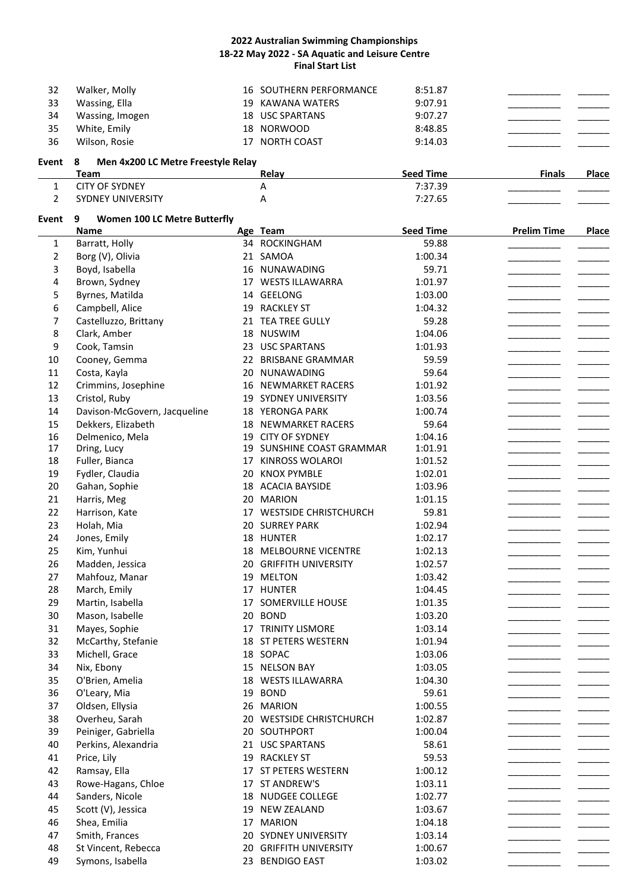## 2022 Australian Swimming Championships
## 18-22 May 2022 - SA Aquatic and Leisure Centre
## Final Start List

| | Name | Age | Team | Seed Time | Finals | Place |
|---|---|---|---|---|---|---|
| 32 | Walker, Molly | 16 | SOUTHERN PERFORMANCE | 8:51.87 | __________ | ______ |
| 33 | Wassing, Ella | 19 | KAWANA WATERS | 9:07.91 | __________ | ______ |
| 34 | Wassing, Imogen | 18 | USC SPARTANS | 9:07.27 | __________ | ______ |
| 35 | White, Emily | 18 | NORWOOD | 8:48.85 | __________ | ______ |
| 36 | Wilson, Rosie | 17 | NORTH COAST | 9:14.03 | __________ | ______ |

### Event 8 Men 4x200 LC Metre Freestyle Relay

| | Team | Relay | Seed Time | Finals | Place |
|---|---|---|---|---|---|
| 1 | CITY OF SYDNEY | A | 7:37.39 | __________ | ______ |
| 2 | SYDNEY UNIVERSITY | A | 7:27.65 | __________ | ______ |

### Event 9 Women 100 LC Metre Butterfly

| | Name | Age | Team | Seed Time | Prelim Time | Place |
|---|---|---|---|---|---|---|
| 1 | Barratt, Holly | 34 | ROCKINGHAM | 59.88 | __________ | ______ |
| 2 | Borg (V), Olivia | 21 | SAMOA | 1:00.34 | __________ | ______ |
| 3 | Boyd, Isabella | 16 | NUNAWADING | 59.71 | __________ | ______ |
| 4 | Brown, Sydney | 17 | WESTS ILLAWARRA | 1:01.97 | __________ | ______ |
| 5 | Byrnes, Matilda | 14 | GEELONG | 1:03.00 | __________ | ______ |
| 6 | Campbell, Alice | 19 | RACKLEY ST | 1:04.32 | __________ | ______ |
| 7 | Castelluzzo, Brittany | 21 | TEA TREE GULLY | 59.28 | __________ | ______ |
| 8 | Clark, Amber | 18 | NUSWIM | 1:04.06 | __________ | ______ |
| 9 | Cook, Tamsin | 23 | USC SPARTANS | 1:01.93 | __________ | ______ |
| 10 | Cooney, Gemma | 22 | BRISBANE GRAMMAR | 59.59 | __________ | ______ |
| 11 | Costa, Kayla | 20 | NUNAWADING | 59.64 | __________ | ______ |
| 12 | Crimmins, Josephine | 16 | NEWMARKET RACERS | 1:01.92 | __________ | ______ |
| 13 | Cristol, Ruby | 19 | SYDNEY UNIVERSITY | 1:03.56 | __________ | ______ |
| 14 | Davison-McGovern, Jacqueline | 18 | YERONGA PARK | 1:00.74 | __________ | ______ |
| 15 | Dekkers, Elizabeth | 18 | NEWMARKET RACERS | 59.64 | __________ | ______ |
| 16 | Delmenico, Mela | 19 | CITY OF SYDNEY | 1:04.16 | __________ | ______ |
| 17 | Dring, Lucy | 19 | SUNSHINE COAST GRAMMAR | 1:01.91 | __________ | ______ |
| 18 | Fuller, Bianca | 17 | KINROSS WOLAROI | 1:01.52 | __________ | ______ |
| 19 | Fydler, Claudia | 20 | KNOX PYMBLE | 1:02.01 | __________ | ______ |
| 20 | Gahan, Sophie | 18 | ACACIA BAYSIDE | 1:03.96 | __________ | ______ |
| 21 | Harris, Meg | 20 | MARION | 1:01.15 | __________ | ______ |
| 22 | Harrison, Kate | 17 | WESTSIDE CHRISTCHURCH | 59.81 | __________ | ______ |
| 23 | Holah, Mia | 20 | SURREY PARK | 1:02.94 | __________ | ______ |
| 24 | Jones, Emily | 18 | HUNTER | 1:02.17 | __________ | ______ |
| 25 | Kim, Yunhui | 18 | MELBOURNE VICENTRE | 1:02.13 | __________ | ______ |
| 26 | Madden, Jessica | 20 | GRIFFITH UNIVERSITY | 1:02.57 | __________ | ______ |
| 27 | Mahfouz, Manar | 19 | MELTON | 1:03.42 | __________ | ______ |
| 28 | March, Emily | 17 | HUNTER | 1:04.45 | __________ | ______ |
| 29 | Martin, Isabella | 17 | SOMERVILLE HOUSE | 1:01.35 | __________ | ______ |
| 30 | Mason, Isabelle | 20 | BOND | 1:03.20 | __________ | ______ |
| 31 | Mayes, Sophie | 17 | TRINITY LISMORE | 1:03.14 | __________ | ______ |
| 32 | McCarthy, Stefanie | 18 | ST PETERS WESTERN | 1:01.94 | __________ | ______ |
| 33 | Michell, Grace | 18 | SOPAC | 1:03.06 | __________ | ______ |
| 34 | Nix, Ebony | 15 | NELSON BAY | 1:03.05 | __________ | ______ |
| 35 | O'Brien, Amelia | 18 | WESTS ILLAWARRA | 1:04.30 | __________ | ______ |
| 36 | O'Leary, Mia | 19 | BOND | 59.61 | __________ | ______ |
| 37 | Oldsen, Ellysia | 26 | MARION | 1:00.55 | __________ | ______ |
| 38 | Overheu, Sarah | 20 | WESTSIDE CHRISTCHURCH | 1:02.87 | __________ | ______ |
| 39 | Peiniger, Gabriella | 20 | SOUTHPORT | 1:00.04 | __________ | ______ |
| 40 | Perkins, Alexandria | 21 | USC SPARTANS | 58.61 | __________ | ______ |
| 41 | Price, Lily | 19 | RACKLEY ST | 59.53 | __________ | ______ |
| 42 | Ramsay, Ella | 17 | ST PETERS WESTERN | 1:00.12 | __________ | ______ |
| 43 | Rowe-Hagans, Chloe | 17 | ST ANDREW'S | 1:03.11 | __________ | ______ |
| 44 | Sanders, Nicole | 18 | NUDGEE COLLEGE | 1:02.77 | __________ | ______ |
| 45 | Scott (V), Jessica | 19 | NEW ZEALAND | 1:03.67 | __________ | ______ |
| 46 | Shea, Emilia | 17 | MARION | 1:04.18 | __________ | ______ |
| 47 | Smith, Frances | 20 | SYDNEY UNIVERSITY | 1:03.14 | __________ | ______ |
| 48 | St Vincent, Rebecca | 20 | GRIFFITH UNIVERSITY | 1:00.67 | __________ | ______ |
| 49 | Symons, Isabella | 23 | BENDIGO EAST | 1:03.02 | __________ | ______ |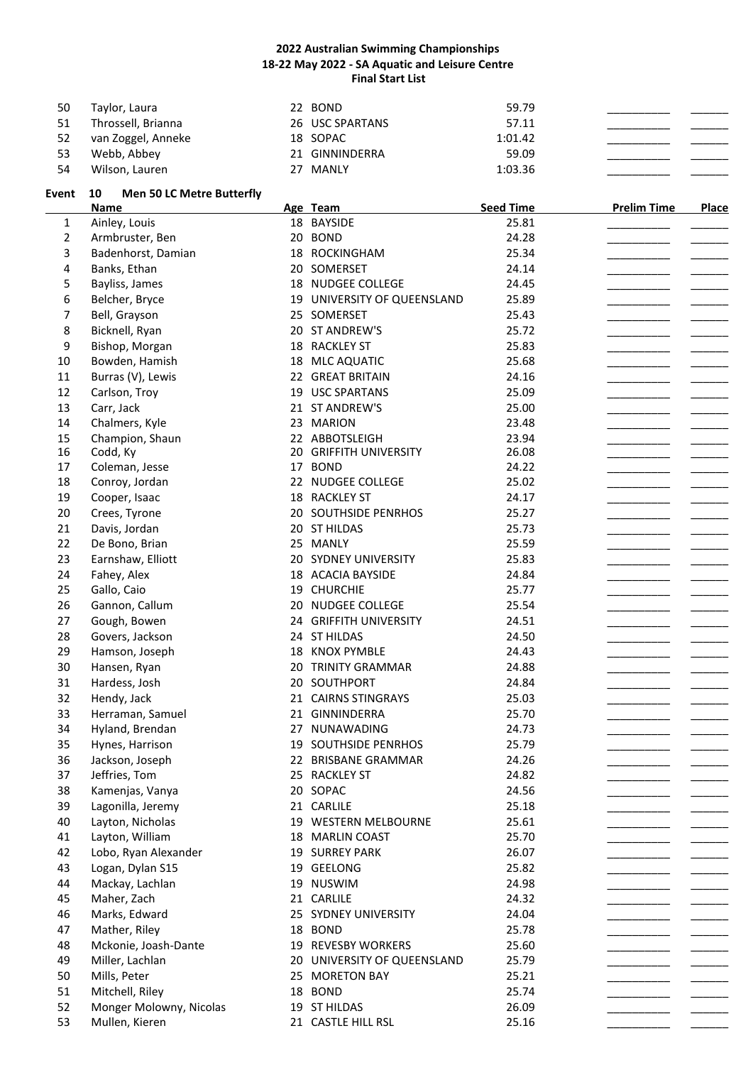**2022 Australian Swimming Championships**
**18-22 May 2022 - SA Aquatic and Leisure Centre**
**Final Start List**

| | Name | Age | Team | Seed Time | Prelim Time | Place |
|---|---|---|---|---|---|---|
| 50 | Taylor, Laura | 22 | BOND | 59.79 | __________ | ______ |
| 51 | Throssell, Brianna | 26 | USC SPARTANS | 57.11 | __________ | ______ |
| 52 | van Zoggel, Anneke | 18 | SOPAC | 1:01.42 | __________ | ______ |
| 53 | Webb, Abbey | 21 | GINNINDERRA | 59.09 | __________ | ______ |
| 54 | Wilson, Lauren | 27 | MANLY | 1:03.36 | __________ | ______ |

## Event 10 Men 50 LC Metre Butterfly

| | Name | Age | Team | Seed Time | Prelim Time | Place |
|---|---|---|---|---|---|---|
| 1 | Ainley, Louis | 18 | BAYSIDE | 25.81 | __________ | ______ |
| 2 | Armbruster, Ben | 20 | BOND | 24.28 | __________ | ______ |
| 3 | Badenhorst, Damian | 18 | ROCKINGHAM | 25.34 | __________ | ______ |
| 4 | Banks, Ethan | 20 | SOMERSET | 24.14 | __________ | ______ |
| 5 | Bayliss, James | 18 | NUDGEE COLLEGE | 24.45 | __________ | ______ |
| 6 | Belcher, Bryce | 19 | UNIVERSITY OF QUEENSLAND | 25.89 | __________ | ______ |
| 7 | Bell, Grayson | 25 | SOMERSET | 25.43 | __________ | ______ |
| 8 | Bicknell, Ryan | 20 | ST ANDREW'S | 25.72 | __________ | ______ |
| 9 | Bishop, Morgan | 18 | RACKLEY ST | 25.83 | __________ | ______ |
| 10 | Bowden, Hamish | 18 | MLC AQUATIC | 25.68 | __________ | ______ |
| 11 | Burras (V), Lewis | 22 | GREAT BRITAIN | 24.16 | __________ | ______ |
| 12 | Carlson, Troy | 19 | USC SPARTANS | 25.09 | __________ | ______ |
| 13 | Carr, Jack | 21 | ST ANDREW'S | 25.00 | __________ | ______ |
| 14 | Chalmers, Kyle | 23 | MARION | 23.48 | __________ | ______ |
| 15 | Champion, Shaun | 22 | ABBOTSLEIGH | 23.94 | __________ | ______ |
| 16 | Codd, Ky | 20 | GRIFFITH UNIVERSITY | 26.08 | __________ | ______ |
| 17 | Coleman, Jesse | 17 | BOND | 24.22 | __________ | ______ |
| 18 | Conroy, Jordan | 22 | NUDGEE COLLEGE | 25.02 | __________ | ______ |
| 19 | Cooper, Isaac | 18 | RACKLEY ST | 24.17 | __________ | ______ |
| 20 | Crees, Tyrone | 20 | SOUTHSIDE PENRHOS | 25.27 | __________ | ______ |
| 21 | Davis, Jordan | 20 | ST HILDAS | 25.73 | __________ | ______ |
| 22 | De Bono, Brian | 25 | MANLY | 25.59 | __________ | ______ |
| 23 | Earnshaw, Elliott | 20 | SYDNEY UNIVERSITY | 25.83 | __________ | ______ |
| 24 | Fahey, Alex | 18 | ACACIA BAYSIDE | 24.84 | __________ | ______ |
| 25 | Gallo, Caio | 19 | CHURCHIE | 25.77 | __________ | ______ |
| 26 | Gannon, Callum | 20 | NUDGEE COLLEGE | 25.54 | __________ | ______ |
| 27 | Gough, Bowen | 24 | GRIFFITH UNIVERSITY | 24.51 | __________ | ______ |
| 28 | Govers, Jackson | 24 | ST HILDAS | 24.50 | __________ | ______ |
| 29 | Hamson, Joseph | 18 | KNOX PYMBLE | 24.43 | __________ | ______ |
| 30 | Hansen, Ryan | 20 | TRINITY GRAMMAR | 24.88 | __________ | ______ |
| 31 | Hardess, Josh | 20 | SOUTHPORT | 24.84 | __________ | ______ |
| 32 | Hendy, Jack | 21 | CAIRNS STINGRAYS | 25.03 | __________ | ______ |
| 33 | Herraman, Samuel | 21 | GINNINDERRA | 25.70 | __________ | ______ |
| 34 | Hyland, Brendan | 27 | NUNAWADING | 24.73 | __________ | ______ |
| 35 | Hynes, Harrison | 19 | SOUTHSIDE PENRHOS | 25.79 | __________ | ______ |
| 36 | Jackson, Joseph | 22 | BRISBANE GRAMMAR | 24.26 | __________ | ______ |
| 37 | Jeffries, Tom | 25 | RACKLEY ST | 24.82 | __________ | ______ |
| 38 | Kamenjas, Vanya | 20 | SOPAC | 24.56 | __________ | ______ |
| 39 | Lagonilla, Jeremy | 21 | CARLILE | 25.18 | __________ | ______ |
| 40 | Layton, Nicholas | 19 | WESTERN MELBOURNE | 25.61 | __________ | ______ |
| 41 | Layton, William | 18 | MARLIN COAST | 25.70 | __________ | ______ |
| 42 | Lobo, Ryan Alexander | 19 | SURREY PARK | 26.07 | __________ | ______ |
| 43 | Logan, Dylan S15 | 19 | GEELONG | 25.82 | __________ | ______ |
| 44 | Mackay, Lachlan | 19 | NUSWIM | 24.98 | __________ | ______ |
| 45 | Maher, Zach | 21 | CARLILE | 24.32 | __________ | ______ |
| 46 | Marks, Edward | 25 | SYDNEY UNIVERSITY | 24.04 | __________ | ______ |
| 47 | Mather, Riley | 18 | BOND | 25.78 | __________ | ______ |
| 48 | Mckonie, Joash-Dante | 19 | REVESBY WORKERS | 25.60 | __________ | ______ |
| 49 | Miller, Lachlan | 20 | UNIVERSITY OF QUEENSLAND | 25.79 | __________ | ______ |
| 50 | Mills, Peter | 25 | MORETON BAY | 25.21 | __________ | ______ |
| 51 | Mitchell, Riley | 18 | BOND | 25.74 | __________ | ______ |
| 52 | Monger Molowny, Nicolas | 19 | ST HILDAS | 26.09 | __________ | ______ |
| 53 | Mullen, Kieren | 21 | CASTLE HILL RSL | 25.16 | __________ | ______ |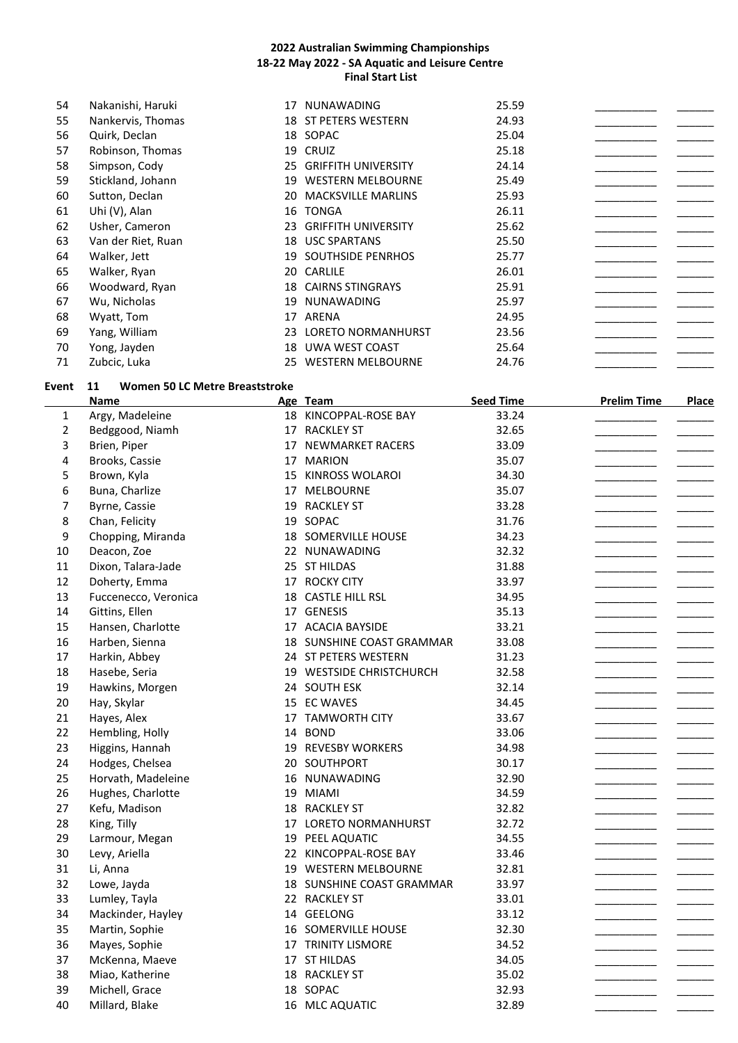| # | Name | Age | Team | Seed Time | Prelim Time | Place |
|---|---|---|---|---|---|---|
| 54 | Nakanishi, Haruki | 17 | NUNAWADING | 25.59 | __________ | ______ |
| 55 | Nankervis, Thomas | 18 | ST PETERS WESTERN | 24.93 | __________ | ______ |
| 56 | Quirk, Declan | 18 | SOPAC | 25.04 | __________ | ______ |
| 57 | Robinson, Thomas | 19 | CRUIZ | 25.18 | __________ | ______ |
| 58 | Simpson, Cody | 25 | GRIFFITH UNIVERSITY | 24.14 | __________ | ______ |
| 59 | Stickland, Johann | 19 | WESTERN MELBOURNE | 25.49 | __________ | ______ |
| 60 | Sutton, Declan | 20 | MACKSVILLE MARLINS | 25.93 | __________ | ______ |
| 61 | Uhi (V), Alan | 16 | TONGA | 26.11 | __________ | ______ |
| 62 | Usher, Cameron | 23 | GRIFFITH UNIVERSITY | 25.62 | __________ | ______ |
| 63 | Van der Riet, Ruan | 18 | USC SPARTANS | 25.50 | __________ | ______ |
| 64 | Walker, Jett | 19 | SOUTHSIDE PENRHOS | 25.77 | __________ | ______ |
| 65 | Walker, Ryan | 20 | CARLILE | 26.01 | __________ | ______ |
| 66 | Woodward, Ryan | 18 | CAIRNS STINGRAYS | 25.91 | __________ | ______ |
| 67 | Wu, Nicholas | 19 | NUNAWADING | 25.97 | __________ | ______ |
| 68 | Wyatt, Tom | 17 | ARENA | 24.95 | __________ | ______ |
| 69 | Yang, William | 23 | LORETO NORMANHURST | 23.56 | __________ | ______ |
| 70 | Yong, Jayden | 18 | UWA WEST COAST | 25.64 | __________ | ______ |
| 71 | Zubcic, Luka | 25 | WESTERN MELBOURNE | 24.76 | __________ | ______ |

**Event 11 Women 50 LC Metre Breaststroke**

| # | Name | Age | Team | Seed Time | Prelim Time | Place |
|---|---|---|---|---|---|---|
| 1 | Argy, Madeleine | 18 | KINCOPPAL-ROSE BAY | 33.24 | __________ | ______ |
| 2 | Bedggood, Niamh | 17 | RACKLEY ST | 32.65 | __________ | ______ |
| 3 | Brien, Piper | 17 | NEWMARKET RACERS | 33.09 | __________ | ______ |
| 4 | Brooks, Cassie | 17 | MARION | 35.07 | __________ | ______ |
| 5 | Brown, Kyla | 15 | KINROSS WOLAROI | 34.30 | __________ | ______ |
| 6 | Buna, Charlize | 17 | MELBOURNE | 35.07 | __________ | ______ |
| 7 | Byrne, Cassie | 19 | RACKLEY ST | 33.28 | __________ | ______ |
| 8 | Chan, Felicity | 19 | SOPAC | 31.76 | __________ | ______ |
| 9 | Chopping, Miranda | 18 | SOMERVILLE HOUSE | 34.23 | __________ | ______ |
| 10 | Deacon, Zoe | 22 | NUNAWADING | 32.32 | __________ | ______ |
| 11 | Dixon, Talara-Jade | 25 | ST HILDAS | 31.88 | __________ | ______ |
| 12 | Doherty, Emma | 17 | ROCKY CITY | 33.97 | __________ | ______ |
| 13 | Fuccenecco, Veronica | 18 | CASTLE HILL RSL | 34.95 | __________ | ______ |
| 14 | Gittins, Ellen | 17 | GENESIS | 35.13 | __________ | ______ |
| 15 | Hansen, Charlotte | 17 | ACACIA BAYSIDE | 33.21 | __________ | ______ |
| 16 | Harben, Sienna | 18 | SUNSHINE COAST GRAMMAR | 33.08 | __________ | ______ |
| 17 | Harkin, Abbey | 24 | ST PETERS WESTERN | 31.23 | __________ | ______ |
| 18 | Hasebe, Seria | 19 | WESTSIDE CHRISTCHURCH | 32.58 | __________ | ______ |
| 19 | Hawkins, Morgen | 24 | SOUTH ESK | 32.14 | __________ | ______ |
| 20 | Hay, Skylar | 15 | EC WAVES | 34.45 | __________ | ______ |
| 21 | Hayes, Alex | 17 | TAMWORTH CITY | 33.67 | __________ | ______ |
| 22 | Hembling, Holly | 14 | BOND | 33.06 | __________ | ______ |
| 23 | Higgins, Hannah | 19 | REVESBY WORKERS | 34.98 | __________ | ______ |
| 24 | Hodges, Chelsea | 20 | SOUTHPORT | 30.17 | __________ | ______ |
| 25 | Horvath, Madeleine | 16 | NUNAWADING | 32.90 | __________ | ______ |
| 26 | Hughes, Charlotte | 19 | MIAMI | 34.59 | __________ | ______ |
| 27 | Kefu, Madison | 18 | RACKLEY ST | 32.82 | __________ | ______ |
| 28 | King, Tilly | 17 | LORETO NORMANHURST | 32.72 | __________ | ______ |
| 29 | Larmour, Megan | 19 | PEEL AQUATIC | 34.55 | __________ | ______ |
| 30 | Levy, Ariella | 22 | KINCOPPAL-ROSE BAY | 33.46 | __________ | ______ |
| 31 | Li, Anna | 19 | WESTERN MELBOURNE | 32.81 | __________ | ______ |
| 32 | Lowe, Jayda | 18 | SUNSHINE COAST GRAMMAR | 33.97 | __________ | ______ |
| 33 | Lumley, Tayla | 22 | RACKLEY ST | 33.01 | __________ | ______ |
| 34 | Mackinder, Hayley | 14 | GEELONG | 33.12 | __________ | ______ |
| 35 | Martin, Sophie | 16 | SOMERVILLE HOUSE | 32.30 | __________ | ______ |
| 36 | Mayes, Sophie | 17 | TRINITY LISMORE | 34.52 | __________ | ______ |
| 37 | McKenna, Maeve | 17 | ST HILDAS | 34.05 | __________ | ______ |
| 38 | Miao, Katherine | 18 | RACKLEY ST | 35.02 | __________ | ______ |
| 39 | Michell, Grace | 18 | SOPAC | 32.93 | __________ | ______ |
| 40 | Millard, Blake | 16 | MLC AQUATIC | 32.89 | __________ | ______ |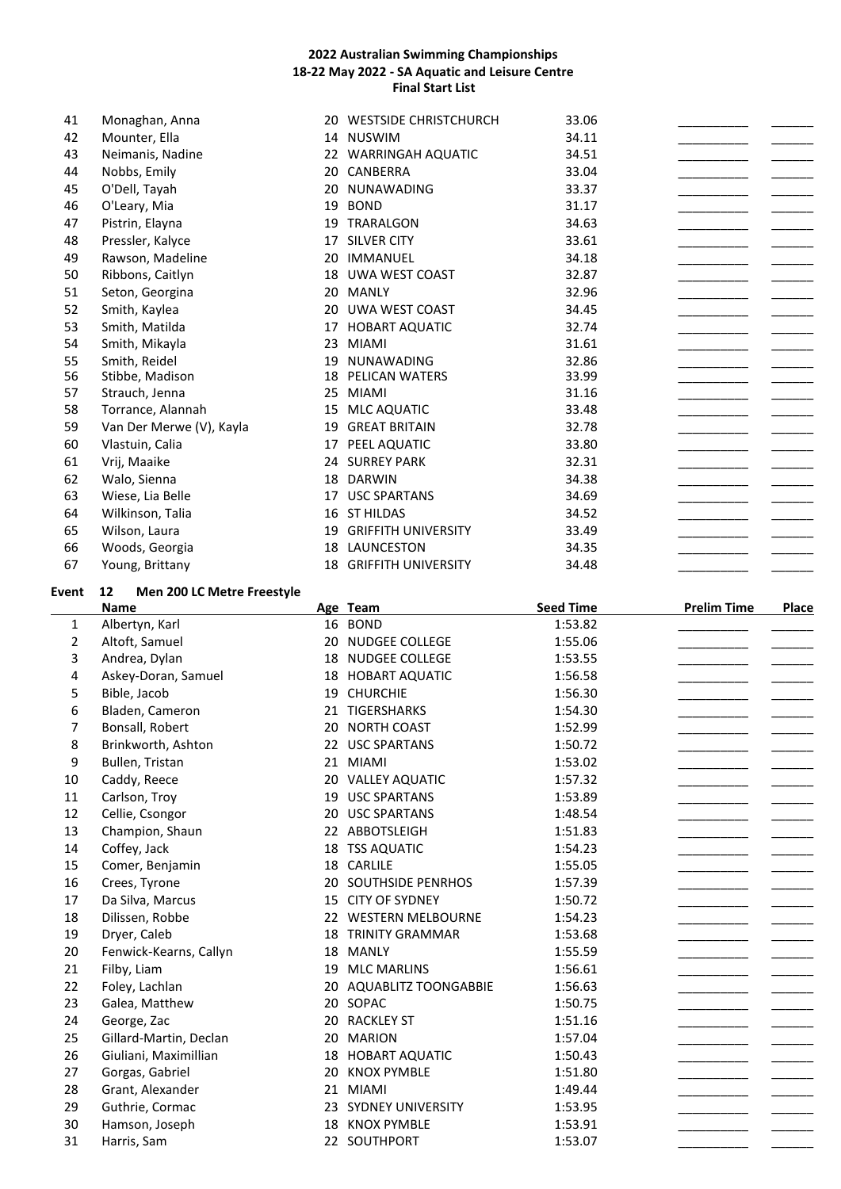# 2022 Australian Swimming Championships
## 18-22 May 2022 - SA Aquatic and Leisure Centre
### Final Start List

| | Name | Age | Team | Seed Time | Prelim Time | Place |
|---|---|---|---|---|---|---|
| 41 | Monaghan, Anna | 20 | WESTSIDE CHRISTCHURCH | 33.06 | __________ | ______ |
| 42 | Mounter, Ella | 14 | NUSWIM | 34.11 | __________ | ______ |
| 43 | Neimanis, Nadine | 22 | WARRINGAH AQUATIC | 34.51 | __________ | ______ |
| 44 | Nobbs, Emily | 20 | CANBERRA | 33.04 | __________ | ______ |
| 45 | O'Dell, Tayah | 20 | NUNAWADING | 33.37 | __________ | ______ |
| 46 | O'Leary, Mia | 19 | BOND | 31.17 | __________ | ______ |
| 47 | Pistrin, Elayna | 19 | TRARALGON | 34.63 | __________ | ______ |
| 48 | Pressler, Kalyce | 17 | SILVER CITY | 33.61 | __________ | ______ |
| 49 | Rawson, Madeline | 20 | IMMANUEL | 34.18 | __________ | ______ |
| 50 | Ribbons, Caitlyn | 18 | UWA WEST COAST | 32.87 | __________ | ______ |
| 51 | Seton, Georgina | 20 | MANLY | 32.96 | __________ | ______ |
| 52 | Smith, Kaylea | 20 | UWA WEST COAST | 34.45 | __________ | ______ |
| 53 | Smith, Matilda | 17 | HOBART AQUATIC | 32.74 | __________ | ______ |
| 54 | Smith, Mikayla | 23 | MIAMI | 31.61 | __________ | ______ |
| 55 | Smith, Reidel | 19 | NUNAWADING | 32.86 | __________ | ______ |
| 56 | Stibbe, Madison | 18 | PELICAN WATERS | 33.99 | __________ | ______ |
| 57 | Strauch, Jenna | 25 | MIAMI | 31.16 | __________ | ______ |
| 58 | Torrance, Alannah | 15 | MLC AQUATIC | 33.48 | __________ | ______ |
| 59 | Van Der Merwe (V), Kayla | 19 | GREAT BRITAIN | 32.78 | __________ | ______ |
| 60 | Vlastuin, Calia | 17 | PEEL AQUATIC | 33.80 | __________ | ______ |
| 61 | Vrij, Maaike | 24 | SURREY PARK | 32.31 | __________ | ______ |
| 62 | Walo, Sienna | 18 | DARWIN | 34.38 | __________ | ______ |
| 63 | Wiese, Lia Belle | 17 | USC SPARTANS | 34.69 | __________ | ______ |
| 64 | Wilkinson, Talia | 16 | ST HILDAS | 34.52 | __________ | ______ |
| 65 | Wilson, Laura | 19 | GRIFFITH UNIVERSITY | 33.49 | __________ | ______ |
| 66 | Woods, Georgia | 18 | LAUNCESTON | 34.35 | __________ | ______ |
| 67 | Young, Brittany | 18 | GRIFFITH UNIVERSITY | 34.48 | __________ | ______ |

**Event 12 Men 200 LC Metre Freestyle**

| | Name | Age | Team | Seed Time | Prelim Time | Place |
|---|---|---|---|---|---|---|
| 1 | Albertyn, Karl | 16 | BOND | 1:53.82 | __________ | ______ |
| 2 | Altoft, Samuel | 20 | NUDGEE COLLEGE | 1:55.06 | __________ | ______ |
| 3 | Andrea, Dylan | 18 | NUDGEE COLLEGE | 1:53.55 | __________ | ______ |
| 4 | Askey-Doran, Samuel | 18 | HOBART AQUATIC | 1:56.58 | __________ | ______ |
| 5 | Bible, Jacob | 19 | CHURCHIE | 1:56.30 | __________ | ______ |
| 6 | Bladen, Cameron | 21 | TIGERSHARKS | 1:54.30 | __________ | ______ |
| 7 | Bonsall, Robert | 20 | NORTH COAST | 1:52.99 | __________ | ______ |
| 8 | Brinkworth, Ashton | 22 | USC SPARTANS | 1:50.72 | __________ | ______ |
| 9 | Bullen, Tristan | 21 | MIAMI | 1:53.02 | __________ | ______ |
| 10 | Caddy, Reece | 20 | VALLEY AQUATIC | 1:57.32 | __________ | ______ |
| 11 | Carlson, Troy | 19 | USC SPARTANS | 1:53.89 | __________ | ______ |
| 12 | Cellie, Csongor | 20 | USC SPARTANS | 1:48.54 | __________ | ______ |
| 13 | Champion, Shaun | 22 | ABBOTSLEIGH | 1:51.83 | __________ | ______ |
| 14 | Coffey, Jack | 18 | TSS AQUATIC | 1:54.23 | __________ | ______ |
| 15 | Comer, Benjamin | 18 | CARLILE | 1:55.05 | __________ | ______ |
| 16 | Crees, Tyrone | 20 | SOUTHSIDE PENRHOS | 1:57.39 | __________ | ______ |
| 17 | Da Silva, Marcus | 15 | CITY OF SYDNEY | 1:50.72 | __________ | ______ |
| 18 | Dilissen, Robbe | 22 | WESTERN MELBOURNE | 1:54.23 | __________ | ______ |
| 19 | Dryer, Caleb | 18 | TRINITY GRAMMAR | 1:53.68 | __________ | ______ |
| 20 | Fenwick-Kearns, Callyn | 18 | MANLY | 1:55.59 | __________ | ______ |
| 21 | Filby, Liam | 19 | MLC MARLINS | 1:56.61 | __________ | ______ |
| 22 | Foley, Lachlan | 20 | AQUABLITZ TOONGABBIE | 1:56.63 | __________ | ______ |
| 23 | Galea, Matthew | 20 | SOPAC | 1:50.75 | __________ | ______ |
| 24 | George, Zac | 20 | RACKLEY ST | 1:51.16 | __________ | ______ |
| 25 | Gillard-Martin, Declan | 20 | MARION | 1:57.04 | __________ | ______ |
| 26 | Giuliani, Maximillian | 18 | HOBART AQUATIC | 1:50.43 | __________ | ______ |
| 27 | Gorgas, Gabriel | 20 | KNOX PYMBLE | 1:51.80 | __________ | ______ |
| 28 | Grant, Alexander | 21 | MIAMI | 1:49.44 | __________ | ______ |
| 29 | Guthrie, Cormac | 23 | SYDNEY UNIVERSITY | 1:53.95 | __________ | ______ |
| 30 | Hamson, Joseph | 18 | KNOX PYMBLE | 1:53.91 | __________ | ______ |
| 31 | Harris, Sam | 22 | SOUTHPORT | 1:53.07 | __________ | ______ |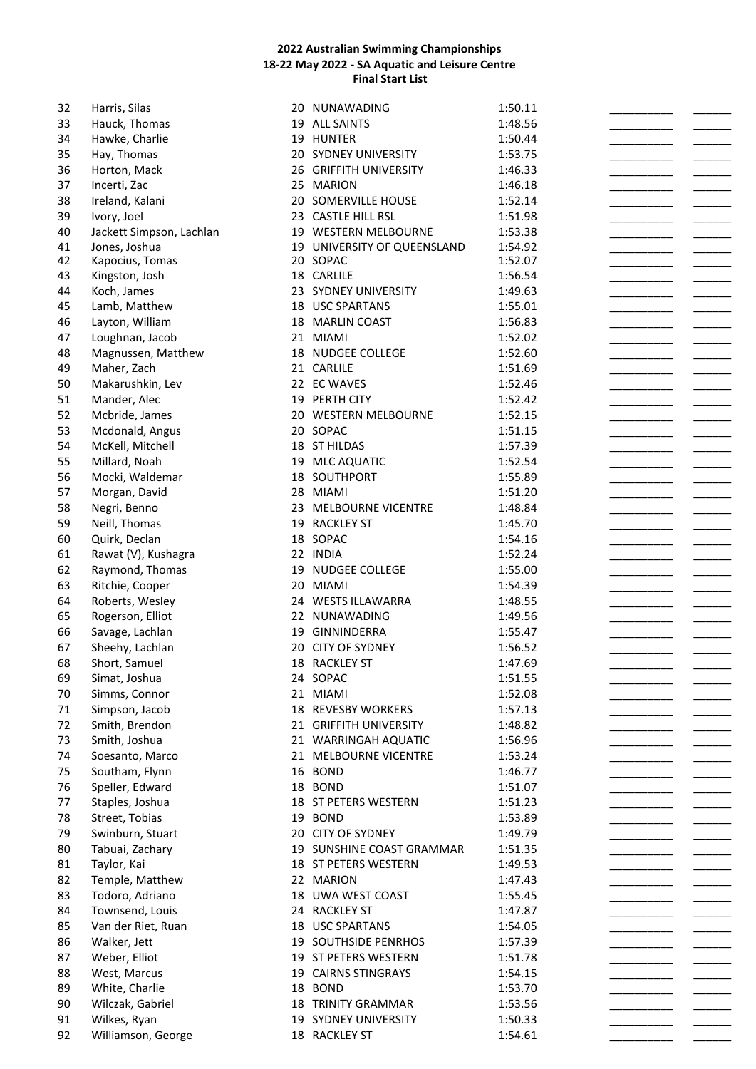**2022 Australian Swimming Championships**
**18-22 May 2022 - SA Aquatic and Leisure Centre**
**Final Start List**

| # | Name | Age | Club | Seed Time | | |
|---|---|---|---|---|---|---|
| 32 | Harris, Silas | 20 | NUNAWADING | 1:50.11 | __________ | ______ |
| 33 | Hauck, Thomas | 19 | ALL SAINTS | 1:48.56 | __________ | ______ |
| 34 | Hawke, Charlie | 19 | HUNTER | 1:50.44 | __________ | ______ |
| 35 | Hay, Thomas | 20 | SYDNEY UNIVERSITY | 1:53.75 | __________ | ______ |
| 36 | Horton, Mack | 26 | GRIFFITH UNIVERSITY | 1:46.33 | __________ | ______ |
| 37 | Incerti, Zac | 25 | MARION | 1:46.18 | __________ | ______ |
| 38 | Ireland, Kalani | 20 | SOMERVILLE HOUSE | 1:52.14 | __________ | ______ |
| 39 | Ivory, Joel | 23 | CASTLE HILL RSL | 1:51.98 | __________ | ______ |
| 40 | Jackett Simpson, Lachlan | 19 | WESTERN MELBOURNE | 1:53.38 | __________ | ______ |
| 41 | Jones, Joshua | 19 | UNIVERSITY OF QUEENSLAND | 1:54.92 | __________ | ______ |
| 42 | Kapocius, Tomas | 20 | SOPAC | 1:52.07 | __________ | ______ |
| 43 | Kingston, Josh | 18 | CARLILE | 1:56.54 | __________ | ______ |
| 44 | Koch, James | 23 | SYDNEY UNIVERSITY | 1:49.63 | __________ | ______ |
| 45 | Lamb, Matthew | 18 | USC SPARTANS | 1:55.01 | __________ | ______ |
| 46 | Layton, William | 18 | MARLIN COAST | 1:56.83 | __________ | ______ |
| 47 | Loughnan, Jacob | 21 | MIAMI | 1:52.02 | __________ | ______ |
| 48 | Magnussen, Matthew | 18 | NUDGEE COLLEGE | 1:52.60 | __________ | ______ |
| 49 | Maher, Zach | 21 | CARLILE | 1:51.69 | __________ | ______ |
| 50 | Makarushkin, Lev | 22 | EC WAVES | 1:52.46 | __________ | ______ |
| 51 | Mander, Alec | 19 | PERTH CITY | 1:52.42 | __________ | ______ |
| 52 | Mcbride, James | 20 | WESTERN MELBOURNE | 1:52.15 | __________ | ______ |
| 53 | Mcdonald, Angus | 20 | SOPAC | 1:51.15 | __________ | ______ |
| 54 | McKell, Mitchell | 18 | ST HILDAS | 1:57.39 | __________ | ______ |
| 55 | Millard, Noah | 19 | MLC AQUATIC | 1:52.54 | __________ | ______ |
| 56 | Mocki, Waldemar | 18 | SOUTHPORT | 1:55.89 | __________ | ______ |
| 57 | Morgan, David | 28 | MIAMI | 1:51.20 | __________ | ______ |
| 58 | Negri, Benno | 23 | MELBOURNE VICENTRE | 1:48.84 | __________ | ______ |
| 59 | Neill, Thomas | 19 | RACKLEY ST | 1:45.70 | __________ | ______ |
| 60 | Quirk, Declan | 18 | SOPAC | 1:54.16 | __________ | ______ |
| 61 | Rawat (V), Kushagra | 22 | INDIA | 1:52.24 | __________ | ______ |
| 62 | Raymond, Thomas | 19 | NUDGEE COLLEGE | 1:55.00 | __________ | ______ |
| 63 | Ritchie, Cooper | 20 | MIAMI | 1:54.39 | __________ | ______ |
| 64 | Roberts, Wesley | 24 | WESTS ILLAWARRA | 1:48.55 | __________ | ______ |
| 65 | Rogerson, Elliot | 22 | NUNAWADING | 1:49.56 | __________ | ______ |
| 66 | Savage, Lachlan | 19 | GINNINDERRA | 1:55.47 | __________ | ______ |
| 67 | Sheehy, Lachlan | 20 | CITY OF SYDNEY | 1:56.52 | __________ | ______ |
| 68 | Short, Samuel | 18 | RACKLEY ST | 1:47.69 | __________ | ______ |
| 69 | Simat, Joshua | 24 | SOPAC | 1:51.55 | __________ | ______ |
| 70 | Simms, Connor | 21 | MIAMI | 1:52.08 | __________ | ______ |
| 71 | Simpson, Jacob | 18 | REVESBY WORKERS | 1:57.13 | __________ | ______ |
| 72 | Smith, Brendon | 21 | GRIFFITH UNIVERSITY | 1:48.82 | __________ | ______ |
| 73 | Smith, Joshua | 21 | WARRINGAH AQUATIC | 1:56.96 | __________ | ______ |
| 74 | Soesanto, Marco | 21 | MELBOURNE VICENTRE | 1:53.24 | __________ | ______ |
| 75 | Southam, Flynn | 16 | BOND | 1:46.77 | __________ | ______ |
| 76 | Speller, Edward | 18 | BOND | 1:51.07 | __________ | ______ |
| 77 | Staples, Joshua | 18 | ST PETERS WESTERN | 1:51.23 | __________ | ______ |
| 78 | Street, Tobias | 19 | BOND | 1:53.89 | __________ | ______ |
| 79 | Swinburn, Stuart | 20 | CITY OF SYDNEY | 1:49.79 | __________ | ______ |
| 80 | Tabuai, Zachary | 19 | SUNSHINE COAST GRAMMAR | 1:51.35 | __________ | ______ |
| 81 | Taylor, Kai | 18 | ST PETERS WESTERN | 1:49.53 | __________ | ______ |
| 82 | Temple, Matthew | 22 | MARION | 1:47.43 | __________ | ______ |
| 83 | Todoro, Adriano | 18 | UWA WEST COAST | 1:55.45 | __________ | ______ |
| 84 | Townsend, Louis | 24 | RACKLEY ST | 1:47.87 | __________ | ______ |
| 85 | Van der Riet, Ruan | 18 | USC SPARTANS | 1:54.05 | __________ | ______ |
| 86 | Walker, Jett | 19 | SOUTHSIDE PENRHOS | 1:57.39 | __________ | ______ |
| 87 | Weber, Elliot | 19 | ST PETERS WESTERN | 1:51.78 | __________ | ______ |
| 88 | West, Marcus | 19 | CAIRNS STINGRAYS | 1:54.15 | __________ | ______ |
| 89 | White, Charlie | 18 | BOND | 1:53.70 | __________ | ______ |
| 90 | Wilczak, Gabriel | 18 | TRINITY GRAMMAR | 1:53.56 | __________ | ______ |
| 91 | Wilkes, Ryan | 19 | SYDNEY UNIVERSITY | 1:50.33 | __________ | ______ |
| 92 | Williamson, George | 18 | RACKLEY ST | 1:54.61 | __________ | ______ |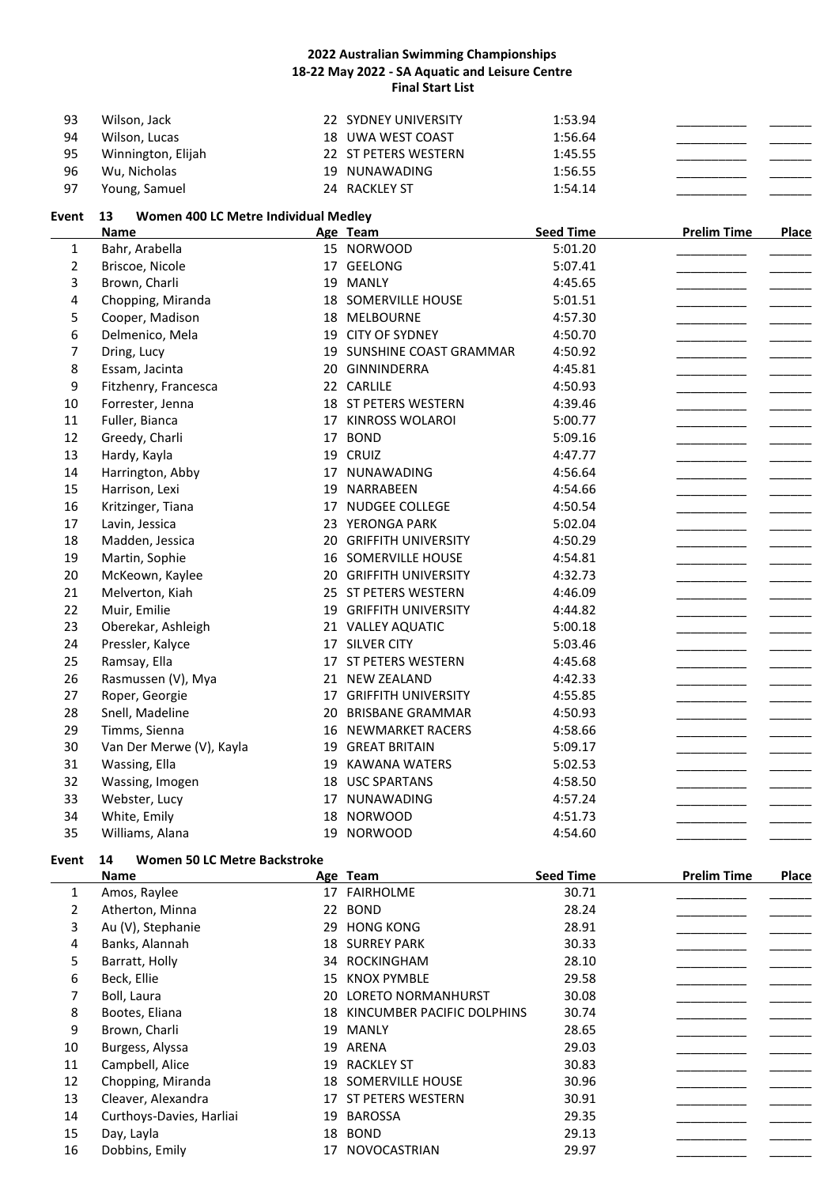**2022 Australian Swimming Championships**
**18-22 May 2022 - SA Aquatic and Leisure Centre**
**Final Start List**

| | Name | Age | Team | Seed Time | Prelim Time | Place |
|---|---|---|---|---|---|---|
| 93 | Wilson, Jack | 22 | SYDNEY UNIVERSITY | 1:53.94 | __________ | ______ |
| 94 | Wilson, Lucas | 18 | UWA WEST COAST | 1:56.64 | __________ | ______ |
| 95 | Winnington, Elijah | 22 | ST PETERS WESTERN | 1:45.55 | __________ | ______ |
| 96 | Wu, Nicholas | 19 | NUNAWADING | 1:56.55 | __________ | ______ |
| 97 | Young, Samuel | 24 | RACKLEY ST | 1:54.14 | __________ | ______ |

## Event 13 Women 400 LC Metre Individual Medley

| | Name | Age | Team | Seed Time | Prelim Time | Place |
|---|---|---|---|---|---|---|
| 1 | Bahr, Arabella | 15 | NORWOOD | 5:01.20 | __________ | ______ |
| 2 | Briscoe, Nicole | 17 | GEELONG | 5:07.41 | __________ | ______ |
| 3 | Brown, Charli | 19 | MANLY | 4:45.65 | __________ | ______ |
| 4 | Chopping, Miranda | 18 | SOMERVILLE HOUSE | 5:01.51 | __________ | ______ |
| 5 | Cooper, Madison | 18 | MELBOURNE | 4:57.30 | __________ | ______ |
| 6 | Delmenico, Mela | 19 | CITY OF SYDNEY | 4:50.70 | __________ | ______ |
| 7 | Dring, Lucy | 19 | SUNSHINE COAST GRAMMAR | 4:50.92 | __________ | ______ |
| 8 | Essam, Jacinta | 20 | GINNINDERRA | 4:45.81 | __________ | ______ |
| 9 | Fitzhenry, Francesca | 22 | CARLILE | 4:50.93 | __________ | ______ |
| 10 | Forrester, Jenna | 18 | ST PETERS WESTERN | 4:39.46 | __________ | ______ |
| 11 | Fuller, Bianca | 17 | KINROSS WOLAROI | 5:00.77 | __________ | ______ |
| 12 | Greedy, Charli | 17 | BOND | 5:09.16 | __________ | ______ |
| 13 | Hardy, Kayla | 19 | CRUIZ | 4:47.77 | __________ | ______ |
| 14 | Harrington, Abby | 17 | NUNAWADING | 4:56.64 | __________ | ______ |
| 15 | Harrison, Lexi | 19 | NARRABEEN | 4:54.66 | __________ | ______ |
| 16 | Kritzinger, Tiana | 17 | NUDGEE COLLEGE | 4:50.54 | __________ | ______ |
| 17 | Lavin, Jessica | 23 | YERONGA PARK | 5:02.04 | __________ | ______ |
| 18 | Madden, Jessica | 20 | GRIFFITH UNIVERSITY | 4:50.29 | __________ | ______ |
| 19 | Martin, Sophie | 16 | SOMERVILLE HOUSE | 4:54.81 | __________ | ______ |
| 20 | McKeown, Kaylee | 20 | GRIFFITH UNIVERSITY | 4:32.73 | __________ | ______ |
| 21 | Melverton, Kiah | 25 | ST PETERS WESTERN | 4:46.09 | __________ | ______ |
| 22 | Muir, Emilie | 19 | GRIFFITH UNIVERSITY | 4:44.82 | __________ | ______ |
| 23 | Oberekar, Ashleigh | 21 | VALLEY AQUATIC | 5:00.18 | __________ | ______ |
| 24 | Pressler, Kalyce | 17 | SILVER CITY | 5:03.46 | __________ | ______ |
| 25 | Ramsay, Ella | 17 | ST PETERS WESTERN | 4:45.68 | __________ | ______ |
| 26 | Rasmussen (V), Mya | 21 | NEW ZEALAND | 4:42.33 | __________ | ______ |
| 27 | Roper, Georgie | 17 | GRIFFITH UNIVERSITY | 4:55.85 | __________ | ______ |
| 28 | Snell, Madeline | 20 | BRISBANE GRAMMAR | 4:50.93 | __________ | ______ |
| 29 | Timms, Sienna | 16 | NEWMARKET RACERS | 4:58.66 | __________ | ______ |
| 30 | Van Der Merwe (V), Kayla | 19 | GREAT BRITAIN | 5:09.17 | __________ | ______ |
| 31 | Wassing, Ella | 19 | KAWANA WATERS | 5:02.53 | __________ | ______ |
| 32 | Wassing, Imogen | 18 | USC SPARTANS | 4:58.50 | __________ | ______ |
| 33 | Webster, Lucy | 17 | NUNAWADING | 4:57.24 | __________ | ______ |
| 34 | White, Emily | 18 | NORWOOD | 4:51.73 | __________ | ______ |
| 35 | Williams, Alana | 19 | NORWOOD | 4:54.60 | __________ | ______ |

## Event 14 Women 50 LC Metre Backstroke

| | Name | Age | Team | Seed Time | Prelim Time | Place |
|---|---|---|---|---|---|---|
| 1 | Amos, Raylee | 17 | FAIRHOLME | 30.71 | __________ | ______ |
| 2 | Atherton, Minna | 22 | BOND | 28.24 | __________ | ______ |
| 3 | Au (V), Stephanie | 29 | HONG KONG | 28.91 | __________ | ______ |
| 4 | Banks, Alannah | 18 | SURREY PARK | 30.33 | __________ | ______ |
| 5 | Barratt, Holly | 34 | ROCKINGHAM | 28.10 | __________ | ______ |
| 6 | Beck, Ellie | 15 | KNOX PYMBLE | 29.58 | __________ | ______ |
| 7 | Boll, Laura | 20 | LORETO NORMANHURST | 30.08 | __________ | ______ |
| 8 | Bootes, Eliana | 18 | KINCUMBER PACIFIC DOLPHINS | 30.74 | __________ | ______ |
| 9 | Brown, Charli | 19 | MANLY | 28.65 | __________ | ______ |
| 10 | Burgess, Alyssa | 19 | ARENA | 29.03 | __________ | ______ |
| 11 | Campbell, Alice | 19 | RACKLEY ST | 30.83 | __________ | ______ |
| 12 | Chopping, Miranda | 18 | SOMERVILLE HOUSE | 30.96 | __________ | ______ |
| 13 | Cleaver, Alexandra | 17 | ST PETERS WESTERN | 30.91 | __________ | ______ |
| 14 | Curthoys-Davies, Harliai | 19 | BAROSSA | 29.35 | __________ | ______ |
| 15 | Day, Layla | 18 | BOND | 29.13 | __________ | ______ |
| 16 | Dobbins, Emily | 17 | NOVOCASTRIAN | 29.97 | __________ | ______ |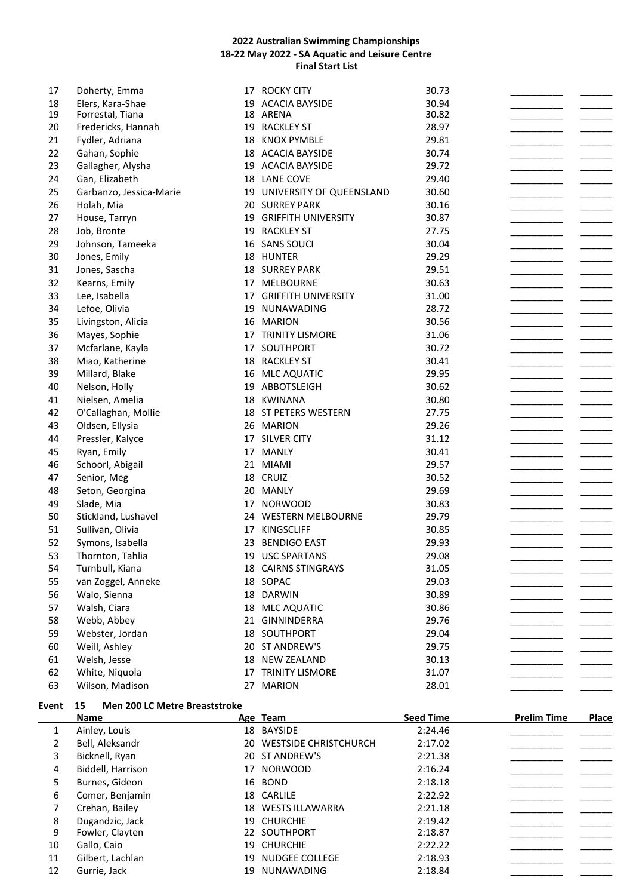**2022 Australian Swimming Championships**
**18-22 May 2022 - SA Aquatic and Leisure Centre**
**Final Start List**

| | Name | Age | Team | Seed Time | Prelim Time | Place |
|---|---|---|---|---|---|---|
| 17 | Doherty, Emma | 17 | ROCKY CITY | 30.73 | __________ | ______ |
| 18 | Elers, Kara-Shae | 19 | ACACIA BAYSIDE | 30.94 | __________ | ______ |
| 19 | Forrestal, Tiana | 18 | ARENA | 30.82 | __________ | ______ |
| 20 | Fredericks, Hannah | 19 | RACKLEY ST | 28.97 | __________ | ______ |
| 21 | Fydler, Adriana | 18 | KNOX PYMBLE | 29.81 | __________ | ______ |
| 22 | Gahan, Sophie | 18 | ACACIA BAYSIDE | 30.74 | __________ | ______ |
| 23 | Gallagher, Alysha | 19 | ACACIA BAYSIDE | 29.72 | __________ | ______ |
| 24 | Gan, Elizabeth | 18 | LANE COVE | 29.40 | __________ | ______ |
| 25 | Garbanzo, Jessica-Marie | 19 | UNIVERSITY OF QUEENSLAND | 30.60 | __________ | ______ |
| 26 | Holah, Mia | 20 | SURREY PARK | 30.16 | __________ | ______ |
| 27 | House, Tarryn | 19 | GRIFFITH UNIVERSITY | 30.87 | __________ | ______ |
| 28 | Job, Bronte | 19 | RACKLEY ST | 27.75 | __________ | ______ |
| 29 | Johnson, Tameeka | 16 | SANS SOUCI | 30.04 | __________ | ______ |
| 30 | Jones, Emily | 18 | HUNTER | 29.29 | __________ | ______ |
| 31 | Jones, Sascha | 18 | SURREY PARK | 29.51 | __________ | ______ |
| 32 | Kearns, Emily | 17 | MELBOURNE | 30.63 | __________ | ______ |
| 33 | Lee, Isabella | 17 | GRIFFITH UNIVERSITY | 31.00 | __________ | ______ |
| 34 | Lefoe, Olivia | 19 | NUNAWADING | 28.72 | __________ | ______ |
| 35 | Livingston, Alicia | 16 | MARION | 30.56 | __________ | ______ |
| 36 | Mayes, Sophie | 17 | TRINITY LISMORE | 31.06 | __________ | ______ |
| 37 | Mcfarlane, Kayla | 17 | SOUTHPORT | 30.72 | __________ | ______ |
| 38 | Miao, Katherine | 18 | RACKLEY ST | 30.41 | __________ | ______ |
| 39 | Millard, Blake | 16 | MLC AQUATIC | 29.95 | __________ | ______ |
| 40 | Nelson, Holly | 19 | ABBOTSLEIGH | 30.62 | __________ | ______ |
| 41 | Nielsen, Amelia | 18 | KWINANA | 30.80 | __________ | ______ |
| 42 | O'Callaghan, Mollie | 18 | ST PETERS WESTERN | 27.75 | __________ | ______ |
| 43 | Oldsen, Ellysia | 26 | MARION | 29.26 | __________ | ______ |
| 44 | Pressler, Kalyce | 17 | SILVER CITY | 31.12 | __________ | ______ |
| 45 | Ryan, Emily | 17 | MANLY | 30.41 | __________ | ______ |
| 46 | Schoorl, Abigail | 21 | MIAMI | 29.57 | __________ | ______ |
| 47 | Senior, Meg | 18 | CRUIZ | 30.52 | __________ | ______ |
| 48 | Seton, Georgina | 20 | MANLY | 29.69 | __________ | ______ |
| 49 | Slade, Mia | 17 | NORWOOD | 30.83 | __________ | ______ |
| 50 | Stickland, Lushavel | 24 | WESTERN MELBOURNE | 29.79 | __________ | ______ |
| 51 | Sullivan, Olivia | 17 | KINGSCLIFF | 30.85 | __________ | ______ |
| 52 | Symons, Isabella | 23 | BENDIGO EAST | 29.93 | __________ | ______ |
| 53 | Thornton, Tahlia | 19 | USC SPARTANS | 29.08 | __________ | ______ |
| 54 | Turnbull, Kiana | 18 | CAIRNS STINGRAYS | 31.05 | __________ | ______ |
| 55 | van Zoggel, Anneke | 18 | SOPAC | 29.03 | __________ | ______ |
| 56 | Walo, Sienna | 18 | DARWIN | 30.89 | __________ | ______ |
| 57 | Walsh, Ciara | 18 | MLC AQUATIC | 30.86 | __________ | ______ |
| 58 | Webb, Abbey | 21 | GINNINDERRA | 29.76 | __________ | ______ |
| 59 | Webster, Jordan | 18 | SOUTHPORT | 29.04 | __________ | ______ |
| 60 | Weill, Ashley | 20 | ST ANDREW'S | 29.75 | __________ | ______ |
| 61 | Welsh, Jesse | 18 | NEW ZEALAND | 30.13 | __________ | ______ |
| 62 | White, Niquola | 17 | TRINITY LISMORE | 31.07 | __________ | ______ |
| 63 | Wilson, Madison | 27 | MARION | 28.01 | __________ | ______ |

**Event 15 Men 200 LC Metre Breaststroke**

| | Name | Age | Team | Seed Time | Prelim Time | Place |
|---|---|---|---|---|---|---|
| 1 | Ainley, Louis | 18 | BAYSIDE | 2:24.46 | __________ | ______ |
| 2 | Bell, Aleksandr | 20 | WESTSIDE CHRISTCHURCH | 2:17.02 | __________ | ______ |
| 3 | Bicknell, Ryan | 20 | ST ANDREW'S | 2:21.38 | __________ | ______ |
| 4 | Biddell, Harrison | 17 | NORWOOD | 2:16.24 | __________ | ______ |
| 5 | Burnes, Gideon | 16 | BOND | 2:18.18 | __________ | ______ |
| 6 | Comer, Benjamin | 18 | CARLILE | 2:22.92 | __________ | ______ |
| 7 | Crehan, Bailey | 18 | WESTS ILLAWARRA | 2:21.18 | __________ | ______ |
| 8 | Dugandzic, Jack | 19 | CHURCHIE | 2:19.42 | __________ | ______ |
| 9 | Fowler, Clayten | 22 | SOUTHPORT | 2:18.87 | __________ | ______ |
| 10 | Gallo, Caio | 19 | CHURCHIE | 2:22.22 | __________ | ______ |
| 11 | Gilbert, Lachlan | 19 | NUDGEE COLLEGE | 2:18.93 | __________ | ______ |
| 12 | Gurrie, Jack | 19 | NUNAWADING | 2:18.84 | __________ | ______ |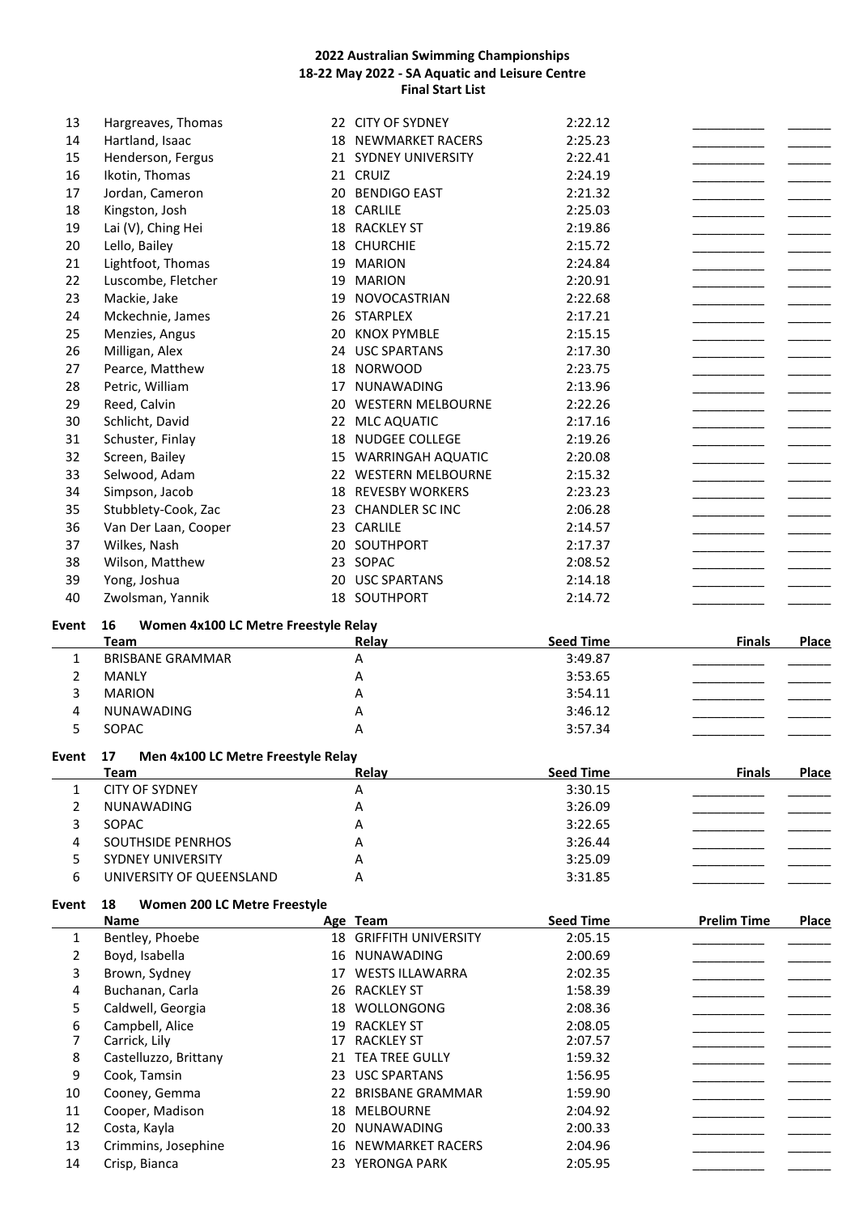| | | | | | | |
|---|---|---|---|---|---|---|
| 13 | Hargreaves, Thomas | 22 | CITY OF SYDNEY | 2:22.12 | __________ | ______ |
| 14 | Hartland, Isaac | 18 | NEWMARKET RACERS | 2:25.23 | __________ | ______ |
| 15 | Henderson, Fergus | 21 | SYDNEY UNIVERSITY | 2:22.41 | __________ | ______ |
| 16 | Ikotin, Thomas | 21 | CRUIZ | 2:24.19 | __________ | ______ |
| 17 | Jordan, Cameron | 20 | BENDIGO EAST | 2:21.32 | __________ | ______ |
| 18 | Kingston, Josh | 18 | CARLILE | 2:25.03 | __________ | ______ |
| 19 | Lai (V), Ching Hei | 18 | RACKLEY ST | 2:19.86 | __________ | ______ |
| 20 | Lello, Bailey | 18 | CHURCHIE | 2:15.72 | __________ | ______ |
| 21 | Lightfoot, Thomas | 19 | MARION | 2:24.84 | __________ | ______ |
| 22 | Luscombe, Fletcher | 19 | MARION | 2:20.91 | __________ | ______ |
| 23 | Mackie, Jake | 19 | NOVOCASTRIAN | 2:22.68 | __________ | ______ |
| 24 | Mckechnie, James | 26 | STARPLEX | 2:17.21 | __________ | ______ |
| 25 | Menzies, Angus | 20 | KNOX PYMBLE | 2:15.15 | __________ | ______ |
| 26 | Milligan, Alex | 24 | USC SPARTANS | 2:17.30 | __________ | ______ |
| 27 | Pearce, Matthew | 18 | NORWOOD | 2:23.75 | __________ | ______ |
| 28 | Petric, William | 17 | NUNAWADING | 2:13.96 | __________ | ______ |
| 29 | Reed, Calvin | 20 | WESTERN MELBOURNE | 2:22.26 | __________ | ______ |
| 30 | Schlicht, David | 22 | MLC AQUATIC | 2:17.16 | __________ | ______ |
| 31 | Schuster, Finlay | 18 | NUDGEE COLLEGE | 2:19.26 | __________ | ______ |
| 32 | Screen, Bailey | 15 | WARRINGAH AQUATIC | 2:20.08 | __________ | ______ |
| 33 | Selwood, Adam | 22 | WESTERN MELBOURNE | 2:15.32 | __________ | ______ |
| 34 | Simpson, Jacob | 18 | REVESBY WORKERS | 2:23.23 | __________ | ______ |
| 35 | Stubblety-Cook, Zac | 23 | CHANDLER SC INC | 2:06.28 | __________ | ______ |
| 36 | Van Der Laan, Cooper | 23 | CARLILE | 2:14.57 | __________ | ______ |
| 37 | Wilkes, Nash | 20 | SOUTHPORT | 2:17.37 | __________ | ______ |
| 38 | Wilson, Matthew | 23 | SOPAC | 2:08.52 | __________ | ______ |
| 39 | Yong, Joshua | 20 | USC SPARTANS | 2:14.18 | __________ | ______ |
| 40 | Zwolsman, Yannik | 18 | SOUTHPORT | 2:14.72 | __________ | ______ |

**Event 16 Women 4x100 LC Metre Freestyle Relay**

| | Team | Relay | Seed Time | Finals | Place |
|---|---|---|---|---|---|
| 1 | BRISBANE GRAMMAR | A | 3:49.87 | __________ | ______ |
| 2 | MANLY | A | 3:53.65 | __________ | ______ |
| 3 | MARION | A | 3:54.11 | __________ | ______ |
| 4 | NUNAWADING | A | 3:46.12 | __________ | ______ |
| 5 | SOPAC | A | 3:57.34 | __________ | ______ |

**Event 17 Men 4x100 LC Metre Freestyle Relay**

| | Team | Relay | Seed Time | Finals | Place |
|---|---|---|---|---|---|
| 1 | CITY OF SYDNEY | A | 3:30.15 | __________ | ______ |
| 2 | NUNAWADING | A | 3:26.09 | __________ | ______ |
| 3 | SOPAC | A | 3:22.65 | __________ | ______ |
| 4 | SOUTHSIDE PENRHOS | A | 3:26.44 | __________ | ______ |
| 5 | SYDNEY UNIVERSITY | A | 3:25.09 | __________ | ______ |
| 6 | UNIVERSITY OF QUEENSLAND | A | 3:31.85 | __________ | ______ |

**Event 18 Women 200 LC Metre Freestyle**

| | Name | Age | Team | Seed Time | Prelim Time | Place |
|---|---|---|---|---|---|---|
| 1 | Bentley, Phoebe | 18 | GRIFFITH UNIVERSITY | 2:05.15 | __________ | ______ |
| 2 | Boyd, Isabella | 16 | NUNAWADING | 2:00.69 | __________ | ______ |
| 3 | Brown, Sydney | 17 | WESTS ILLAWARRA | 2:02.35 | __________ | ______ |
| 4 | Buchanan, Carla | 26 | RACKLEY ST | 1:58.39 | __________ | ______ |
| 5 | Caldwell, Georgia | 18 | WOLLONGONG | 2:08.36 | __________ | ______ |
| 6 | Campbell, Alice | 19 | RACKLEY ST | 2:08.05 | __________ | ______ |
| 7 | Carrick, Lily | 17 | RACKLEY ST | 2:07.57 | __________ | ______ |
| 8 | Castelluzzo, Brittany | 21 | TEA TREE GULLY | 1:59.32 | __________ | ______ |
| 9 | Cook, Tamsin | 23 | USC SPARTANS | 1:56.95 | __________ | ______ |
| 10 | Cooney, Gemma | 22 | BRISBANE GRAMMAR | 1:59.90 | __________ | ______ |
| 11 | Cooper, Madison | 18 | MELBOURNE | 2:04.92 | __________ | ______ |
| 12 | Costa, Kayla | 20 | NUNAWADING | 2:00.33 | __________ | ______ |
| 13 | Crimmins, Josephine | 16 | NEWMARKET RACERS | 2:04.96 | __________ | ______ |
| 14 | Crisp, Bianca | 23 | YERONGA PARK | 2:05.95 | __________ | ______ |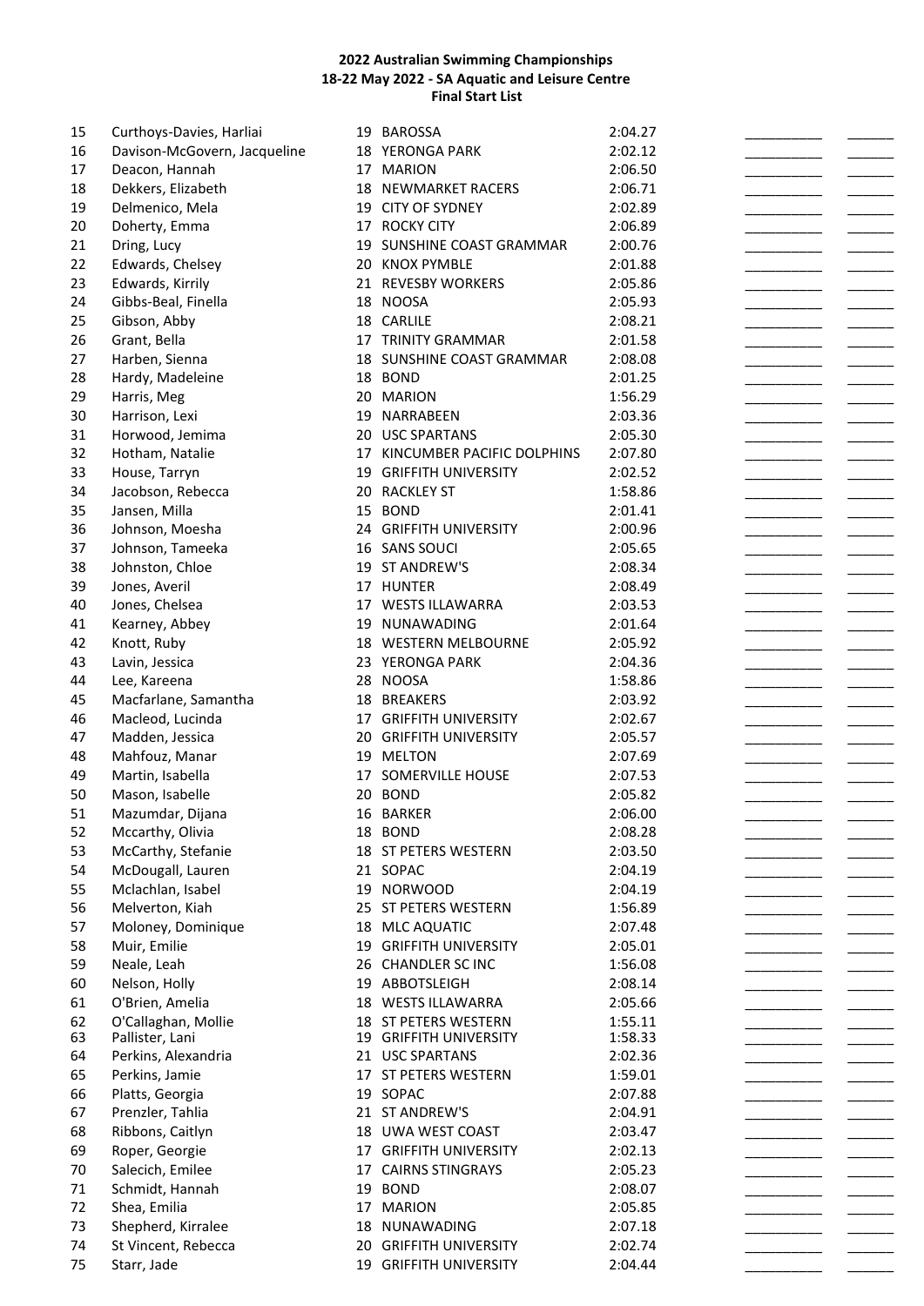**2022 Australian Swimming Championships**
**18-22 May 2022 - SA Aquatic and Leisure Centre**
**Final Start List**

| | | | | | | |
|---|---|---|---|---|---|---|
| 15 | Curthoys-Davies, Harliai | 19 | BAROSSA | 2:04.27 | __________ | ______ |
| 16 | Davison-McGovern, Jacqueline | 18 | YERONGA PARK | 2:02.12 | __________ | ______ |
| 17 | Deacon, Hannah | 17 | MARION | 2:06.50 | __________ | ______ |
| 18 | Dekkers, Elizabeth | 18 | NEWMARKET RACERS | 2:06.71 | __________ | ______ |
| 19 | Delmenico, Mela | 19 | CITY OF SYDNEY | 2:02.89 | __________ | ______ |
| 20 | Doherty, Emma | 17 | ROCKY CITY | 2:06.89 | __________ | ______ |
| 21 | Dring, Lucy | 19 | SUNSHINE COAST GRAMMAR | 2:00.76 | __________ | ______ |
| 22 | Edwards, Chelsey | 20 | KNOX PYMBLE | 2:01.88 | __________ | ______ |
| 23 | Edwards, Kirrily | 21 | REVESBY WORKERS | 2:05.86 | __________ | ______ |
| 24 | Gibbs-Beal, Finella | 18 | NOOSA | 2:05.93 | __________ | ______ |
| 25 | Gibson, Abby | 18 | CARLILE | 2:08.21 | __________ | ______ |
| 26 | Grant, Bella | 17 | TRINITY GRAMMAR | 2:01.58 | __________ | ______ |
| 27 | Harben, Sienna | 18 | SUNSHINE COAST GRAMMAR | 2:08.08 | __________ | ______ |
| 28 | Hardy, Madeleine | 18 | BOND | 2:01.25 | __________ | ______ |
| 29 | Harris, Meg | 20 | MARION | 1:56.29 | __________ | ______ |
| 30 | Harrison, Lexi | 19 | NARRABEEN | 2:03.36 | __________ | ______ |
| 31 | Horwood, Jemima | 20 | USC SPARTANS | 2:05.30 | __________ | ______ |
| 32 | Hotham, Natalie | 17 | KINCUMBER PACIFIC DOLPHINS | 2:07.80 | __________ | ______ |
| 33 | House, Tarryn | 19 | GRIFFITH UNIVERSITY | 2:02.52 | __________ | ______ |
| 34 | Jacobson, Rebecca | 20 | RACKLEY ST | 1:58.86 | __________ | ______ |
| 35 | Jansen, Milla | 15 | BOND | 2:01.41 | __________ | ______ |
| 36 | Johnson, Moesha | 24 | GRIFFITH UNIVERSITY | 2:00.96 | __________ | ______ |
| 37 | Johnson, Tameeka | 16 | SANS SOUCI | 2:05.65 | __________ | ______ |
| 38 | Johnston, Chloe | 19 | ST ANDREW'S | 2:08.34 | __________ | ______ |
| 39 | Jones, Averil | 17 | HUNTER | 2:08.49 | __________ | ______ |
| 40 | Jones, Chelsea | 17 | WESTS ILLAWARRA | 2:03.53 | __________ | ______ |
| 41 | Kearney, Abbey | 19 | NUNAWADING | 2:01.64 | __________ | ______ |
| 42 | Knott, Ruby | 18 | WESTERN MELBOURNE | 2:05.92 | __________ | ______ |
| 43 | Lavin, Jessica | 23 | YERONGA PARK | 2:04.36 | __________ | ______ |
| 44 | Lee, Kareena | 28 | NOOSA | 1:58.86 | __________ | ______ |
| 45 | Macfarlane, Samantha | 18 | BREAKERS | 2:03.92 | __________ | ______ |
| 46 | Macleod, Lucinda | 17 | GRIFFITH UNIVERSITY | 2:02.67 | __________ | ______ |
| 47 | Madden, Jessica | 20 | GRIFFITH UNIVERSITY | 2:05.57 | __________ | ______ |
| 48 | Mahfouz, Manar | 19 | MELTON | 2:07.69 | __________ | ______ |
| 49 | Martin, Isabella | 17 | SOMERVILLE HOUSE | 2:07.53 | __________ | ______ |
| 50 | Mason, Isabelle | 20 | BOND | 2:05.82 | __________ | ______ |
| 51 | Mazumdar, Dijana | 16 | BARKER | 2:06.00 | __________ | ______ |
| 52 | Mccarthy, Olivia | 18 | BOND | 2:08.28 | __________ | ______ |
| 53 | McCarthy, Stefanie | 18 | ST PETERS WESTERN | 2:03.50 | __________ | ______ |
| 54 | McDougall, Lauren | 21 | SOPAC | 2:04.19 | __________ | ______ |
| 55 | Mclachlan, Isabel | 19 | NORWOOD | 2:04.19 | __________ | ______ |
| 56 | Melverton, Kiah | 25 | ST PETERS WESTERN | 1:56.89 | __________ | ______ |
| 57 | Moloney, Dominique | 18 | MLC AQUATIC | 2:07.48 | __________ | ______ |
| 58 | Muir, Emilie | 19 | GRIFFITH UNIVERSITY | 2:05.01 | __________ | ______ |
| 59 | Neale, Leah | 26 | CHANDLER SC INC | 1:56.08 | __________ | ______ |
| 60 | Nelson, Holly | 19 | ABBOTSLEIGH | 2:08.14 | __________ | ______ |
| 61 | O'Brien, Amelia | 18 | WESTS ILLAWARRA | 2:05.66 | __________ | ______ |
| 62 | O'Callaghan, Mollie | 18 | ST PETERS WESTERN | 1:55.11 | __________ | ______ |
| 63 | Pallister, Lani | 19 | GRIFFITH UNIVERSITY | 1:58.33 | __________ | ______ |
| 64 | Perkins, Alexandria | 21 | USC SPARTANS | 2:02.36 | __________ | ______ |
| 65 | Perkins, Jamie | 17 | ST PETERS WESTERN | 1:59.01 | __________ | ______ |
| 66 | Platts, Georgia | 19 | SOPAC | 2:07.88 | __________ | ______ |
| 67 | Prenzler, Tahlia | 21 | ST ANDREW'S | 2:04.91 | __________ | ______ |
| 68 | Ribbons, Caitlyn | 18 | UWA WEST COAST | 2:03.47 | __________ | ______ |
| 69 | Roper, Georgie | 17 | GRIFFITH UNIVERSITY | 2:02.13 | __________ | ______ |
| 70 | Salecich, Emilee | 17 | CAIRNS STINGRAYS | 2:05.23 | __________ | ______ |
| 71 | Schmidt, Hannah | 19 | BOND | 2:08.07 | __________ | ______ |
| 72 | Shea, Emilia | 17 | MARION | 2:05.85 | __________ | ______ |
| 73 | Shepherd, Kirralee | 18 | NUNAWADING | 2:07.18 | __________ | ______ |
| 74 | St Vincent, Rebecca | 20 | GRIFFITH UNIVERSITY | 2:02.74 | __________ | ______ |
| 75 | Starr, Jade | 19 | GRIFFITH UNIVERSITY | 2:04.44 | __________ | ______ |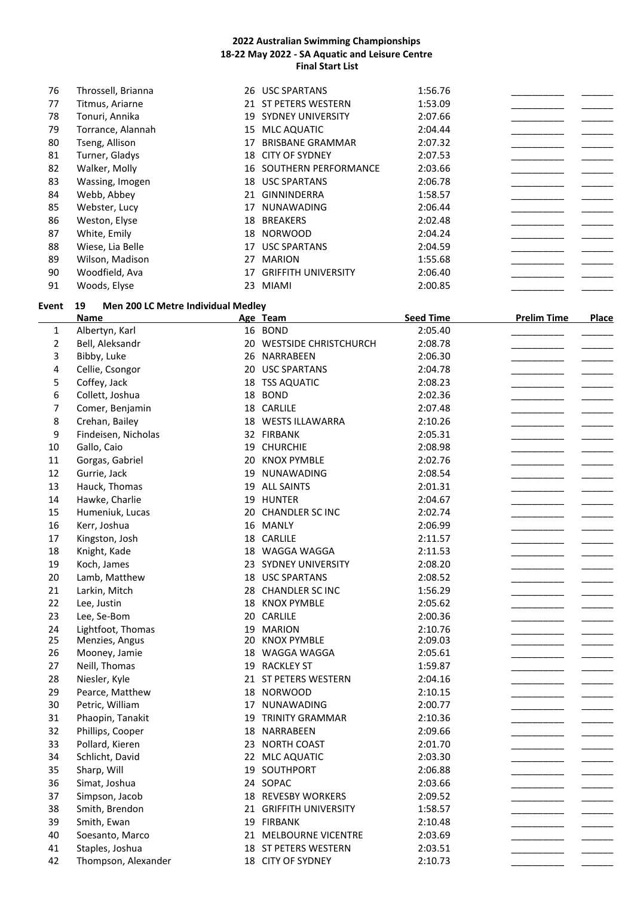**2022 Australian Swimming Championships**
**18-22 May 2022 - SA Aquatic and Leisure Centre**
**Final Start List**

| | Name | Age | Team | Seed Time | Prelim Time | Place |
|---|---|---|---|---|---|---|
| 76 | Throssell, Brianna | 26 | USC SPARTANS | 1:56.76 | __________ | ______ |
| 77 | Titmus, Ariarne | 21 | ST PETERS WESTERN | 1:53.09 | __________ | ______ |
| 78 | Tonuri, Annika | 19 | SYDNEY UNIVERSITY | 2:07.66 | __________ | ______ |
| 79 | Torrance, Alannah | 15 | MLC AQUATIC | 2:04.44 | __________ | ______ |
| 80 | Tseng, Allison | 17 | BRISBANE GRAMMAR | 2:07.32 | __________ | ______ |
| 81 | Turner, Gladys | 18 | CITY OF SYDNEY | 2:07.53 | __________ | ______ |
| 82 | Walker, Molly | 16 | SOUTHERN PERFORMANCE | 2:03.66 | __________ | ______ |
| 83 | Wassing, Imogen | 18 | USC SPARTANS | 2:06.78 | __________ | ______ |
| 84 | Webb, Abbey | 21 | GINNINDERRA | 1:58.57 | __________ | ______ |
| 85 | Webster, Lucy | 17 | NUNAWADING | 2:06.44 | __________ | ______ |
| 86 | Weston, Elyse | 18 | BREAKERS | 2:02.48 | __________ | ______ |
| 87 | White, Emily | 18 | NORWOOD | 2:04.24 | __________ | ______ |
| 88 | Wiese, Lia Belle | 17 | USC SPARTANS | 2:04.59 | __________ | ______ |
| 89 | Wilson, Madison | 27 | MARION | 1:55.68 | __________ | ______ |
| 90 | Woodfield, Ava | 17 | GRIFFITH UNIVERSITY | 2:06.40 | __________ | ______ |
| 91 | Woods, Elyse | 23 | MIAMI | 2:00.85 | __________ | ______ |

**Event 19 Men 200 LC Metre Individual Medley**

| | Name | Age | Team | Seed Time | Prelim Time | Place |
|---|---|---|---|---|---|---|
| 1 | Albertyn, Karl | 16 | BOND | 2:05.40 | __________ | ______ |
| 2 | Bell, Aleksandr | 20 | WESTSIDE CHRISTCHURCH | 2:08.78 | __________ | ______ |
| 3 | Bibby, Luke | 26 | NARRABEEN | 2:06.30 | __________ | ______ |
| 4 | Cellie, Csongor | 20 | USC SPARTANS | 2:04.78 | __________ | ______ |
| 5 | Coffey, Jack | 18 | TSS AQUATIC | 2:08.23 | __________ | ______ |
| 6 | Collett, Joshua | 18 | BOND | 2:02.36 | __________ | ______ |
| 7 | Comer, Benjamin | 18 | CARLILE | 2:07.48 | __________ | ______ |
| 8 | Crehan, Bailey | 18 | WESTS ILLAWARRA | 2:10.26 | __________ | ______ |
| 9 | Findeisen, Nicholas | 32 | FIRBANK | 2:05.31 | __________ | ______ |
| 10 | Gallo, Caio | 19 | CHURCHIE | 2:08.98 | __________ | ______ |
| 11 | Gorgas, Gabriel | 20 | KNOX PYMBLE | 2:02.76 | __________ | ______ |
| 12 | Gurrie, Jack | 19 | NUNAWADING | 2:08.54 | __________ | ______ |
| 13 | Hauck, Thomas | 19 | ALL SAINTS | 2:01.31 | __________ | ______ |
| 14 | Hawke, Charlie | 19 | HUNTER | 2:04.67 | __________ | ______ |
| 15 | Humeniuk, Lucas | 20 | CHANDLER SC INC | 2:02.74 | __________ | ______ |
| 16 | Kerr, Joshua | 16 | MANLY | 2:06.99 | __________ | ______ |
| 17 | Kingston, Josh | 18 | CARLILE | 2:11.57 | __________ | ______ |
| 18 | Knight, Kade | 18 | WAGGA WAGGA | 2:11.53 | __________ | ______ |
| 19 | Koch, James | 23 | SYDNEY UNIVERSITY | 2:08.20 | __________ | ______ |
| 20 | Lamb, Matthew | 18 | USC SPARTANS | 2:08.52 | __________ | ______ |
| 21 | Larkin, Mitch | 28 | CHANDLER SC INC | 1:56.29 | __________ | ______ |
| 22 | Lee, Justin | 18 | KNOX PYMBLE | 2:05.62 | __________ | ______ |
| 23 | Lee, Se-Bom | 20 | CARLILE | 2:00.36 | __________ | ______ |
| 24 | Lightfoot, Thomas | 19 | MARION | 2:10.76 | __________ | ______ |
| 25 | Menzies, Angus | 20 | KNOX PYMBLE | 2:09.03 | __________ | ______ |
| 26 | Mooney, Jamie | 18 | WAGGA WAGGA | 2:05.61 | __________ | ______ |
| 27 | Neill, Thomas | 19 | RACKLEY ST | 1:59.87 | __________ | ______ |
| 28 | Niesler, Kyle | 21 | ST PETERS WESTERN | 2:04.16 | __________ | ______ |
| 29 | Pearce, Matthew | 18 | NORWOOD | 2:10.15 | __________ | ______ |
| 30 | Petric, William | 17 | NUNAWADING | 2:00.77 | __________ | ______ |
| 31 | Phaopin, Tanakit | 19 | TRINITY GRAMMAR | 2:10.36 | __________ | ______ |
| 32 | Phillips, Cooper | 18 | NARRABEEN | 2:09.66 | __________ | ______ |
| 33 | Pollard, Kieren | 23 | NORTH COAST | 2:01.70 | __________ | ______ |
| 34 | Schlicht, David | 22 | MLC AQUATIC | 2:03.30 | __________ | ______ |
| 35 | Sharp, Will | 19 | SOUTHPORT | 2:06.88 | __________ | ______ |
| 36 | Simat, Joshua | 24 | SOPAC | 2:03.66 | __________ | ______ |
| 37 | Simpson, Jacob | 18 | REVESBY WORKERS | 2:09.52 | __________ | ______ |
| 38 | Smith, Brendon | 21 | GRIFFITH UNIVERSITY | 1:58.57 | __________ | ______ |
| 39 | Smith, Ewan | 19 | FIRBANK | 2:10.48 | __________ | ______ |
| 40 | Soesanto, Marco | 21 | MELBOURNE VICENTRE | 2:03.69 | __________ | ______ |
| 41 | Staples, Joshua | 18 | ST PETERS WESTERN | 2:03.51 | __________ | ______ |
| 42 | Thompson, Alexander | 18 | CITY OF SYDNEY | 2:10.73 | __________ | ______ |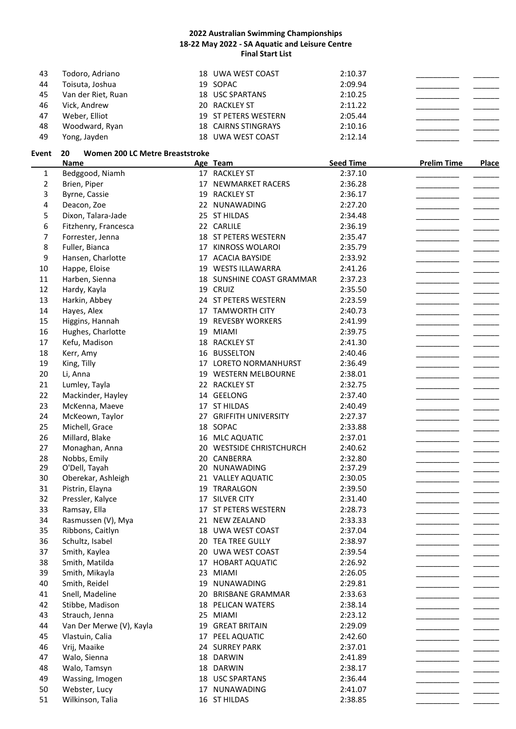# 2022 Australian Swimming Championships
## 18-22 May 2022 - SA Aquatic and Leisure Centre
## Final Start List

| | Name | Age | Team | Seed Time | Prelim Time | Place |
|---|---|---|---|---|---|---|
| 43 | Todoro, Adriano | 18 | UWA WEST COAST | 2:10.37 | __________ | ______ |
| 44 | Toisuta, Joshua | 19 | SOPAC | 2:09.94 | __________ | ______ |
| 45 | Van der Riet, Ruan | 18 | USC SPARTANS | 2:10.25 | __________ | ______ |
| 46 | Vick, Andrew | 20 | RACKLEY ST | 2:11.22 | __________ | ______ |
| 47 | Weber, Elliot | 19 | ST PETERS WESTERN | 2:05.44 | __________ | ______ |
| 48 | Woodward, Ryan | 18 | CAIRNS STINGRAYS | 2:10.16 | __________ | ______ |
| 49 | Yong, Jayden | 18 | UWA WEST COAST | 2:12.14 | __________ | ______ |

**Event 20 Women 200 LC Metre Breaststroke**

| | Name | Age | Team | Seed Time | Prelim Time | Place |
|---|---|---|---|---|---|---|
| 1 | Bedggood, Niamh | 17 | RACKLEY ST | 2:37.10 | __________ | ______ |
| 2 | Brien, Piper | 17 | NEWMARKET RACERS | 2:36.28 | __________ | ______ |
| 3 | Byrne, Cassie | 19 | RACKLEY ST | 2:36.17 | __________ | ______ |
| 4 | Deacon, Zoe | 22 | NUNAWADING | 2:27.20 | __________ | ______ |
| 5 | Dixon, Talara-Jade | 25 | ST HILDAS | 2:34.48 | __________ | ______ |
| 6 | Fitzhenry, Francesca | 22 | CARLILE | 2:36.19 | __________ | ______ |
| 7 | Forrester, Jenna | 18 | ST PETERS WESTERN | 2:35.47 | __________ | ______ |
| 8 | Fuller, Bianca | 17 | KINROSS WOLAROI | 2:35.79 | __________ | ______ |
| 9 | Hansen, Charlotte | 17 | ACACIA BAYSIDE | 2:33.92 | __________ | ______ |
| 10 | Happe, Eloise | 19 | WESTS ILLAWARRA | 2:41.26 | __________ | ______ |
| 11 | Harben, Sienna | 18 | SUNSHINE COAST GRAMMAR | 2:37.23 | __________ | ______ |
| 12 | Hardy, Kayla | 19 | CRUIZ | 2:35.50 | __________ | ______ |
| 13 | Harkin, Abbey | 24 | ST PETERS WESTERN | 2:23.59 | __________ | ______ |
| 14 | Hayes, Alex | 17 | TAMWORTH CITY | 2:40.73 | __________ | ______ |
| 15 | Higgins, Hannah | 19 | REVESBY WORKERS | 2:41.99 | __________ | ______ |
| 16 | Hughes, Charlotte | 19 | MIAMI | 2:39.75 | __________ | ______ |
| 17 | Kefu, Madison | 18 | RACKLEY ST | 2:41.30 | __________ | ______ |
| 18 | Kerr, Amy | 16 | BUSSELTON | 2:40.46 | __________ | ______ |
| 19 | King, Tilly | 17 | LORETO NORMANHURST | 2:36.49 | __________ | ______ |
| 20 | Li, Anna | 19 | WESTERN MELBOURNE | 2:38.01 | __________ | ______ |
| 21 | Lumley, Tayla | 22 | RACKLEY ST | 2:32.75 | __________ | ______ |
| 22 | Mackinder, Hayley | 14 | GEELONG | 2:37.40 | __________ | ______ |
| 23 | McKenna, Maeve | 17 | ST HILDAS | 2:40.49 | __________ | ______ |
| 24 | McKeown, Taylor | 27 | GRIFFITH UNIVERSITY | 2:27.37 | __________ | ______ |
| 25 | Michell, Grace | 18 | SOPAC | 2:33.88 | __________ | ______ |
| 26 | Millard, Blake | 16 | MLC AQUATIC | 2:37.01 | __________ | ______ |
| 27 | Monaghan, Anna | 20 | WESTSIDE CHRISTCHURCH | 2:40.62 | __________ | ______ |
| 28 | Nobbs, Emily | 20 | CANBERRA | 2:32.80 | __________ | ______ |
| 29 | O'Dell, Tayah | 20 | NUNAWADING | 2:37.29 | __________ | ______ |
| 30 | Oberekar, Ashleigh | 21 | VALLEY AQUATIC | 2:30.05 | __________ | ______ |
| 31 | Pistrin, Elayna | 19 | TRARALGON | 2:39.50 | __________ | ______ |
| 32 | Pressler, Kalyce | 17 | SILVER CITY | 2:31.40 | __________ | ______ |
| 33 | Ramsay, Ella | 17 | ST PETERS WESTERN | 2:28.73 | __________ | ______ |
| 34 | Rasmussen (V), Mya | 21 | NEW ZEALAND | 2:33.33 | __________ | ______ |
| 35 | Ribbons, Caitlyn | 18 | UWA WEST COAST | 2:37.04 | __________ | ______ |
| 36 | Schultz, Isabel | 20 | TEA TREE GULLY | 2:38.97 | __________ | ______ |
| 37 | Smith, Kaylea | 20 | UWA WEST COAST | 2:39.54 | __________ | ______ |
| 38 | Smith, Matilda | 17 | HOBART AQUATIC | 2:26.92 | __________ | ______ |
| 39 | Smith, Mikayla | 23 | MIAMI | 2:26.05 | __________ | ______ |
| 40 | Smith, Reidel | 19 | NUNAWADING | 2:29.81 | __________ | ______ |
| 41 | Snell, Madeline | 20 | BRISBANE GRAMMAR | 2:33.63 | __________ | ______ |
| 42 | Stibbe, Madison | 18 | PELICAN WATERS | 2:38.14 | __________ | ______ |
| 43 | Strauch, Jenna | 25 | MIAMI | 2:23.12 | __________ | ______ |
| 44 | Van Der Merwe (V), Kayla | 19 | GREAT BRITAIN | 2:29.09 | __________ | ______ |
| 45 | Vlastuin, Calia | 17 | PEEL AQUATIC | 2:42.60 | __________ | ______ |
| 46 | Vrij, Maaike | 24 | SURREY PARK | 2:37.01 | __________ | ______ |
| 47 | Walo, Sienna | 18 | DARWIN | 2:41.89 | __________ | ______ |
| 48 | Walo, Tamsyn | 18 | DARWIN | 2:38.17 | __________ | ______ |
| 49 | Wassing, Imogen | 18 | USC SPARTANS | 2:36.44 | __________ | ______ |
| 50 | Webster, Lucy | 17 | NUNAWADING | 2:41.07 | __________ | ______ |
| 51 | Wilkinson, Talia | 16 | ST HILDAS | 2:38.85 | __________ | ______ |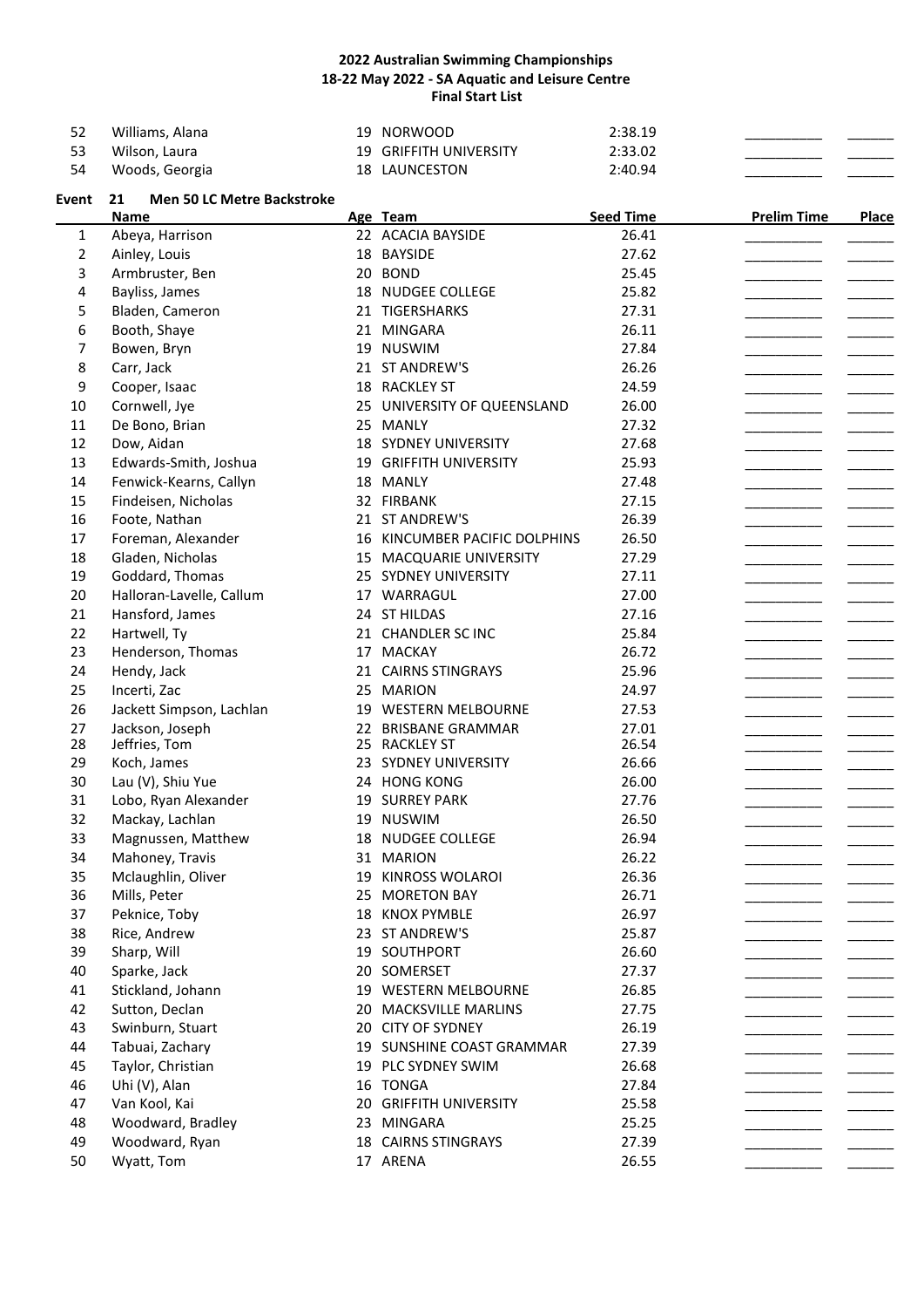# 2022 Australian Swimming Championships
## 18-22 May 2022 - SA Aquatic and Leisure Centre
## Final Start List

| | Name | Age | Team | Seed Time | Prelim Time | Place |
|---|---|---|---|---|---|---|
| 52 | Williams, Alana | 19 | NORWOOD | 2:38.19 | __________ | ______ |
| 53 | Wilson, Laura | 19 | GRIFFITH UNIVERSITY | 2:33.02 | __________ | ______ |
| 54 | Woods, Georgia | 18 | LAUNCESTON | 2:40.94 | __________ | ______ |

**Event 21 Men 50 LC Metre Backstroke**

| | Name | Age | Team | Seed Time | Prelim Time | Place |
|---|---|---|---|---|---|---|
| 1 | Abeya, Harrison | 22 | ACACIA BAYSIDE | 26.41 | __________ | ______ |
| 2 | Ainley, Louis | 18 | BAYSIDE | 27.62 | __________ | ______ |
| 3 | Armbruster, Ben | 20 | BOND | 25.45 | __________ | ______ |
| 4 | Bayliss, James | 18 | NUDGEE COLLEGE | 25.82 | __________ | ______ |
| 5 | Bladen, Cameron | 21 | TIGERSHARKS | 27.31 | __________ | ______ |
| 6 | Booth, Shaye | 21 | MINGARA | 26.11 | __________ | ______ |
| 7 | Bowen, Bryn | 19 | NUSWIM | 27.84 | __________ | ______ |
| 8 | Carr, Jack | 21 | ST ANDREW'S | 26.26 | __________ | ______ |
| 9 | Cooper, Isaac | 18 | RACKLEY ST | 24.59 | __________ | ______ |
| 10 | Cornwell, Jye | 25 | UNIVERSITY OF QUEENSLAND | 26.00 | __________ | ______ |
| 11 | De Bono, Brian | 25 | MANLY | 27.32 | __________ | ______ |
| 12 | Dow, Aidan | 18 | SYDNEY UNIVERSITY | 27.68 | __________ | ______ |
| 13 | Edwards-Smith, Joshua | 19 | GRIFFITH UNIVERSITY | 25.93 | __________ | ______ |
| 14 | Fenwick-Kearns, Callyn | 18 | MANLY | 27.48 | __________ | ______ |
| 15 | Findeisen, Nicholas | 32 | FIRBANK | 27.15 | __________ | ______ |
| 16 | Foote, Nathan | 21 | ST ANDREW'S | 26.39 | __________ | ______ |
| 17 | Foreman, Alexander | 16 | KINCUMBER PACIFIC DOLPHINS | 26.50 | __________ | ______ |
| 18 | Gladen, Nicholas | 15 | MACQUARIE UNIVERSITY | 27.29 | __________ | ______ |
| 19 | Goddard, Thomas | 25 | SYDNEY UNIVERSITY | 27.11 | __________ | ______ |
| 20 | Halloran-Lavelle, Callum | 17 | WARRAGUL | 27.00 | __________ | ______ |
| 21 | Hansford, James | 24 | ST HILDAS | 27.16 | __________ | ______ |
| 22 | Hartwell, Ty | 21 | CHANDLER SC INC | 25.84 | __________ | ______ |
| 23 | Henderson, Thomas | 17 | MACKAY | 26.72 | __________ | ______ |
| 24 | Hendy, Jack | 21 | CAIRNS STINGRAYS | 25.96 | __________ | ______ |
| 25 | Incerti, Zac | 25 | MARION | 24.97 | __________ | ______ |
| 26 | Jackett Simpson, Lachlan | 19 | WESTERN MELBOURNE | 27.53 | __________ | ______ |
| 27 | Jackson, Joseph | 22 | BRISBANE GRAMMAR | 27.01 | __________ | ______ |
| 28 | Jeffries, Tom | 25 | RACKLEY ST | 26.54 | __________ | ______ |
| 29 | Koch, James | 23 | SYDNEY UNIVERSITY | 26.66 | __________ | ______ |
| 30 | Lau (V), Shiu Yue | 24 | HONG KONG | 26.00 | __________ | ______ |
| 31 | Lobo, Ryan Alexander | 19 | SURREY PARK | 27.76 | __________ | ______ |
| 32 | Mackay, Lachlan | 19 | NUSWIM | 26.50 | __________ | ______ |
| 33 | Magnussen, Matthew | 18 | NUDGEE COLLEGE | 26.94 | __________ | ______ |
| 34 | Mahoney, Travis | 31 | MARION | 26.22 | __________ | ______ |
| 35 | Mclaughlin, Oliver | 19 | KINROSS WOLAROI | 26.36 | __________ | ______ |
| 36 | Mills, Peter | 25 | MORETON BAY | 26.71 | __________ | ______ |
| 37 | Peknice, Toby | 18 | KNOX PYMBLE | 26.97 | __________ | ______ |
| 38 | Rice, Andrew | 23 | ST ANDREW'S | 25.87 | __________ | ______ |
| 39 | Sharp, Will | 19 | SOUTHPORT | 26.60 | __________ | ______ |
| 40 | Sparke, Jack | 20 | SOMERSET | 27.37 | __________ | ______ |
| 41 | Stickland, Johann | 19 | WESTERN MELBOURNE | 26.85 | __________ | ______ |
| 42 | Sutton, Declan | 20 | MACKSVILLE MARLINS | 27.75 | __________ | ______ |
| 43 | Swinburn, Stuart | 20 | CITY OF SYDNEY | 26.19 | __________ | ______ |
| 44 | Tabuai, Zachary | 19 | SUNSHINE COAST GRAMMAR | 27.39 | __________ | ______ |
| 45 | Taylor, Christian | 19 | PLC SYDNEY SWIM | 26.68 | __________ | ______ |
| 46 | Uhi (V), Alan | 16 | TONGA | 27.84 | __________ | ______ |
| 47 | Van Kool, Kai | 20 | GRIFFITH UNIVERSITY | 25.58 | __________ | ______ |
| 48 | Woodward, Bradley | 23 | MINGARA | 25.25 | __________ | ______ |
| 49 | Woodward, Ryan | 18 | CAIRNS STINGRAYS | 27.39 | __________ | ______ |
| 50 | Wyatt, Tom | 17 | ARENA | 26.55 | __________ | ______ |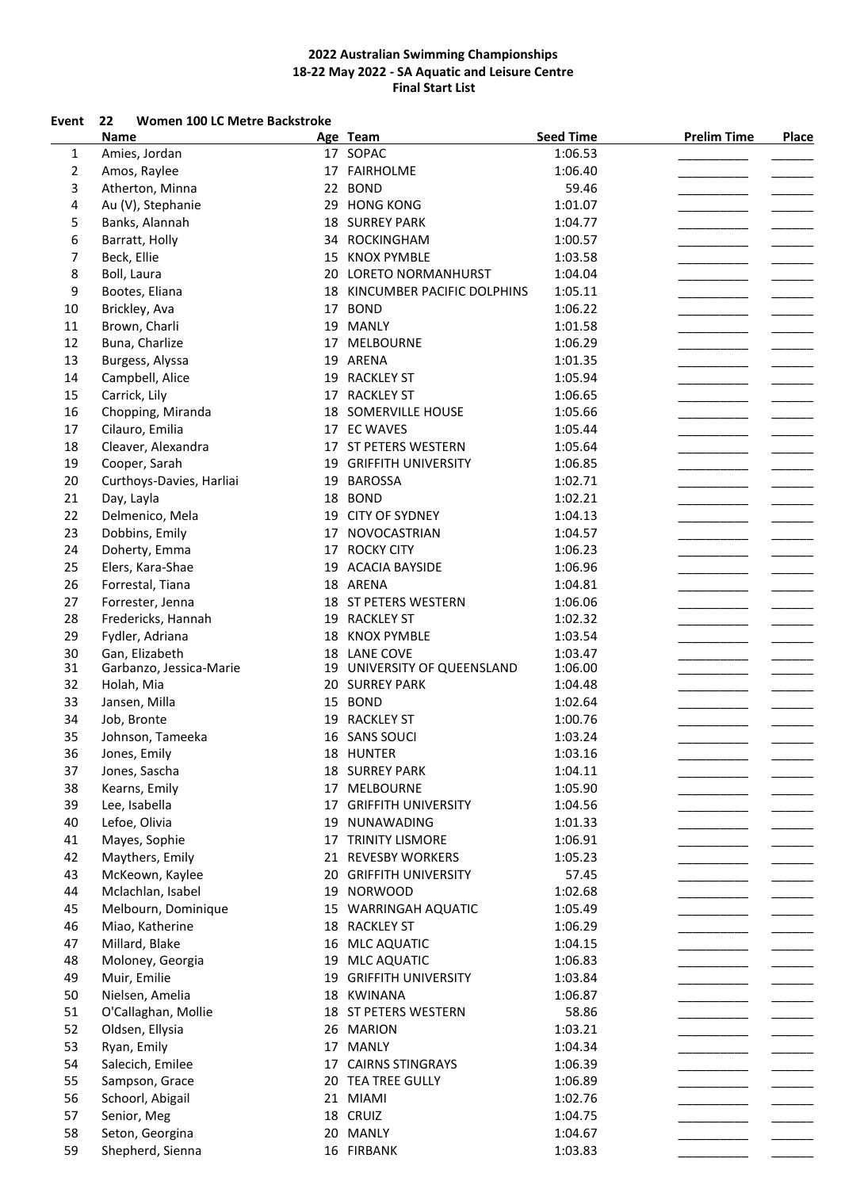**2022 Australian Swimming Championships**
**18-22 May 2022 - SA Aquatic and Leisure Centre**
**Final Start List**

**Event 22 Women 100 LC Metre Backstroke**

| | Name | Age | Team | Seed Time | Prelim Time | Place |
|---|---|---|---|---|---|---|
| 1 | Amies, Jordan | 17 | SOPAC | 1:06.53 | __________ | ______ |
| 2 | Amos, Raylee | 17 | FAIRHOLME | 1:06.40 | __________ | ______ |
| 3 | Atherton, Minna | 22 | BOND | 59.46 | __________ | ______ |
| 4 | Au (V), Stephanie | 29 | HONG KONG | 1:01.07 | __________ | ______ |
| 5 | Banks, Alannah | 18 | SURREY PARK | 1:04.77 | __________ | ______ |
| 6 | Barratt, Holly | 34 | ROCKINGHAM | 1:00.57 | __________ | ______ |
| 7 | Beck, Ellie | 15 | KNOX PYMBLE | 1:03.58 | __________ | ______ |
| 8 | Boll, Laura | 20 | LORETO NORMANHURST | 1:04.04 | __________ | ______ |
| 9 | Bootes, Eliana | 18 | KINCUMBER PACIFIC DOLPHINS | 1:05.11 | __________ | ______ |
| 10 | Brickley, Ava | 17 | BOND | 1:06.22 | __________ | ______ |
| 11 | Brown, Charli | 19 | MANLY | 1:01.58 | __________ | ______ |
| 12 | Buna, Charlize | 17 | MELBOURNE | 1:06.29 | __________ | ______ |
| 13 | Burgess, Alyssa | 19 | ARENA | 1:01.35 | __________ | ______ |
| 14 | Campbell, Alice | 19 | RACKLEY ST | 1:05.94 | __________ | ______ |
| 15 | Carrick, Lily | 17 | RACKLEY ST | 1:06.65 | __________ | ______ |
| 16 | Chopping, Miranda | 18 | SOMERVILLE HOUSE | 1:05.66 | __________ | ______ |
| 17 | Cilauro, Emilia | 17 | EC WAVES | 1:05.44 | __________ | ______ |
| 18 | Cleaver, Alexandra | 17 | ST PETERS WESTERN | 1:05.64 | __________ | ______ |
| 19 | Cooper, Sarah | 19 | GRIFFITH UNIVERSITY | 1:06.85 | __________ | ______ |
| 20 | Curthoys-Davies, Harliai | 19 | BAROSSA | 1:02.71 | __________ | ______ |
| 21 | Day, Layla | 18 | BOND | 1:02.21 | __________ | ______ |
| 22 | Delmenico, Mela | 19 | CITY OF SYDNEY | 1:04.13 | __________ | ______ |
| 23 | Dobbins, Emily | 17 | NOVOCASTRIAN | 1:04.57 | __________ | ______ |
| 24 | Doherty, Emma | 17 | ROCKY CITY | 1:06.23 | __________ | ______ |
| 25 | Elers, Kara-Shae | 19 | ACACIA BAYSIDE | 1:06.96 | __________ | ______ |
| 26 | Forrestal, Tiana | 18 | ARENA | 1:04.81 | __________ | ______ |
| 27 | Forrester, Jenna | 18 | ST PETERS WESTERN | 1:06.06 | __________ | ______ |
| 28 | Fredericks, Hannah | 19 | RACKLEY ST | 1:02.32 | __________ | ______ |
| 29 | Fydler, Adriana | 18 | KNOX PYMBLE | 1:03.54 | __________ | ______ |
| 30 | Gan, Elizabeth | 18 | LANE COVE | 1:03.47 | __________ | ______ |
| 31 | Garbanzo, Jessica-Marie | 19 | UNIVERSITY OF QUEENSLAND | 1:06.00 | __________ | ______ |
| 32 | Holah, Mia | 20 | SURREY PARK | 1:04.48 | __________ | ______ |
| 33 | Jansen, Milla | 15 | BOND | 1:02.64 | __________ | ______ |
| 34 | Job, Bronte | 19 | RACKLEY ST | 1:00.76 | __________ | ______ |
| 35 | Johnson, Tameeka | 16 | SANS SOUCI | 1:03.24 | __________ | ______ |
| 36 | Jones, Emily | 18 | HUNTER | 1:03.16 | __________ | ______ |
| 37 | Jones, Sascha | 18 | SURREY PARK | 1:04.11 | __________ | ______ |
| 38 | Kearns, Emily | 17 | MELBOURNE | 1:05.90 | __________ | ______ |
| 39 | Lee, Isabella | 17 | GRIFFITH UNIVERSITY | 1:04.56 | __________ | ______ |
| 40 | Lefoe, Olivia | 19 | NUNAWADING | 1:01.33 | __________ | ______ |
| 41 | Mayes, Sophie | 17 | TRINITY LISMORE | 1:06.91 | __________ | ______ |
| 42 | Maythers, Emily | 21 | REVESBY WORKERS | 1:05.23 | __________ | ______ |
| 43 | McKeown, Kaylee | 20 | GRIFFITH UNIVERSITY | 57.45 | __________ | ______ |
| 44 | Mclachlan, Isabel | 19 | NORWOOD | 1:02.68 | __________ | ______ |
| 45 | Melbourn, Dominique | 15 | WARRINGAH AQUATIC | 1:05.49 | __________ | ______ |
| 46 | Miao, Katherine | 18 | RACKLEY ST | 1:06.29 | __________ | ______ |
| 47 | Millard, Blake | 16 | MLC AQUATIC | 1:04.15 | __________ | ______ |
| 48 | Moloney, Georgia | 19 | MLC AQUATIC | 1:06.83 | __________ | ______ |
| 49 | Muir, Emilie | 19 | GRIFFITH UNIVERSITY | 1:03.84 | __________ | ______ |
| 50 | Nielsen, Amelia | 18 | KWINANA | 1:06.87 | __________ | ______ |
| 51 | O'Callaghan, Mollie | 18 | ST PETERS WESTERN | 58.86 | __________ | ______ |
| 52 | Oldsen, Ellysia | 26 | MARION | 1:03.21 | __________ | ______ |
| 53 | Ryan, Emily | 17 | MANLY | 1:04.34 | __________ | ______ |
| 54 | Salecich, Emilee | 17 | CAIRNS STINGRAYS | 1:06.39 | __________ | ______ |
| 55 | Sampson, Grace | 20 | TEA TREE GULLY | 1:06.89 | __________ | ______ |
| 56 | Schoorl, Abigail | 21 | MIAMI | 1:02.76 | __________ | ______ |
| 57 | Senior, Meg | 18 | CRUIZ | 1:04.75 | __________ | ______ |
| 58 | Seton, Georgina | 20 | MANLY | 1:04.67 | __________ | ______ |
| 59 | Shepherd, Sienna | 16 | FIRBANK | 1:03.83 | __________ | ______ |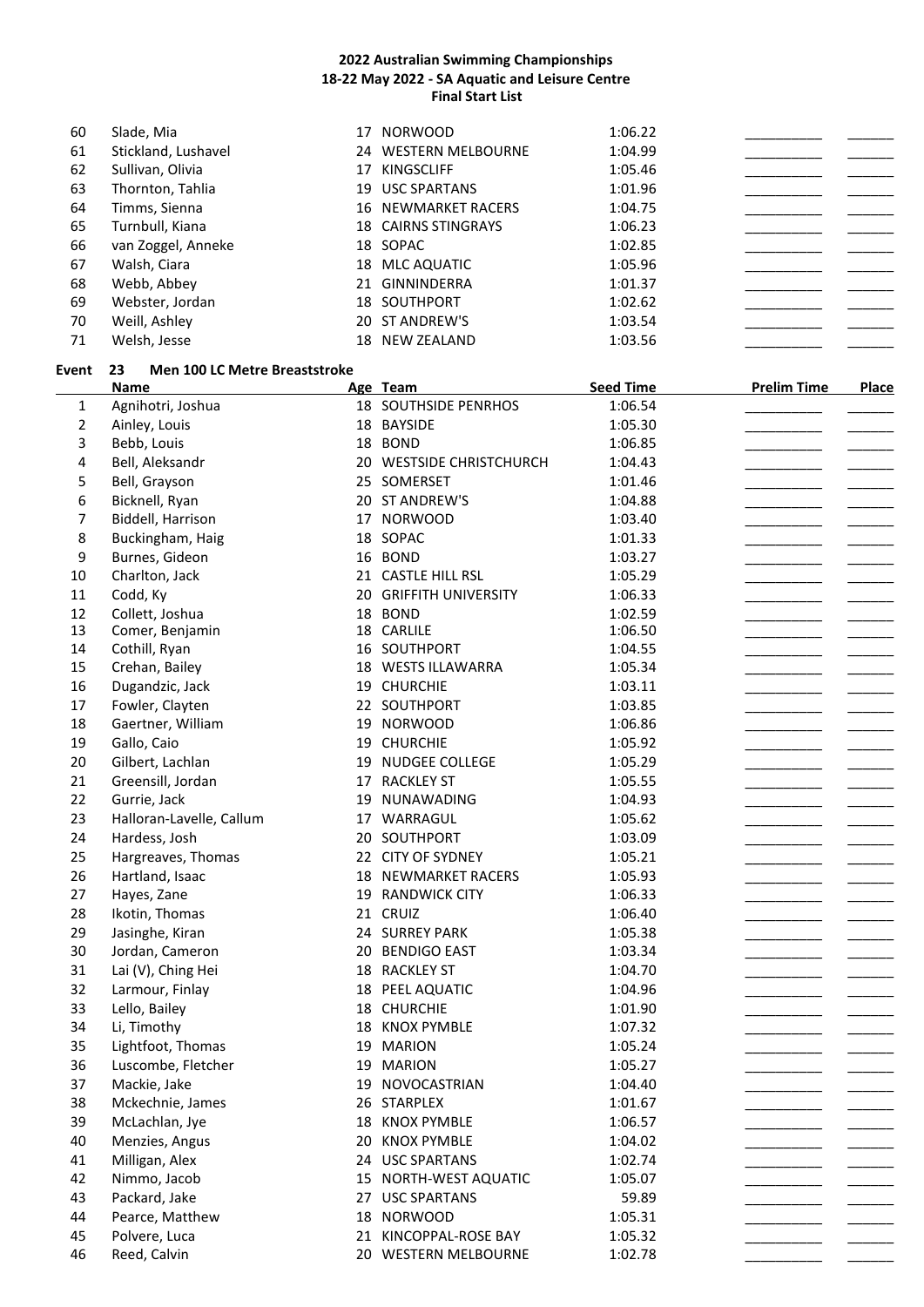# 2022 Australian Swimming Championships
## 18-22 May 2022 - SA Aquatic and Leisure Centre
### Final Start List

| | Name | Age | Team | Seed Time | Prelim Time | Place |
|---|---|---|---|---|---|---|
| 60 | Slade, Mia | 17 | NORWOOD | 1:06.22 | __________ | ______ |
| 61 | Stickland, Lushavel | 24 | WESTERN MELBOURNE | 1:04.99 | __________ | ______ |
| 62 | Sullivan, Olivia | 17 | KINGSCLIFF | 1:05.46 | __________ | ______ |
| 63 | Thornton, Tahlia | 19 | USC SPARTANS | 1:01.96 | __________ | ______ |
| 64 | Timms, Sienna | 16 | NEWMARKET RACERS | 1:04.75 | __________ | ______ |
| 65 | Turnbull, Kiana | 18 | CAIRNS STINGRAYS | 1:06.23 | __________ | ______ |
| 66 | van Zoggel, Anneke | 18 | SOPAC | 1:02.85 | __________ | ______ |
| 67 | Walsh, Ciara | 18 | MLC AQUATIC | 1:05.96 | __________ | ______ |
| 68 | Webb, Abbey | 21 | GINNINDERRA | 1:01.37 | __________ | ______ |
| 69 | Webster, Jordan | 18 | SOUTHPORT | 1:02.62 | __________ | ______ |
| 70 | Weill, Ashley | 20 | ST ANDREW'S | 1:03.54 | __________ | ______ |
| 71 | Welsh, Jesse | 18 | NEW ZEALAND | 1:03.56 | __________ | ______ |

**Event 23 Men 100 LC Metre Breaststroke**

| | Name | Age | Team | Seed Time | Prelim Time | Place |
|---|---|---|---|---|---|---|
| 1 | Agnihotri, Joshua | 18 | SOUTHSIDE PENRHOS | 1:06.54 | __________ | ______ |
| 2 | Ainley, Louis | 18 | BAYSIDE | 1:05.30 | __________ | ______ |
| 3 | Bebb, Louis | 18 | BOND | 1:06.85 | __________ | ______ |
| 4 | Bell, Aleksandr | 20 | WESTSIDE CHRISTCHURCH | 1:04.43 | __________ | ______ |
| 5 | Bell, Grayson | 25 | SOMERSET | 1:01.46 | __________ | ______ |
| 6 | Bicknell, Ryan | 20 | ST ANDREW'S | 1:04.88 | __________ | ______ |
| 7 | Biddell, Harrison | 17 | NORWOOD | 1:03.40 | __________ | ______ |
| 8 | Buckingham, Haig | 18 | SOPAC | 1:01.33 | __________ | ______ |
| 9 | Burnes, Gideon | 16 | BOND | 1:03.27 | __________ | ______ |
| 10 | Charlton, Jack | 21 | CASTLE HILL RSL | 1:05.29 | __________ | ______ |
| 11 | Codd, Ky | 20 | GRIFFITH UNIVERSITY | 1:06.33 | __________ | ______ |
| 12 | Collett, Joshua | 18 | BOND | 1:02.59 | __________ | ______ |
| 13 | Comer, Benjamin | 18 | CARLILE | 1:06.50 | __________ | ______ |
| 14 | Cothill, Ryan | 16 | SOUTHPORT | 1:04.55 | __________ | ______ |
| 15 | Crehan, Bailey | 18 | WESTS ILLAWARRA | 1:05.34 | __________ | ______ |
| 16 | Dugandzic, Jack | 19 | CHURCHIE | 1:03.11 | __________ | ______ |
| 17 | Fowler, Clayten | 22 | SOUTHPORT | 1:03.85 | __________ | ______ |
| 18 | Gaertner, William | 19 | NORWOOD | 1:06.86 | __________ | ______ |
| 19 | Gallo, Caio | 19 | CHURCHIE | 1:05.92 | __________ | ______ |
| 20 | Gilbert, Lachlan | 19 | NUDGEE COLLEGE | 1:05.29 | __________ | ______ |
| 21 | Greensill, Jordan | 17 | RACKLEY ST | 1:05.55 | __________ | ______ |
| 22 | Gurrie, Jack | 19 | NUNAWADING | 1:04.93 | __________ | ______ |
| 23 | Halloran-Lavelle, Callum | 17 | WARRAGUL | 1:05.62 | __________ | ______ |
| 24 | Hardess, Josh | 20 | SOUTHPORT | 1:03.09 | __________ | ______ |
| 25 | Hargreaves, Thomas | 22 | CITY OF SYDNEY | 1:05.21 | __________ | ______ |
| 26 | Hartland, Isaac | 18 | NEWMARKET RACERS | 1:05.93 | __________ | ______ |
| 27 | Hayes, Zane | 19 | RANDWICK CITY | 1:06.33 | __________ | ______ |
| 28 | Ikotin, Thomas | 21 | CRUIZ | 1:06.40 | __________ | ______ |
| 29 | Jasinghe, Kiran | 24 | SURREY PARK | 1:05.38 | __________ | ______ |
| 30 | Jordan, Cameron | 20 | BENDIGO EAST | 1:03.34 | __________ | ______ |
| 31 | Lai (V), Ching Hei | 18 | RACKLEY ST | 1:04.70 | __________ | ______ |
| 32 | Larmour, Finlay | 18 | PEEL AQUATIC | 1:04.96 | __________ | ______ |
| 33 | Lello, Bailey | 18 | CHURCHIE | 1:01.90 | __________ | ______ |
| 34 | Li, Timothy | 18 | KNOX PYMBLE | 1:07.32 | __________ | ______ |
| 35 | Lightfoot, Thomas | 19 | MARION | 1:05.24 | __________ | ______ |
| 36 | Luscombe, Fletcher | 19 | MARION | 1:05.27 | __________ | ______ |
| 37 | Mackie, Jake | 19 | NOVOCASTRIAN | 1:04.40 | __________ | ______ |
| 38 | Mckechnie, James | 26 | STARPLEX | 1:01.67 | __________ | ______ |
| 39 | McLachlan, Jye | 18 | KNOX PYMBLE | 1:06.57 | __________ | ______ |
| 40 | Menzies, Angus | 20 | KNOX PYMBLE | 1:04.02 | __________ | ______ |
| 41 | Milligan, Alex | 24 | USC SPARTANS | 1:02.74 | __________ | ______ |
| 42 | Nimmo, Jacob | 15 | NORTH-WEST AQUATIC | 1:05.07 | __________ | ______ |
| 43 | Packard, Jake | 27 | USC SPARTANS | 59.89 | __________ | ______ |
| 44 | Pearce, Matthew | 18 | NORWOOD | 1:05.31 | __________ | ______ |
| 45 | Polvere, Luca | 21 | KINCOPPAL-ROSE BAY | 1:05.32 | __________ | ______ |
| 46 | Reed, Calvin | 20 | WESTERN MELBOURNE | 1:02.78 | __________ | ______ |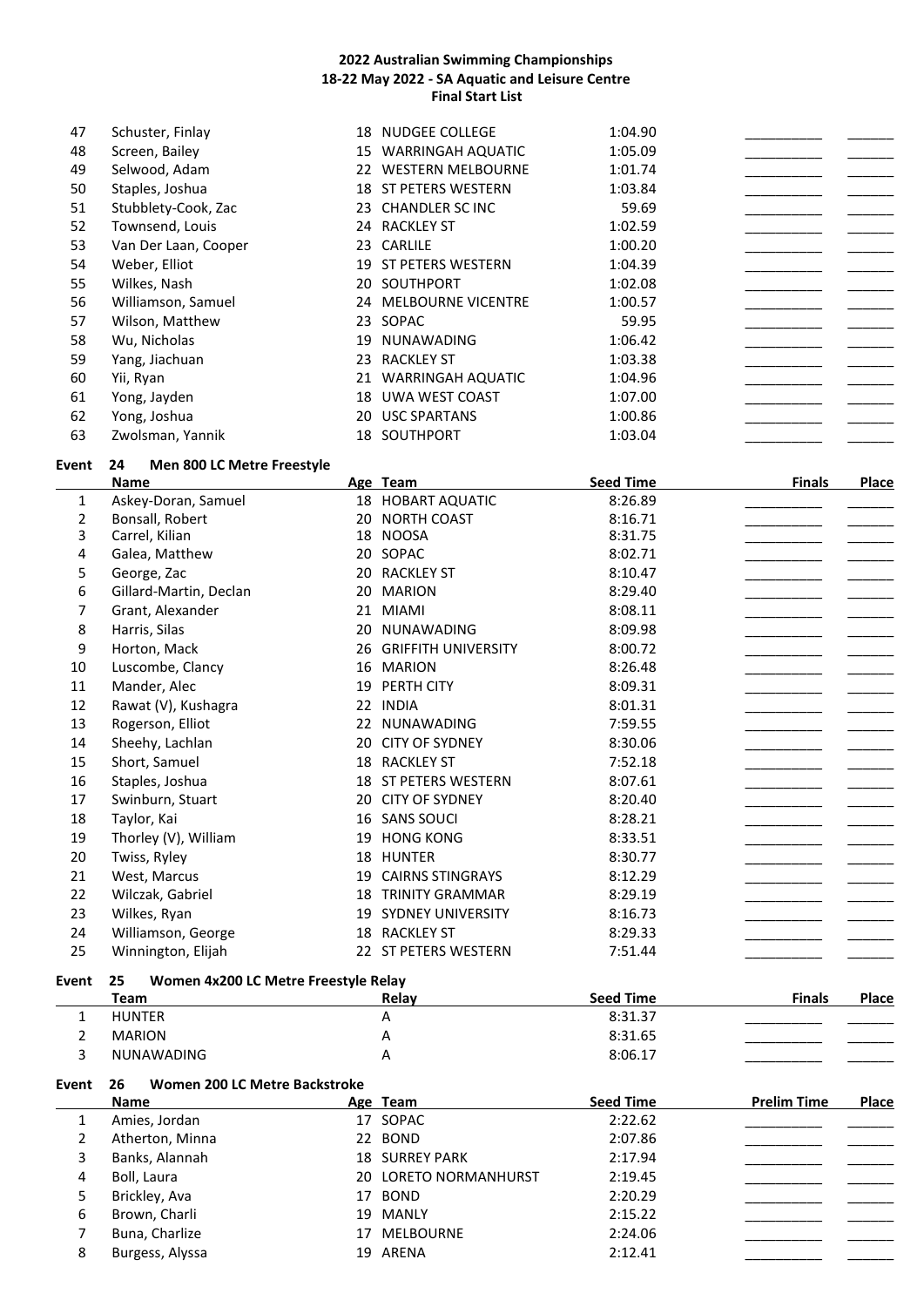## 2022 Australian Swimming Championships
## 18-22 May 2022 - SA Aquatic and Leisure Centre
## Final Start List

| | Name | Age | Team | Seed Time | | |
|---|---|---|---|---|---|---|
| 47 | Schuster, Finlay | 18 | NUDGEE COLLEGE | 1:04.90 | __________ | ______ |
| 48 | Screen, Bailey | 15 | WARRINGAH AQUATIC | 1:05.09 | __________ | ______ |
| 49 | Selwood, Adam | 22 | WESTERN MELBOURNE | 1:01.74 | __________ | ______ |
| 50 | Staples, Joshua | 18 | ST PETERS WESTERN | 1:03.84 | __________ | ______ |
| 51 | Stubblety-Cook, Zac | 23 | CHANDLER SC INC | 59.69 | __________ | ______ |
| 52 | Townsend, Louis | 24 | RACKLEY ST | 1:02.59 | __________ | ______ |
| 53 | Van Der Laan, Cooper | 23 | CARLILE | 1:00.20 | __________ | ______ |
| 54 | Weber, Elliot | 19 | ST PETERS WESTERN | 1:04.39 | __________ | ______ |
| 55 | Wilkes, Nash | 20 | SOUTHPORT | 1:02.08 | __________ | ______ |
| 56 | Williamson, Samuel | 24 | MELBOURNE VICENTRE | 1:00.57 | __________ | ______ |
| 57 | Wilson, Matthew | 23 | SOPAC | 59.95 | __________ | ______ |
| 58 | Wu, Nicholas | 19 | NUNAWADING | 1:06.42 | __________ | ______ |
| 59 | Yang, Jiachuan | 23 | RACKLEY ST | 1:03.38 | __________ | ______ |
| 60 | Yii, Ryan | 21 | WARRINGAH AQUATIC | 1:04.96 | __________ | ______ |
| 61 | Yong, Jayden | 18 | UWA WEST COAST | 1:07.00 | __________ | ______ |
| 62 | Yong, Joshua | 20 | USC SPARTANS | 1:00.86 | __________ | ______ |
| 63 | Zwolsman, Yannik | 18 | SOUTHPORT | 1:03.04 | __________ | ______ |

### Event 24 Men 800 LC Metre Freestyle

| | Name | Age | Team | Seed Time | Finals | Place |
|---|---|---|---|---|---|---|
| 1 | Askey-Doran, Samuel | 18 | HOBART AQUATIC | 8:26.89 | __________ | ______ |
| 2 | Bonsall, Robert | 20 | NORTH COAST | 8:16.71 | __________ | ______ |
| 3 | Carrel, Kilian | 18 | NOOSA | 8:31.75 | __________ | ______ |
| 4 | Galea, Matthew | 20 | SOPAC | 8:02.71 | __________ | ______ |
| 5 | George, Zac | 20 | RACKLEY ST | 8:10.47 | __________ | ______ |
| 6 | Gillard-Martin, Declan | 20 | MARION | 8:29.40 | __________ | ______ |
| 7 | Grant, Alexander | 21 | MIAMI | 8:08.11 | __________ | ______ |
| 8 | Harris, Silas | 20 | NUNAWADING | 8:09.98 | __________ | ______ |
| 9 | Horton, Mack | 26 | GRIFFITH UNIVERSITY | 8:00.72 | __________ | ______ |
| 10 | Luscombe, Clancy | 16 | MARION | 8:26.48 | __________ | ______ |
| 11 | Mander, Alec | 19 | PERTH CITY | 8:09.31 | __________ | ______ |
| 12 | Rawat (V), Kushagra | 22 | INDIA | 8:01.31 | __________ | ______ |
| 13 | Rogerson, Elliot | 22 | NUNAWADING | 7:59.55 | __________ | ______ |
| 14 | Sheehy, Lachlan | 20 | CITY OF SYDNEY | 8:30.06 | __________ | ______ |
| 15 | Short, Samuel | 18 | RACKLEY ST | 7:52.18 | __________ | ______ |
| 16 | Staples, Joshua | 18 | ST PETERS WESTERN | 8:07.61 | __________ | ______ |
| 17 | Swinburn, Stuart | 20 | CITY OF SYDNEY | 8:20.40 | __________ | ______ |
| 18 | Taylor, Kai | 16 | SANS SOUCI | 8:28.21 | __________ | ______ |
| 19 | Thorley (V), William | 19 | HONG KONG | 8:33.51 | __________ | ______ |
| 20 | Twiss, Ryley | 18 | HUNTER | 8:30.77 | __________ | ______ |
| 21 | West, Marcus | 19 | CAIRNS STINGRAYS | 8:12.29 | __________ | ______ |
| 22 | Wilczak, Gabriel | 18 | TRINITY GRAMMAR | 8:29.19 | __________ | ______ |
| 23 | Wilkes, Ryan | 19 | SYDNEY UNIVERSITY | 8:16.73 | __________ | ______ |
| 24 | Williamson, George | 18 | RACKLEY ST | 8:29.33 | __________ | ______ |
| 25 | Winnington, Elijah | 22 | ST PETERS WESTERN | 7:51.44 | __________ | ______ |

### Event 25 Women 4x200 LC Metre Freestyle Relay

| | Team | Relay | Seed Time | Finals | Place |
|---|---|---|---|---|---|
| 1 | HUNTER | A | 8:31.37 | __________ | ______ |
| 2 | MARION | A | 8:31.65 | __________ | ______ |
| 3 | NUNAWADING | A | 8:06.17 | __________ | ______ |

### Event 26 Women 200 LC Metre Backstroke

| | Name | Age | Team | Seed Time | Prelim Time | Place |
|---|---|---|---|---|---|---|
| 1 | Amies, Jordan | 17 | SOPAC | 2:22.62 | __________ | ______ |
| 2 | Atherton, Minna | 22 | BOND | 2:07.86 | __________ | ______ |
| 3 | Banks, Alannah | 18 | SURREY PARK | 2:17.94 | __________ | ______ |
| 4 | Boll, Laura | 20 | LORETO NORMANHURST | 2:19.45 | __________ | ______ |
| 5 | Brickley, Ava | 17 | BOND | 2:20.29 | __________ | ______ |
| 6 | Brown, Charli | 19 | MANLY | 2:15.22 | __________ | ______ |
| 7 | Buna, Charlize | 17 | MELBOURNE | 2:24.06 | __________ | ______ |
| 8 | Burgess, Alyssa | 19 | ARENA | 2:12.41 | __________ | ______ |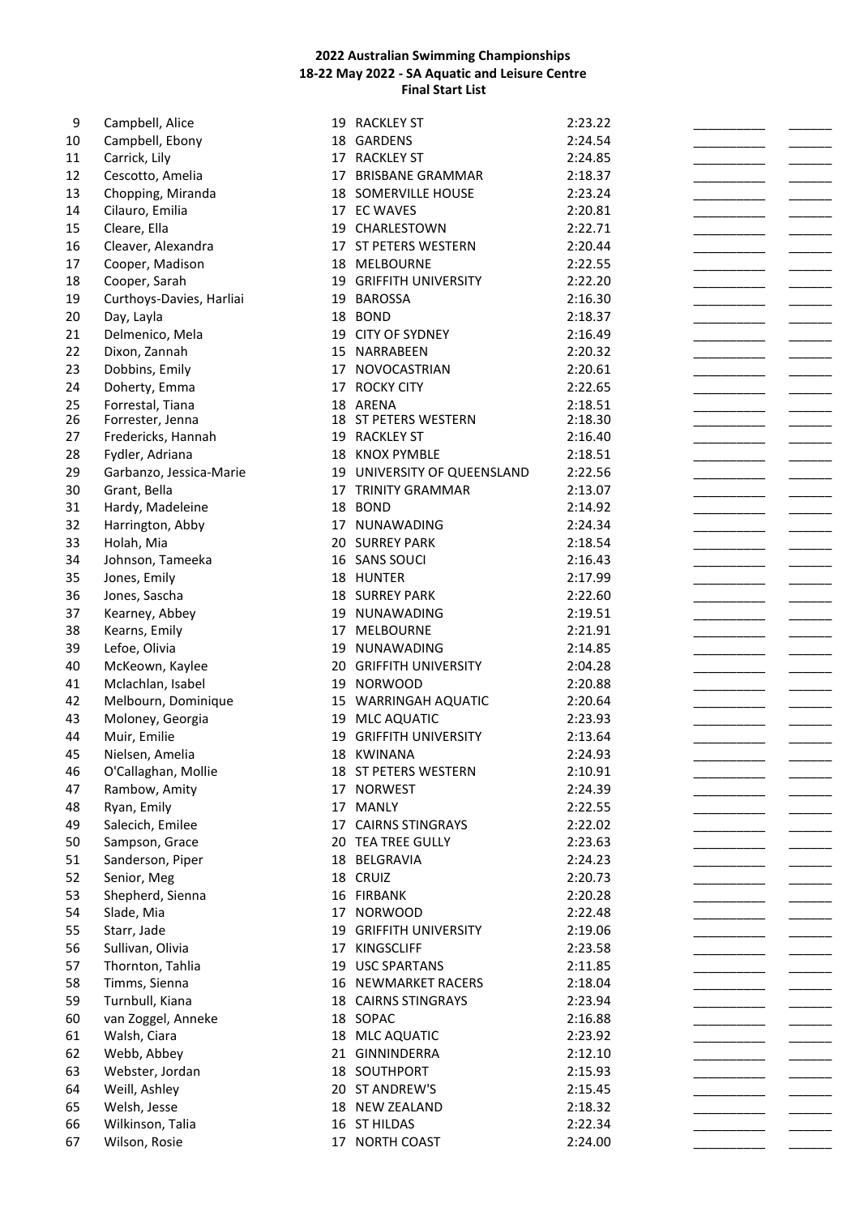**2022 Australian Swimming Championships**
**18-22 May 2022 - SA Aquatic and Leisure Centre**
**Final Start List**

| # | Name | Age | Club | Seed Time | | |
|---|---|---|---|---|---|---|
| 9 | Campbell, Alice | 19 | RACKLEY ST | 2:23.22 | __________ | ______ |
| 10 | Campbell, Ebony | 18 | GARDENS | 2:24.54 | __________ | ______ |
| 11 | Carrick, Lily | 17 | RACKLEY ST | 2:24.85 | __________ | ______ |
| 12 | Cescotto, Amelia | 17 | BRISBANE GRAMMAR | 2:18.37 | __________ | ______ |
| 13 | Chopping, Miranda | 18 | SOMERVILLE HOUSE | 2:23.24 | __________ | ______ |
| 14 | Cilauro, Emilia | 17 | EC WAVES | 2:20.81 | __________ | ______ |
| 15 | Cleare, Ella | 19 | CHARLESTOWN | 2:22.71 | __________ | ______ |
| 16 | Cleaver, Alexandra | 17 | ST PETERS WESTERN | 2:20.44 | __________ | ______ |
| 17 | Cooper, Madison | 18 | MELBOURNE | 2:22.55 | __________ | ______ |
| 18 | Cooper, Sarah | 19 | GRIFFITH UNIVERSITY | 2:22.20 | __________ | ______ |
| 19 | Curthoys-Davies, Harliai | 19 | BAROSSA | 2:16.30 | __________ | ______ |
| 20 | Day, Layla | 18 | BOND | 2:18.37 | __________ | ______ |
| 21 | Delmenico, Mela | 19 | CITY OF SYDNEY | 2:16.49 | __________ | ______ |
| 22 | Dixon, Zannah | 15 | NARRABEEN | 2:20.32 | __________ | ______ |
| 23 | Dobbins, Emily | 17 | NOVOCASTRIAN | 2:20.61 | __________ | ______ |
| 24 | Doherty, Emma | 17 | ROCKY CITY | 2:22.65 | __________ | ______ |
| 25 | Forrestal, Tiana | 18 | ARENA | 2:18.51 | __________ | ______ |
| 26 | Forrester, Jenna | 18 | ST PETERS WESTERN | 2:18.30 | __________ | ______ |
| 27 | Fredericks, Hannah | 19 | RACKLEY ST | 2:16.40 | __________ | ______ |
| 28 | Fydler, Adriana | 18 | KNOX PYMBLE | 2:18.51 | __________ | ______ |
| 29 | Garbanzo, Jessica-Marie | 19 | UNIVERSITY OF QUEENSLAND | 2:22.56 | __________ | ______ |
| 30 | Grant, Bella | 17 | TRINITY GRAMMAR | 2:13.07 | __________ | ______ |
| 31 | Hardy, Madeleine | 18 | BOND | 2:14.92 | __________ | ______ |
| 32 | Harrington, Abby | 17 | NUNAWADING | 2:24.34 | __________ | ______ |
| 33 | Holah, Mia | 20 | SURREY PARK | 2:18.54 | __________ | ______ |
| 34 | Johnson, Tameeka | 16 | SANS SOUCI | 2:16.43 | __________ | ______ |
| 35 | Jones, Emily | 18 | HUNTER | 2:17.99 | __________ | ______ |
| 36 | Jones, Sascha | 18 | SURREY PARK | 2:22.60 | __________ | ______ |
| 37 | Kearney, Abbey | 19 | NUNAWADING | 2:19.51 | __________ | ______ |
| 38 | Kearns, Emily | 17 | MELBOURNE | 2:21.91 | __________ | ______ |
| 39 | Lefoe, Olivia | 19 | NUNAWADING | 2:14.85 | __________ | ______ |
| 40 | McKeown, Kaylee | 20 | GRIFFITH UNIVERSITY | 2:04.28 | __________ | ______ |
| 41 | Mclachlan, Isabel | 19 | NORWOOD | 2:20.88 | __________ | ______ |
| 42 | Melbourn, Dominique | 15 | WARRINGAH AQUATIC | 2:20.64 | __________ | ______ |
| 43 | Moloney, Georgia | 19 | MLC AQUATIC | 2:23.93 | __________ | ______ |
| 44 | Muir, Emilie | 19 | GRIFFITH UNIVERSITY | 2:13.64 | __________ | ______ |
| 45 | Nielsen, Amelia | 18 | KWINANA | 2:24.93 | __________ | ______ |
| 46 | O'Callaghan, Mollie | 18 | ST PETERS WESTERN | 2:10.91 | __________ | ______ |
| 47 | Rambow, Amity | 17 | NORWEST | 2:24.39 | __________ | ______ |
| 48 | Ryan, Emily | 17 | MANLY | 2:22.55 | __________ | ______ |
| 49 | Salecich, Emilee | 17 | CAIRNS STINGRAYS | 2:22.02 | __________ | ______ |
| 50 | Sampson, Grace | 20 | TEA TREE GULLY | 2:23.63 | __________ | ______ |
| 51 | Sanderson, Piper | 18 | BELGRAVIA | 2:24.23 | __________ | ______ |
| 52 | Senior, Meg | 18 | CRUIZ | 2:20.73 | __________ | ______ |
| 53 | Shepherd, Sienna | 16 | FIRBANK | 2:20.28 | __________ | ______ |
| 54 | Slade, Mia | 17 | NORWOOD | 2:22.48 | __________ | ______ |
| 55 | Starr, Jade | 19 | GRIFFITH UNIVERSITY | 2:19.06 | __________ | ______ |
| 56 | Sullivan, Olivia | 17 | KINGSCLIFF | 2:23.58 | __________ | ______ |
| 57 | Thornton, Tahlia | 19 | USC SPARTANS | 2:11.85 | __________ | ______ |
| 58 | Timms, Sienna | 16 | NEWMARKET RACERS | 2:18.04 | __________ | ______ |
| 59 | Turnbull, Kiana | 18 | CAIRNS STINGRAYS | 2:23.94 | __________ | ______ |
| 60 | van Zoggel, Anneke | 18 | SOPAC | 2:16.88 | __________ | ______ |
| 61 | Walsh, Ciara | 18 | MLC AQUATIC | 2:23.92 | __________ | ______ |
| 62 | Webb, Abbey | 21 | GINNINDERRA | 2:12.10 | __________ | ______ |
| 63 | Webster, Jordan | 18 | SOUTHPORT | 2:15.93 | __________ | ______ |
| 64 | Weill, Ashley | 20 | ST ANDREW'S | 2:15.45 | __________ | ______ |
| 65 | Welsh, Jesse | 18 | NEW ZEALAND | 2:18.32 | __________ | ______ |
| 66 | Wilkinson, Talia | 16 | ST HILDAS | 2:22.34 | __________ | ______ |
| 67 | Wilson, Rosie | 17 | NORTH COAST | 2:24.00 | __________ | ______ |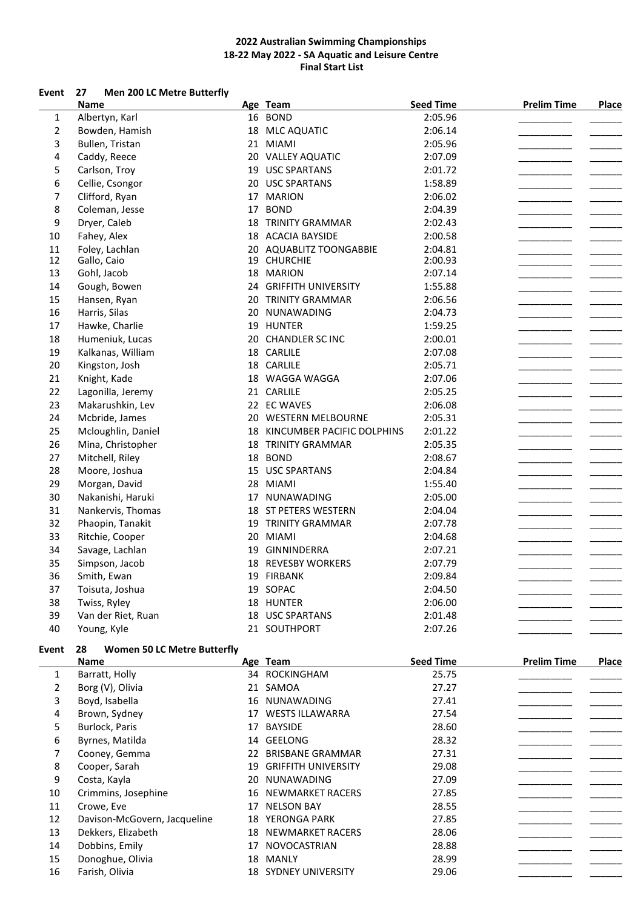# 2022 Australian Swimming Championships
## 18-22 May 2022 - SA Aquatic and Leisure Centre
### Final Start List

**Event 27 Men 200 LC Metre Butterfly**

| | Name | Age | Team | Seed Time | Prelim Time | Place |
|---|---|---|---|---|---|---|
| 1 | Albertyn, Karl | 16 | BOND | 2:05.96 | __________ | ______ |
| 2 | Bowden, Hamish | 18 | MLC AQUATIC | 2:06.14 | __________ | ______ |
| 3 | Bullen, Tristan | 21 | MIAMI | 2:05.96 | __________ | ______ |
| 4 | Caddy, Reece | 20 | VALLEY AQUATIC | 2:07.09 | __________ | ______ |
| 5 | Carlson, Troy | 19 | USC SPARTANS | 2:01.72 | __________ | ______ |
| 6 | Cellie, Csongor | 20 | USC SPARTANS | 1:58.89 | __________ | ______ |
| 7 | Clifford, Ryan | 17 | MARION | 2:06.02 | __________ | ______ |
| 8 | Coleman, Jesse | 17 | BOND | 2:04.39 | __________ | ______ |
| 9 | Dryer, Caleb | 18 | TRINITY GRAMMAR | 2:02.43 | __________ | ______ |
| 10 | Fahey, Alex | 18 | ACACIA BAYSIDE | 2:00.58 | __________ | ______ |
| 11 | Foley, Lachlan | 20 | AQUABLITZ TOONGABBIE | 2:04.81 | __________ | ______ |
| 12 | Gallo, Caio | 19 | CHURCHIE | 2:00.93 | __________ | ______ |
| 13 | Gohl, Jacob | 18 | MARION | 2:07.14 | __________ | ______ |
| 14 | Gough, Bowen | 24 | GRIFFITH UNIVERSITY | 1:55.88 | __________ | ______ |
| 15 | Hansen, Ryan | 20 | TRINITY GRAMMAR | 2:06.56 | __________ | ______ |
| 16 | Harris, Silas | 20 | NUNAWADING | 2:04.73 | __________ | ______ |
| 17 | Hawke, Charlie | 19 | HUNTER | 1:59.25 | __________ | ______ |
| 18 | Humeniuk, Lucas | 20 | CHANDLER SC INC | 2:00.01 | __________ | ______ |
| 19 | Kalkanas, William | 18 | CARLILE | 2:07.08 | __________ | ______ |
| 20 | Kingston, Josh | 18 | CARLILE | 2:05.71 | __________ | ______ |
| 21 | Knight, Kade | 18 | WAGGA WAGGA | 2:07.06 | __________ | ______ |
| 22 | Lagonilla, Jeremy | 21 | CARLILE | 2:05.25 | __________ | ______ |
| 23 | Makarushkin, Lev | 22 | EC WAVES | 2:06.08 | __________ | ______ |
| 24 | Mcbride, James | 20 | WESTERN MELBOURNE | 2:05.31 | __________ | ______ |
| 25 | Mcloughlin, Daniel | 18 | KINCUMBER PACIFIC DOLPHINS | 2:01.22 | __________ | ______ |
| 26 | Mina, Christopher | 18 | TRINITY GRAMMAR | 2:05.35 | __________ | ______ |
| 27 | Mitchell, Riley | 18 | BOND | 2:08.67 | __________ | ______ |
| 28 | Moore, Joshua | 15 | USC SPARTANS | 2:04.84 | __________ | ______ |
| 29 | Morgan, David | 28 | MIAMI | 1:55.40 | __________ | ______ |
| 30 | Nakanishi, Haruki | 17 | NUNAWADING | 2:05.00 | __________ | ______ |
| 31 | Nankervis, Thomas | 18 | ST PETERS WESTERN | 2:04.04 | __________ | ______ |
| 32 | Phaopin, Tanakit | 19 | TRINITY GRAMMAR | 2:07.78 | __________ | ______ |
| 33 | Ritchie, Cooper | 20 | MIAMI | 2:04.68 | __________ | ______ |
| 34 | Savage, Lachlan | 19 | GINNINDERRA | 2:07.21 | __________ | ______ |
| 35 | Simpson, Jacob | 18 | REVESBY WORKERS | 2:07.79 | __________ | ______ |
| 36 | Smith, Ewan | 19 | FIRBANK | 2:09.84 | __________ | ______ |
| 37 | Toisuta, Joshua | 19 | SOPAC | 2:04.50 | __________ | ______ |
| 38 | Twiss, Ryley | 18 | HUNTER | 2:06.00 | __________ | ______ |
| 39 | Van der Riet, Ruan | 18 | USC SPARTANS | 2:01.48 | __________ | ______ |
| 40 | Young, Kyle | 21 | SOUTHPORT | 2:07.26 | __________ | ______ |

**Event 28 Women 50 LC Metre Butterfly**

| | Name | Age | Team | Seed Time | Prelim Time | Place |
|---|---|---|---|---|---|---|
| 1 | Barratt, Holly | 34 | ROCKINGHAM | 25.75 | __________ | ______ |
| 2 | Borg (V), Olivia | 21 | SAMOA | 27.27 | __________ | ______ |
| 3 | Boyd, Isabella | 16 | NUNAWADING | 27.41 | __________ | ______ |
| 4 | Brown, Sydney | 17 | WESTS ILLAWARRA | 27.54 | __________ | ______ |
| 5 | Burlock, Paris | 17 | BAYSIDE | 28.60 | __________ | ______ |
| 6 | Byrnes, Matilda | 14 | GEELONG | 28.32 | __________ | ______ |
| 7 | Cooney, Gemma | 22 | BRISBANE GRAMMAR | 27.31 | __________ | ______ |
| 8 | Cooper, Sarah | 19 | GRIFFITH UNIVERSITY | 29.08 | __________ | ______ |
| 9 | Costa, Kayla | 20 | NUNAWADING | 27.09 | __________ | ______ |
| 10 | Crimmins, Josephine | 16 | NEWMARKET RACERS | 27.85 | __________ | ______ |
| 11 | Crowe, Eve | 17 | NELSON BAY | 28.55 | __________ | ______ |
| 12 | Davison-McGovern, Jacqueline | 18 | YERONGA PARK | 27.85 | __________ | ______ |
| 13 | Dekkers, Elizabeth | 18 | NEWMARKET RACERS | 28.06 | __________ | ______ |
| 14 | Dobbins, Emily | 17 | NOVOCASTRIAN | 28.88 | __________ | ______ |
| 15 | Donoghue, Olivia | 18 | MANLY | 28.99 | __________ | ______ |
| 16 | Farish, Olivia | 18 | SYDNEY UNIVERSITY | 29.06 | __________ | ______ |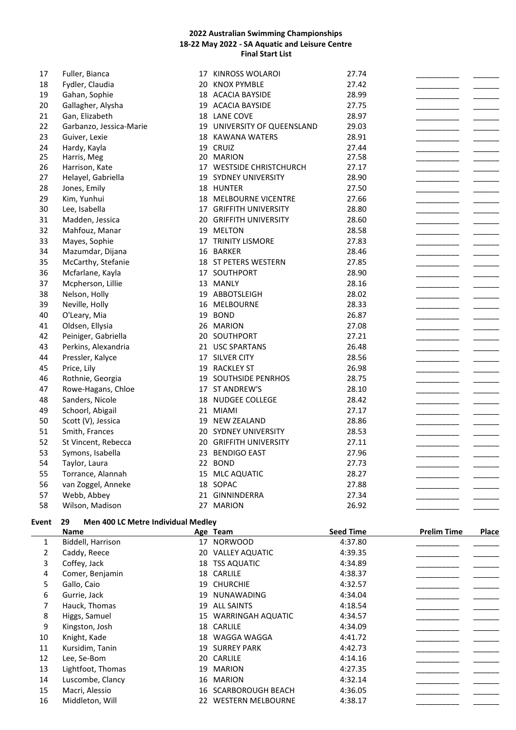**2022 Australian Swimming Championships**
**18-22 May 2022 - SA Aquatic and Leisure Centre**
**Final Start List**

| | Name | Age | Team | Seed Time | Prelim Time | Place |
|---|---|---|---|---|---|---|
| 17 | Fuller, Bianca | 17 | KINROSS WOLAROI | 27.74 | __________ | ______ |
| 18 | Fydler, Claudia | 20 | KNOX PYMBLE | 27.42 | __________ | ______ |
| 19 | Gahan, Sophie | 18 | ACACIA BAYSIDE | 28.99 | __________ | ______ |
| 20 | Gallagher, Alysha | 19 | ACACIA BAYSIDE | 27.75 | __________ | ______ |
| 21 | Gan, Elizabeth | 18 | LANE COVE | 28.97 | __________ | ______ |
| 22 | Garbanzo, Jessica-Marie | 19 | UNIVERSITY OF QUEENSLAND | 29.03 | __________ | ______ |
| 23 | Guiver, Lexie | 18 | KAWANA WATERS | 28.91 | __________ | ______ |
| 24 | Hardy, Kayla | 19 | CRUIZ | 27.44 | __________ | ______ |
| 25 | Harris, Meg | 20 | MARION | 27.58 | __________ | ______ |
| 26 | Harrison, Kate | 17 | WESTSIDE CHRISTCHURCH | 27.17 | __________ | ______ |
| 27 | Helayel, Gabriella | 19 | SYDNEY UNIVERSITY | 28.90 | __________ | ______ |
| 28 | Jones, Emily | 18 | HUNTER | 27.50 | __________ | ______ |
| 29 | Kim, Yunhui | 18 | MELBOURNE VICENTRE | 27.66 | __________ | ______ |
| 30 | Lee, Isabella | 17 | GRIFFITH UNIVERSITY | 28.80 | __________ | ______ |
| 31 | Madden, Jessica | 20 | GRIFFITH UNIVERSITY | 28.60 | __________ | ______ |
| 32 | Mahfouz, Manar | 19 | MELTON | 28.58 | __________ | ______ |
| 33 | Mayes, Sophie | 17 | TRINITY LISMORE | 27.83 | __________ | ______ |
| 34 | Mazumdar, Dijana | 16 | BARKER | 28.46 | __________ | ______ |
| 35 | McCarthy, Stefanie | 18 | ST PETERS WESTERN | 27.85 | __________ | ______ |
| 36 | Mcfarlane, Kayla | 17 | SOUTHPORT | 28.90 | __________ | ______ |
| 37 | Mcpherson, Lillie | 13 | MANLY | 28.16 | __________ | ______ |
| 38 | Nelson, Holly | 19 | ABBOTSLEIGH | 28.02 | __________ | ______ |
| 39 | Neville, Holly | 16 | MELBOURNE | 28.33 | __________ | ______ |
| 40 | O'Leary, Mia | 19 | BOND | 26.87 | __________ | ______ |
| 41 | Oldsen, Ellysia | 26 | MARION | 27.08 | __________ | ______ |
| 42 | Peiniger, Gabriella | 20 | SOUTHPORT | 27.21 | __________ | ______ |
| 43 | Perkins, Alexandria | 21 | USC SPARTANS | 26.48 | __________ | ______ |
| 44 | Pressler, Kalyce | 17 | SILVER CITY | 28.56 | __________ | ______ |
| 45 | Price, Lily | 19 | RACKLEY ST | 26.98 | __________ | ______ |
| 46 | Rothnie, Georgia | 19 | SOUTHSIDE PENRHOS | 28.75 | __________ | ______ |
| 47 | Rowe-Hagans, Chloe | 17 | ST ANDREW'S | 28.10 | __________ | ______ |
| 48 | Sanders, Nicole | 18 | NUDGEE COLLEGE | 28.42 | __________ | ______ |
| 49 | Schoorl, Abigail | 21 | MIAMI | 27.17 | __________ | ______ |
| 50 | Scott (V), Jessica | 19 | NEW ZEALAND | 28.86 | __________ | ______ |
| 51 | Smith, Frances | 20 | SYDNEY UNIVERSITY | 28.53 | __________ | ______ |
| 52 | St Vincent, Rebecca | 20 | GRIFFITH UNIVERSITY | 27.11 | __________ | ______ |
| 53 | Symons, Isabella | 23 | BENDIGO EAST | 27.96 | __________ | ______ |
| 54 | Taylor, Laura | 22 | BOND | 27.73 | __________ | ______ |
| 55 | Torrance, Alannah | 15 | MLC AQUATIC | 28.27 | __________ | ______ |
| 56 | van Zoggel, Anneke | 18 | SOPAC | 27.88 | __________ | ______ |
| 57 | Webb, Abbey | 21 | GINNINDERRA | 27.34 | __________ | ______ |
| 58 | Wilson, Madison | 27 | MARION | 26.92 | __________ | ______ |

**Event 29 Men 400 LC Metre Individual Medley**

| | Name | Age | Team | Seed Time | Prelim Time | Place |
|---|---|---|---|---|---|---|
| 1 | Biddell, Harrison | 17 | NORWOOD | 4:37.80 | __________ | ______ |
| 2 | Caddy, Reece | 20 | VALLEY AQUATIC | 4:39.35 | __________ | ______ |
| 3 | Coffey, Jack | 18 | TSS AQUATIC | 4:34.89 | __________ | ______ |
| 4 | Comer, Benjamin | 18 | CARLILE | 4:38.37 | __________ | ______ |
| 5 | Gallo, Caio | 19 | CHURCHIE | 4:32.57 | __________ | ______ |
| 6 | Gurrie, Jack | 19 | NUNAWADING | 4:34.04 | __________ | ______ |
| 7 | Hauck, Thomas | 19 | ALL SAINTS | 4:18.54 | __________ | ______ |
| 8 | Higgs, Samuel | 15 | WARRINGAH AQUATIC | 4:34.57 | __________ | ______ |
| 9 | Kingston, Josh | 18 | CARLILE | 4:34.09 | __________ | ______ |
| 10 | Knight, Kade | 18 | WAGGA WAGGA | 4:41.72 | __________ | ______ |
| 11 | Kursidim, Tanin | 19 | SURREY PARK | 4:42.73 | __________ | ______ |
| 12 | Lee, Se-Bom | 20 | CARLILE | 4:14.16 | __________ | ______ |
| 13 | Lightfoot, Thomas | 19 | MARION | 4:27.35 | __________ | ______ |
| 14 | Luscombe, Clancy | 16 | MARION | 4:32.14 | __________ | ______ |
| 15 | Macri, Alessio | 16 | SCARBOROUGH BEACH | 4:36.05 | __________ | ______ |
| 16 | Middleton, Will | 22 | WESTERN MELBOURNE | 4:38.17 | __________ | ______ |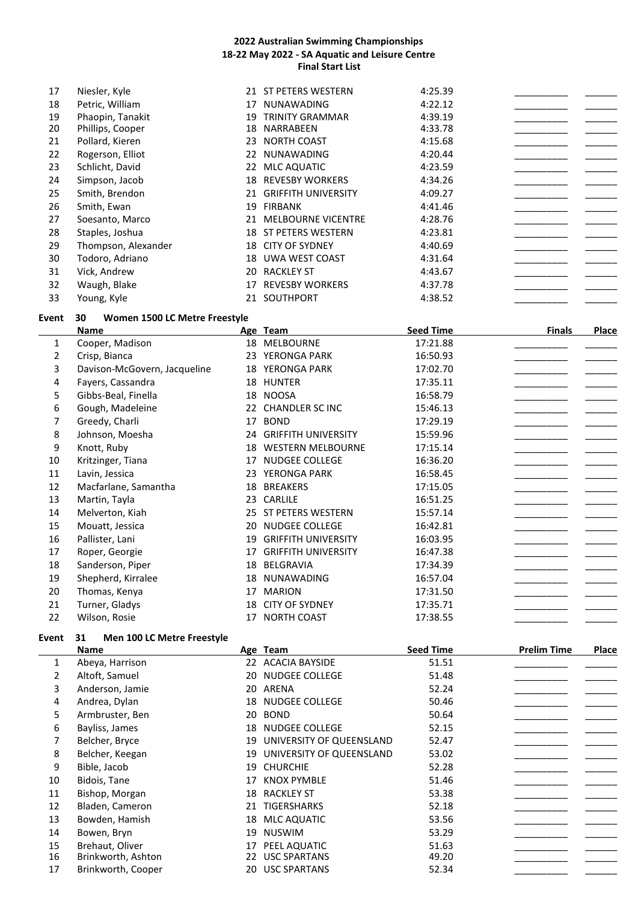**2022 Australian Swimming Championships**
**18-22 May 2022 - SA Aquatic and Leisure Centre**
**Final Start List**

| | Name | Age | Team | Seed Time | | |
|---|---|---|---|---|---|---|
| 17 | Niesler, Kyle | 21 | ST PETERS WESTERN | 4:25.39 | __________ | ______ |
| 18 | Petric, William | 17 | NUNAWADING | 4:22.12 | __________ | ______ |
| 19 | Phaopin, Tanakit | 19 | TRINITY GRAMMAR | 4:39.19 | __________ | ______ |
| 20 | Phillips, Cooper | 18 | NARRABEEN | 4:33.78 | __________ | ______ |
| 21 | Pollard, Kieren | 23 | NORTH COAST | 4:15.68 | __________ | ______ |
| 22 | Rogerson, Elliot | 22 | NUNAWADING | 4:20.44 | __________ | ______ |
| 23 | Schlicht, David | 22 | MLC AQUATIC | 4:23.59 | __________ | ______ |
| 24 | Simpson, Jacob | 18 | REVESBY WORKERS | 4:34.26 | __________ | ______ |
| 25 | Smith, Brendon | 21 | GRIFFITH UNIVERSITY | 4:09.27 | __________ | ______ |
| 26 | Smith, Ewan | 19 | FIRBANK | 4:41.46 | __________ | ______ |
| 27 | Soesanto, Marco | 21 | MELBOURNE VICENTRE | 4:28.76 | __________ | ______ |
| 28 | Staples, Joshua | 18 | ST PETERS WESTERN | 4:23.81 | __________ | ______ |
| 29 | Thompson, Alexander | 18 | CITY OF SYDNEY | 4:40.69 | __________ | ______ |
| 30 | Todoro, Adriano | 18 | UWA WEST COAST | 4:31.64 | __________ | ______ |
| 31 | Vick, Andrew | 20 | RACKLEY ST | 4:43.67 | __________ | ______ |
| 32 | Waugh, Blake | 17 | REVESBY WORKERS | 4:37.78 | __________ | ______ |
| 33 | Young, Kyle | 21 | SOUTHPORT | 4:38.52 | __________ | ______ |

## Event 30 Women 1500 LC Metre Freestyle

| | Name | Age | Team | Seed Time | Finals | Place |
|---|---|---|---|---|---|---|
| 1 | Cooper, Madison | 18 | MELBOURNE | 17:21.88 | __________ | ______ |
| 2 | Crisp, Bianca | 23 | YERONGA PARK | 16:50.93 | __________ | ______ |
| 3 | Davison-McGovern, Jacqueline | 18 | YERONGA PARK | 17:02.70 | __________ | ______ |
| 4 | Fayers, Cassandra | 18 | HUNTER | 17:35.11 | __________ | ______ |
| 5 | Gibbs-Beal, Finella | 18 | NOOSA | 16:58.79 | __________ | ______ |
| 6 | Gough, Madeleine | 22 | CHANDLER SC INC | 15:46.13 | __________ | ______ |
| 7 | Greedy, Charli | 17 | BOND | 17:29.19 | __________ | ______ |
| 8 | Johnson, Moesha | 24 | GRIFFITH UNIVERSITY | 15:59.96 | __________ | ______ |
| 9 | Knott, Ruby | 18 | WESTERN MELBOURNE | 17:15.14 | __________ | ______ |
| 10 | Kritzinger, Tiana | 17 | NUDGEE COLLEGE | 16:36.20 | __________ | ______ |
| 11 | Lavin, Jessica | 23 | YERONGA PARK | 16:58.45 | __________ | ______ |
| 12 | Macfarlane, Samantha | 18 | BREAKERS | 17:15.05 | __________ | ______ |
| 13 | Martin, Tayla | 23 | CARLILE | 16:51.25 | __________ | ______ |
| 14 | Melverton, Kiah | 25 | ST PETERS WESTERN | 15:57.14 | __________ | ______ |
| 15 | Mouatt, Jessica | 20 | NUDGEE COLLEGE | 16:42.81 | __________ | ______ |
| 16 | Pallister, Lani | 19 | GRIFFITH UNIVERSITY | 16:03.95 | __________ | ______ |
| 17 | Roper, Georgie | 17 | GRIFFITH UNIVERSITY | 16:47.38 | __________ | ______ |
| 18 | Sanderson, Piper | 18 | BELGRAVIA | 17:34.39 | __________ | ______ |
| 19 | Shepherd, Kirralee | 18 | NUNAWADING | 16:57.04 | __________ | ______ |
| 20 | Thomas, Kenya | 17 | MARION | 17:31.50 | __________ | ______ |
| 21 | Turner, Gladys | 18 | CITY OF SYDNEY | 17:35.71 | __________ | ______ |
| 22 | Wilson, Rosie | 17 | NORTH COAST | 17:38.55 | __________ | ______ |

## Event 31 Men 100 LC Metre Freestyle

| | Name | Age | Team | Seed Time | Prelim Time | Place |
|---|---|---|---|---|---|---|
| 1 | Abeya, Harrison | 22 | ACACIA BAYSIDE | 51.51 | __________ | ______ |
| 2 | Altoft, Samuel | 20 | NUDGEE COLLEGE | 51.48 | __________ | ______ |
| 3 | Anderson, Jamie | 20 | ARENA | 52.24 | __________ | ______ |
| 4 | Andrea, Dylan | 18 | NUDGEE COLLEGE | 50.46 | __________ | ______ |
| 5 | Armbruster, Ben | 20 | BOND | 50.64 | __________ | ______ |
| 6 | Bayliss, James | 18 | NUDGEE COLLEGE | 52.15 | __________ | ______ |
| 7 | Belcher, Bryce | 19 | UNIVERSITY OF QUEENSLAND | 52.47 | __________ | ______ |
| 8 | Belcher, Keegan | 19 | UNIVERSITY OF QUEENSLAND | 53.02 | __________ | ______ |
| 9 | Bible, Jacob | 19 | CHURCHIE | 52.28 | __________ | ______ |
| 10 | Bidois, Tane | 17 | KNOX PYMBLE | 51.46 | __________ | ______ |
| 11 | Bishop, Morgan | 18 | RACKLEY ST | 53.38 | __________ | ______ |
| 12 | Bladen, Cameron | 21 | TIGERSHARKS | 52.18 | __________ | ______ |
| 13 | Bowden, Hamish | 18 | MLC AQUATIC | 53.56 | __________ | ______ |
| 14 | Bowen, Bryn | 19 | NUSWIM | 53.29 | __________ | ______ |
| 15 | Brehaut, Oliver | 17 | PEEL AQUATIC | 51.63 | __________ | ______ |
| 16 | Brinkworth, Ashton | 22 | USC SPARTANS | 49.20 | __________ | ______ |
| 17 | Brinkworth, Cooper | 20 | USC SPARTANS | 52.34 | __________ | ______ |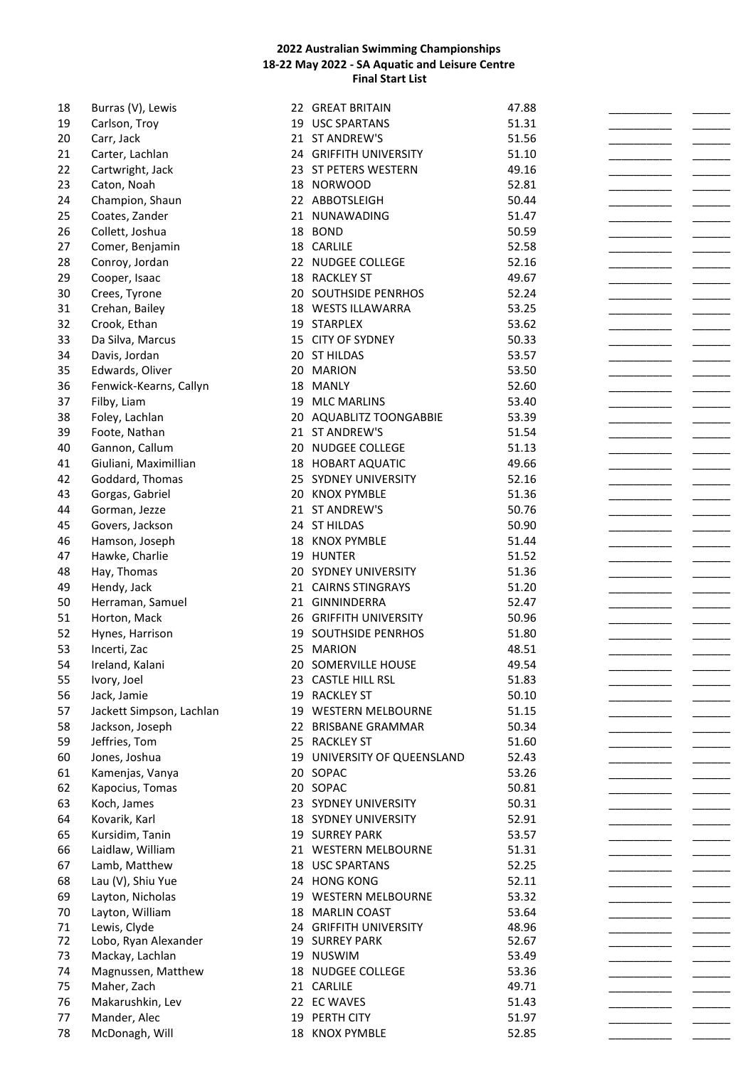**2022 Australian Swimming Championships**
**18-22 May 2022 - SA Aquatic and Leisure Centre**
**Final Start List**

| | | | | | | |
|---|---|---|---|---|---|---|
| 18 | Burras (V), Lewis | 22 | GREAT BRITAIN | 47.88 | __________ | ______ |
| 19 | Carlson, Troy | 19 | USC SPARTANS | 51.31 | __________ | ______ |
| 20 | Carr, Jack | 21 | ST ANDREW'S | 51.56 | __________ | ______ |
| 21 | Carter, Lachlan | 24 | GRIFFITH UNIVERSITY | 51.10 | __________ | ______ |
| 22 | Cartwright, Jack | 23 | ST PETERS WESTERN | 49.16 | __________ | ______ |
| 23 | Caton, Noah | 18 | NORWOOD | 52.81 | __________ | ______ |
| 24 | Champion, Shaun | 22 | ABBOTSLEIGH | 50.44 | __________ | ______ |
| 25 | Coates, Zander | 21 | NUNAWADING | 51.47 | __________ | ______ |
| 26 | Collett, Joshua | 18 | BOND | 50.59 | __________ | ______ |
| 27 | Comer, Benjamin | 18 | CARLILE | 52.58 | __________ | ______ |
| 28 | Conroy, Jordan | 22 | NUDGEE COLLEGE | 52.16 | __________ | ______ |
| 29 | Cooper, Isaac | 18 | RACKLEY ST | 49.67 | __________ | ______ |
| 30 | Crees, Tyrone | 20 | SOUTHSIDE PENRHOS | 52.24 | __________ | ______ |
| 31 | Crehan, Bailey | 18 | WESTS ILLAWARRA | 53.25 | __________ | ______ |
| 32 | Crook, Ethan | 19 | STARPLEX | 53.62 | __________ | ______ |
| 33 | Da Silva, Marcus | 15 | CITY OF SYDNEY | 50.33 | __________ | ______ |
| 34 | Davis, Jordan | 20 | ST HILDAS | 53.57 | __________ | ______ |
| 35 | Edwards, Oliver | 20 | MARION | 53.50 | __________ | ______ |
| 36 | Fenwick-Kearns, Callyn | 18 | MANLY | 52.60 | __________ | ______ |
| 37 | Filby, Liam | 19 | MLC MARLINS | 53.40 | __________ | ______ |
| 38 | Foley, Lachlan | 20 | AQUABLITZ TOONGABBIE | 53.39 | __________ | ______ |
| 39 | Foote, Nathan | 21 | ST ANDREW'S | 51.54 | __________ | ______ |
| 40 | Gannon, Callum | 20 | NUDGEE COLLEGE | 51.13 | __________ | ______ |
| 41 | Giuliani, Maximillian | 18 | HOBART AQUATIC | 49.66 | __________ | ______ |
| 42 | Goddard, Thomas | 25 | SYDNEY UNIVERSITY | 52.16 | __________ | ______ |
| 43 | Gorgas, Gabriel | 20 | KNOX PYMBLE | 51.36 | __________ | ______ |
| 44 | Gorman, Jezze | 21 | ST ANDREW'S | 50.76 | __________ | ______ |
| 45 | Govers, Jackson | 24 | ST HILDAS | 50.90 | __________ | ______ |
| 46 | Hamson, Joseph | 18 | KNOX PYMBLE | 51.44 | __________ | ______ |
| 47 | Hawke, Charlie | 19 | HUNTER | 51.52 | __________ | ______ |
| 48 | Hay, Thomas | 20 | SYDNEY UNIVERSITY | 51.36 | __________ | ______ |
| 49 | Hendy, Jack | 21 | CAIRNS STINGRAYS | 51.20 | __________ | ______ |
| 50 | Herraman, Samuel | 21 | GINNINDERRA | 52.47 | __________ | ______ |
| 51 | Horton, Mack | 26 | GRIFFITH UNIVERSITY | 50.96 | __________ | ______ |
| 52 | Hynes, Harrison | 19 | SOUTHSIDE PENRHOS | 51.80 | __________ | ______ |
| 53 | Incerti, Zac | 25 | MARION | 48.51 | __________ | ______ |
| 54 | Ireland, Kalani | 20 | SOMERVILLE HOUSE | 49.54 | __________ | ______ |
| 55 | Ivory, Joel | 23 | CASTLE HILL RSL | 51.83 | __________ | ______ |
| 56 | Jack, Jamie | 19 | RACKLEY ST | 50.10 | __________ | ______ |
| 57 | Jackett Simpson, Lachlan | 19 | WESTERN MELBOURNE | 51.15 | __________ | ______ |
| 58 | Jackson, Joseph | 22 | BRISBANE GRAMMAR | 50.34 | __________ | ______ |
| 59 | Jeffries, Tom | 25 | RACKLEY ST | 51.60 | __________ | ______ |
| 60 | Jones, Joshua | 19 | UNIVERSITY OF QUEENSLAND | 52.43 | __________ | ______ |
| 61 | Kamenjas, Vanya | 20 | SOPAC | 53.26 | __________ | ______ |
| 62 | Kapocius, Tomas | 20 | SOPAC | 50.81 | __________ | ______ |
| 63 | Koch, James | 23 | SYDNEY UNIVERSITY | 50.31 | __________ | ______ |
| 64 | Kovarik, Karl | 18 | SYDNEY UNIVERSITY | 52.91 | __________ | ______ |
| 65 | Kursidim, Tanin | 19 | SURREY PARK | 53.57 | __________ | ______ |
| 66 | Laidlaw, William | 21 | WESTERN MELBOURNE | 51.31 | __________ | ______ |
| 67 | Lamb, Matthew | 18 | USC SPARTANS | 52.25 | __________ | ______ |
| 68 | Lau (V), Shiu Yue | 24 | HONG KONG | 52.11 | __________ | ______ |
| 69 | Layton, Nicholas | 19 | WESTERN MELBOURNE | 53.32 | __________ | ______ |
| 70 | Layton, William | 18 | MARLIN COAST | 53.64 | __________ | ______ |
| 71 | Lewis, Clyde | 24 | GRIFFITH UNIVERSITY | 48.96 | __________ | ______ |
| 72 | Lobo, Ryan Alexander | 19 | SURREY PARK | 52.67 | __________ | ______ |
| 73 | Mackay, Lachlan | 19 | NUSWIM | 53.49 | __________ | ______ |
| 74 | Magnussen, Matthew | 18 | NUDGEE COLLEGE | 53.36 | __________ | ______ |
| 75 | Maher, Zach | 21 | CARLILE | 49.71 | __________ | ______ |
| 76 | Makarushkin, Lev | 22 | EC WAVES | 51.43 | __________ | ______ |
| 77 | Mander, Alec | 19 | PERTH CITY | 51.97 | __________ | ______ |
| 78 | McDonagh, Will | 18 | KNOX PYMBLE | 52.85 | __________ | ______ |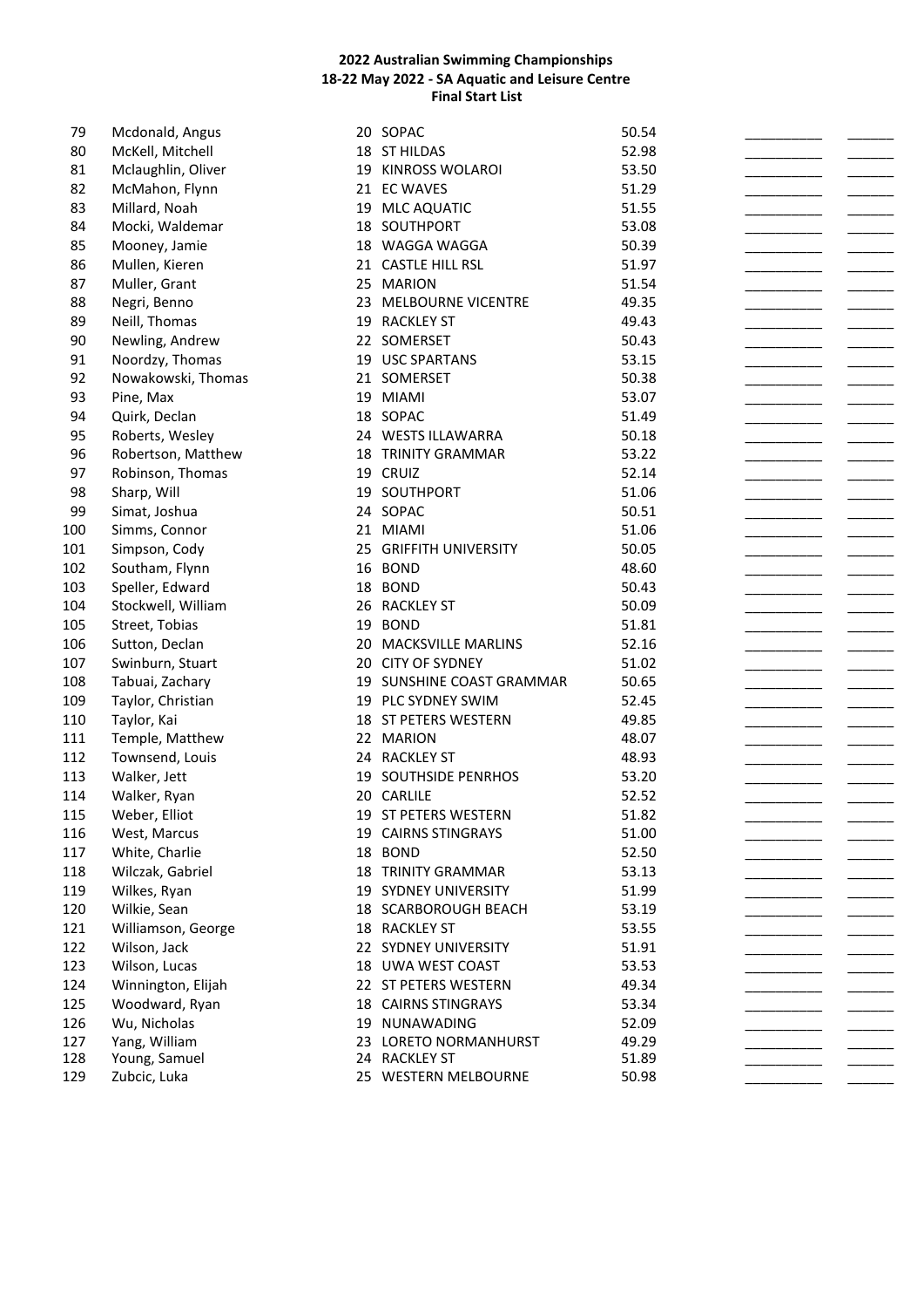**2022 Australian Swimming Championships**
**18-22 May 2022 - SA Aquatic and Leisure Centre**
**Final Start List**

| | | | | | | |
|---|---|---|---|---|---|---|
| 79 | Mcdonald, Angus | 20 | SOPAC | 50.54 | __________ | ______ |
| 80 | McKell, Mitchell | 18 | ST HILDAS | 52.98 | __________ | ______ |
| 81 | Mclaughlin, Oliver | 19 | KINROSS WOLAROI | 53.50 | __________ | ______ |
| 82 | McMahon, Flynn | 21 | EC WAVES | 51.29 | __________ | ______ |
| 83 | Millard, Noah | 19 | MLC AQUATIC | 51.55 | __________ | ______ |
| 84 | Mocki, Waldemar | 18 | SOUTHPORT | 53.08 | __________ | ______ |
| 85 | Mooney, Jamie | 18 | WAGGA WAGGA | 50.39 | __________ | ______ |
| 86 | Mullen, Kieren | 21 | CASTLE HILL RSL | 51.97 | __________ | ______ |
| 87 | Muller, Grant | 25 | MARION | 51.54 | __________ | ______ |
| 88 | Negri, Benno | 23 | MELBOURNE VICENTRE | 49.35 | __________ | ______ |
| 89 | Neill, Thomas | 19 | RACKLEY ST | 49.43 | __________ | ______ |
| 90 | Newling, Andrew | 22 | SOMERSET | 50.43 | __________ | ______ |
| 91 | Noordzy, Thomas | 19 | USC SPARTANS | 53.15 | __________ | ______ |
| 92 | Nowakowski, Thomas | 21 | SOMERSET | 50.38 | __________ | ______ |
| 93 | Pine, Max | 19 | MIAMI | 53.07 | __________ | ______ |
| 94 | Quirk, Declan | 18 | SOPAC | 51.49 | __________ | ______ |
| 95 | Roberts, Wesley | 24 | WESTS ILLAWARRA | 50.18 | __________ | ______ |
| 96 | Robertson, Matthew | 18 | TRINITY GRAMMAR | 53.22 | __________ | ______ |
| 97 | Robinson, Thomas | 19 | CRUIZ | 52.14 | __________ | ______ |
| 98 | Sharp, Will | 19 | SOUTHPORT | 51.06 | __________ | ______ |
| 99 | Simat, Joshua | 24 | SOPAC | 50.51 | __________ | ______ |
| 100 | Simms, Connor | 21 | MIAMI | 51.06 | __________ | ______ |
| 101 | Simpson, Cody | 25 | GRIFFITH UNIVERSITY | 50.05 | __________ | ______ |
| 102 | Southam, Flynn | 16 | BOND | 48.60 | __________ | ______ |
| 103 | Speller, Edward | 18 | BOND | 50.43 | __________ | ______ |
| 104 | Stockwell, William | 26 | RACKLEY ST | 50.09 | __________ | ______ |
| 105 | Street, Tobias | 19 | BOND | 51.81 | __________ | ______ |
| 106 | Sutton, Declan | 20 | MACKSVILLE MARLINS | 52.16 | __________ | ______ |
| 107 | Swinburn, Stuart | 20 | CITY OF SYDNEY | 51.02 | __________ | ______ |
| 108 | Tabuai, Zachary | 19 | SUNSHINE COAST GRAMMAR | 50.65 | __________ | ______ |
| 109 | Taylor, Christian | 19 | PLC SYDNEY SWIM | 52.45 | __________ | ______ |
| 110 | Taylor, Kai | 18 | ST PETERS WESTERN | 49.85 | __________ | ______ |
| 111 | Temple, Matthew | 22 | MARION | 48.07 | __________ | ______ |
| 112 | Townsend, Louis | 24 | RACKLEY ST | 48.93 | __________ | ______ |
| 113 | Walker, Jett | 19 | SOUTHSIDE PENRHOS | 53.20 | __________ | ______ |
| 114 | Walker, Ryan | 20 | CARLILE | 52.52 | __________ | ______ |
| 115 | Weber, Elliot | 19 | ST PETERS WESTERN | 51.82 | __________ | ______ |
| 116 | West, Marcus | 19 | CAIRNS STINGRAYS | 51.00 | __________ | ______ |
| 117 | White, Charlie | 18 | BOND | 52.50 | __________ | ______ |
| 118 | Wilczak, Gabriel | 18 | TRINITY GRAMMAR | 53.13 | __________ | ______ |
| 119 | Wilkes, Ryan | 19 | SYDNEY UNIVERSITY | 51.99 | __________ | ______ |
| 120 | Wilkie, Sean | 18 | SCARBOROUGH BEACH | 53.19 | __________ | ______ |
| 121 | Williamson, George | 18 | RACKLEY ST | 53.55 | __________ | ______ |
| 122 | Wilson, Jack | 22 | SYDNEY UNIVERSITY | 51.91 | __________ | ______ |
| 123 | Wilson, Lucas | 18 | UWA WEST COAST | 53.53 | __________ | ______ |
| 124 | Winnington, Elijah | 22 | ST PETERS WESTERN | 49.34 | __________ | ______ |
| 125 | Woodward, Ryan | 18 | CAIRNS STINGRAYS | 53.34 | __________ | ______ |
| 126 | Wu, Nicholas | 19 | NUNAWADING | 52.09 | __________ | ______ |
| 127 | Yang, William | 23 | LORETO NORMANHURST | 49.29 | __________ | ______ |
| 128 | Young, Samuel | 24 | RACKLEY ST | 51.89 | __________ | ______ |
| 129 | Zubcic, Luka | 25 | WESTERN MELBOURNE | 50.98 | __________ | ______ |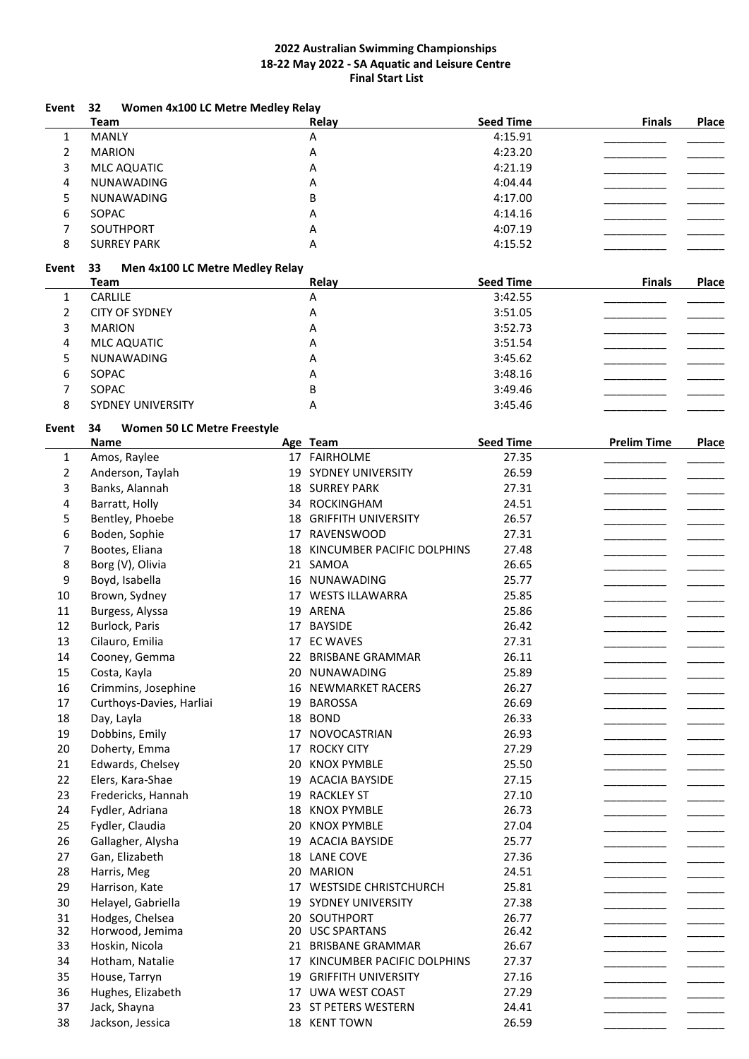**2022 Australian Swimming Championships**
**18-22 May 2022 - SA Aquatic and Leisure Centre**
**Final Start List**

**Event 32 Women 4x100 LC Metre Medley Relay**

| | Team | Relay | Seed Time | Finals | Place |
|---|---|---|---|---|---|
| 1 | MANLY | A | 4:15.91 | __________ | ______ |
| 2 | MARION | A | 4:23.20 | __________ | ______ |
| 3 | MLC AQUATIC | A | 4:21.19 | __________ | ______ |
| 4 | NUNAWADING | A | 4:04.44 | __________ | ______ |
| 5 | NUNAWADING | B | 4:17.00 | __________ | ______ |
| 6 | SOPAC | A | 4:14.16 | __________ | ______ |
| 7 | SOUTHPORT | A | 4:07.19 | __________ | ______ |
| 8 | SURREY PARK | A | 4:15.52 | __________ | ______ |

**Event 33 Men 4x100 LC Metre Medley Relay**

| | Team | Relay | Seed Time | Finals | Place |
|---|---|---|---|---|---|
| 1 | CARLILE | A | 3:42.55 | __________ | ______ |
| 2 | CITY OF SYDNEY | A | 3:51.05 | __________ | ______ |
| 3 | MARION | A | 3:52.73 | __________ | ______ |
| 4 | MLC AQUATIC | A | 3:51.54 | __________ | ______ |
| 5 | NUNAWADING | A | 3:45.62 | __________ | ______ |
| 6 | SOPAC | A | 3:48.16 | __________ | ______ |
| 7 | SOPAC | B | 3:49.46 | __________ | ______ |
| 8 | SYDNEY UNIVERSITY | A | 3:45.46 | __________ | ______ |

**Event 34 Women 50 LC Metre Freestyle**

| | Name | Age | Team | Seed Time | Prelim Time | Place |
|---|---|---|---|---|---|---|
| 1 | Amos, Raylee | 17 | FAIRHOLME | 27.35 | __________ | ______ |
| 2 | Anderson, Taylah | 19 | SYDNEY UNIVERSITY | 26.59 | __________ | ______ |
| 3 | Banks, Alannah | 18 | SURREY PARK | 27.31 | __________ | ______ |
| 4 | Barratt, Holly | 34 | ROCKINGHAM | 24.51 | __________ | ______ |
| 5 | Bentley, Phoebe | 18 | GRIFFITH UNIVERSITY | 26.57 | __________ | ______ |
| 6 | Boden, Sophie | 17 | RAVENSWOOD | 27.31 | __________ | ______ |
| 7 | Bootes, Eliana | 18 | KINCUMBER PACIFIC DOLPHINS | 27.48 | __________ | ______ |
| 8 | Borg (V), Olivia | 21 | SAMOA | 26.65 | __________ | ______ |
| 9 | Boyd, Isabella | 16 | NUNAWADING | 25.77 | __________ | ______ |
| 10 | Brown, Sydney | 17 | WESTS ILLAWARRA | 25.85 | __________ | ______ |
| 11 | Burgess, Alyssa | 19 | ARENA | 25.86 | __________ | ______ |
| 12 | Burlock, Paris | 17 | BAYSIDE | 26.42 | __________ | ______ |
| 13 | Cilauro, Emilia | 17 | EC WAVES | 27.31 | __________ | ______ |
| 14 | Cooney, Gemma | 22 | BRISBANE GRAMMAR | 26.11 | __________ | ______ |
| 15 | Costa, Kayla | 20 | NUNAWADING | 25.89 | __________ | ______ |
| 16 | Crimmins, Josephine | 16 | NEWMARKET RACERS | 26.27 | __________ | ______ |
| 17 | Curthoys-Davies, Harliai | 19 | BAROSSA | 26.69 | __________ | ______ |
| 18 | Day, Layla | 18 | BOND | 26.33 | __________ | ______ |
| 19 | Dobbins, Emily | 17 | NOVOCASTRIAN | 26.93 | __________ | ______ |
| 20 | Doherty, Emma | 17 | ROCKY CITY | 27.29 | __________ | ______ |
| 21 | Edwards, Chelsey | 20 | KNOX PYMBLE | 25.50 | __________ | ______ |
| 22 | Elers, Kara-Shae | 19 | ACACIA BAYSIDE | 27.15 | __________ | ______ |
| 23 | Fredericks, Hannah | 19 | RACKLEY ST | 27.10 | __________ | ______ |
| 24 | Fydler, Adriana | 18 | KNOX PYMBLE | 26.73 | __________ | ______ |
| 25 | Fydler, Claudia | 20 | KNOX PYMBLE | 27.04 | __________ | ______ |
| 26 | Gallagher, Alysha | 19 | ACACIA BAYSIDE | 25.77 | __________ | ______ |
| 27 | Gan, Elizabeth | 18 | LANE COVE | 27.36 | __________ | ______ |
| 28 | Harris, Meg | 20 | MARION | 24.51 | __________ | ______ |
| 29 | Harrison, Kate | 17 | WESTSIDE CHRISTCHURCH | 25.81 | __________ | ______ |
| 30 | Helayel, Gabriella | 19 | SYDNEY UNIVERSITY | 27.38 | __________ | ______ |
| 31 | Hodges, Chelsea | 20 | SOUTHPORT | 26.77 | __________ | ______ |
| 32 | Horwood, Jemima | 20 | USC SPARTANS | 26.42 | __________ | ______ |
| 33 | Hoskin, Nicola | 21 | BRISBANE GRAMMAR | 26.67 | __________ | ______ |
| 34 | Hotham, Natalie | 17 | KINCUMBER PACIFIC DOLPHINS | 27.37 | __________ | ______ |
| 35 | House, Tarryn | 19 | GRIFFITH UNIVERSITY | 27.16 | __________ | ______ |
| 36 | Hughes, Elizabeth | 17 | UWA WEST COAST | 27.29 | __________ | ______ |
| 37 | Jack, Shayna | 23 | ST PETERS WESTERN | 24.41 | __________ | ______ |
| 38 | Jackson, Jessica | 18 | KENT TOWN | 26.59 | __________ | ______ |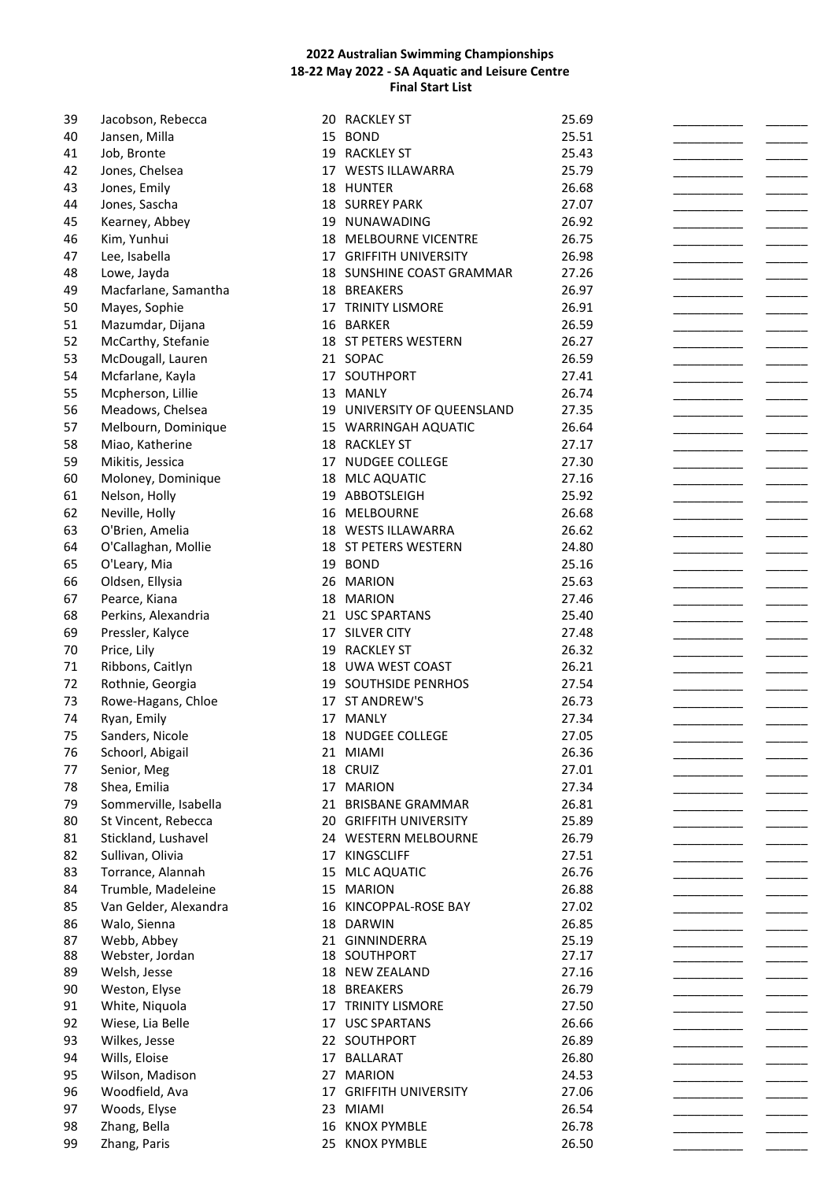**2022 Australian Swimming Championships**
**18-22 May 2022 - SA Aquatic and Leisure Centre**
**Final Start List**

| | | | | | | |
|---|---|---|---|---|---|---|
| 39 | Jacobson, Rebecca | 20 | RACKLEY ST | 25.69 | __________ | ______ |
| 40 | Jansen, Milla | 15 | BOND | 25.51 | __________ | ______ |
| 41 | Job, Bronte | 19 | RACKLEY ST | 25.43 | __________ | ______ |
| 42 | Jones, Chelsea | 17 | WESTS ILLAWARRA | 25.79 | __________ | ______ |
| 43 | Jones, Emily | 18 | HUNTER | 26.68 | __________ | ______ |
| 44 | Jones, Sascha | 18 | SURREY PARK | 27.07 | __________ | ______ |
| 45 | Kearney, Abbey | 19 | NUNAWADING | 26.92 | __________ | ______ |
| 46 | Kim, Yunhui | 18 | MELBOURNE VICENTRE | 26.75 | __________ | ______ |
| 47 | Lee, Isabella | 17 | GRIFFITH UNIVERSITY | 26.98 | __________ | ______ |
| 48 | Lowe, Jayda | 18 | SUNSHINE COAST GRAMMAR | 27.26 | __________ | ______ |
| 49 | Macfarlane, Samantha | 18 | BREAKERS | 26.97 | __________ | ______ |
| 50 | Mayes, Sophie | 17 | TRINITY LISMORE | 26.91 | __________ | ______ |
| 51 | Mazumdar, Dijana | 16 | BARKER | 26.59 | __________ | ______ |
| 52 | McCarthy, Stefanie | 18 | ST PETERS WESTERN | 26.27 | __________ | ______ |
| 53 | McDougall, Lauren | 21 | SOPAC | 26.59 | __________ | ______ |
| 54 | Mcfarlane, Kayla | 17 | SOUTHPORT | 27.41 | __________ | ______ |
| 55 | Mcpherson, Lillie | 13 | MANLY | 26.74 | __________ | ______ |
| 56 | Meadows, Chelsea | 19 | UNIVERSITY OF QUEENSLAND | 27.35 | __________ | ______ |
| 57 | Melbourn, Dominique | 15 | WARRINGAH AQUATIC | 26.64 | __________ | ______ |
| 58 | Miao, Katherine | 18 | RACKLEY ST | 27.17 | __________ | ______ |
| 59 | Mikitis, Jessica | 17 | NUDGEE COLLEGE | 27.30 | __________ | ______ |
| 60 | Moloney, Dominique | 18 | MLC AQUATIC | 27.16 | __________ | ______ |
| 61 | Nelson, Holly | 19 | ABBOTSLEIGH | 25.92 | __________ | ______ |
| 62 | Neville, Holly | 16 | MELBOURNE | 26.68 | __________ | ______ |
| 63 | O'Brien, Amelia | 18 | WESTS ILLAWARRA | 26.62 | __________ | ______ |
| 64 | O'Callaghan, Mollie | 18 | ST PETERS WESTERN | 24.80 | __________ | ______ |
| 65 | O'Leary, Mia | 19 | BOND | 25.16 | __________ | ______ |
| 66 | Oldsen, Ellysia | 26 | MARION | 25.63 | __________ | ______ |
| 67 | Pearce, Kiana | 18 | MARION | 27.46 | __________ | ______ |
| 68 | Perkins, Alexandria | 21 | USC SPARTANS | 25.40 | __________ | ______ |
| 69 | Pressler, Kalyce | 17 | SILVER CITY | 27.48 | __________ | ______ |
| 70 | Price, Lily | 19 | RACKLEY ST | 26.32 | __________ | ______ |
| 71 | Ribbons, Caitlyn | 18 | UWA WEST COAST | 26.21 | __________ | ______ |
| 72 | Rothnie, Georgia | 19 | SOUTHSIDE PENRHOS | 27.54 | __________ | ______ |
| 73 | Rowe-Hagans, Chloe | 17 | ST ANDREW'S | 26.73 | __________ | ______ |
| 74 | Ryan, Emily | 17 | MANLY | 27.34 | __________ | ______ |
| 75 | Sanders, Nicole | 18 | NUDGEE COLLEGE | 27.05 | __________ | ______ |
| 76 | Schoorl, Abigail | 21 | MIAMI | 26.36 | __________ | ______ |
| 77 | Senior, Meg | 18 | CRUIZ | 27.01 | __________ | ______ |
| 78 | Shea, Emilia | 17 | MARION | 27.34 | __________ | ______ |
| 79 | Sommerville, Isabella | 21 | BRISBANE GRAMMAR | 26.81 | __________ | ______ |
| 80 | St Vincent, Rebecca | 20 | GRIFFITH UNIVERSITY | 25.89 | __________ | ______ |
| 81 | Stickland, Lushavel | 24 | WESTERN MELBOURNE | 26.79 | __________ | ______ |
| 82 | Sullivan, Olivia | 17 | KINGSCLIFF | 27.51 | __________ | ______ |
| 83 | Torrance, Alannah | 15 | MLC AQUATIC | 26.76 | __________ | ______ |
| 84 | Trumble, Madeleine | 15 | MARION | 26.88 | __________ | ______ |
| 85 | Van Gelder, Alexandra | 16 | KINCOPPAL-ROSE BAY | 27.02 | __________ | ______ |
| 86 | Walo, Sienna | 18 | DARWIN | 26.85 | __________ | ______ |
| 87 | Webb, Abbey | 21 | GINNINDERRA | 25.19 | __________ | ______ |
| 88 | Webster, Jordan | 18 | SOUTHPORT | 27.17 | __________ | ______ |
| 89 | Welsh, Jesse | 18 | NEW ZEALAND | 27.16 | __________ | ______ |
| 90 | Weston, Elyse | 18 | BREAKERS | 26.79 | __________ | ______ |
| 91 | White, Niquola | 17 | TRINITY LISMORE | 27.50 | __________ | ______ |
| 92 | Wiese, Lia Belle | 17 | USC SPARTANS | 26.66 | __________ | ______ |
| 93 | Wilkes, Jesse | 22 | SOUTHPORT | 26.89 | __________ | ______ |
| 94 | Wills, Eloise | 17 | BALLARAT | 26.80 | __________ | ______ |
| 95 | Wilson, Madison | 27 | MARION | 24.53 | __________ | ______ |
| 96 | Woodfield, Ava | 17 | GRIFFITH UNIVERSITY | 27.06 | __________ | ______ |
| 97 | Woods, Elyse | 23 | MIAMI | 26.54 | __________ | ______ |
| 98 | Zhang, Bella | 16 | KNOX PYMBLE | 26.78 | __________ | ______ |
| 99 | Zhang, Paris | 25 | KNOX PYMBLE | 26.50 | __________ | ______ |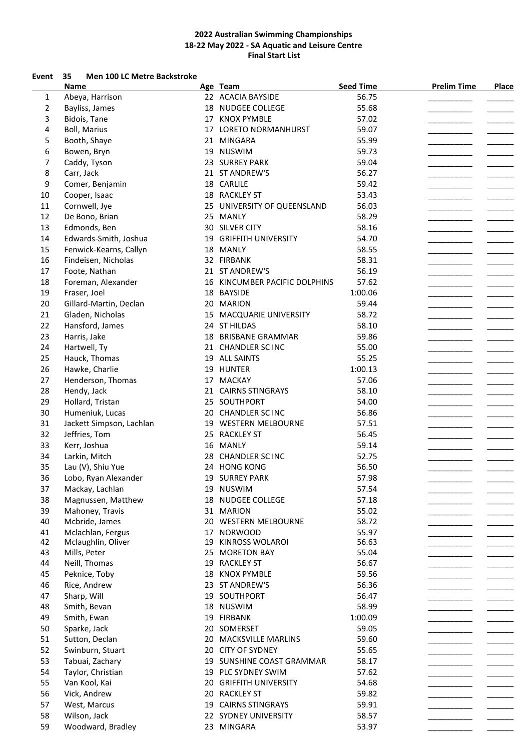**2022 Australian Swimming Championships**
**18-22 May 2022 - SA Aquatic and Leisure Centre**
**Final Start List**

**Event 35 Men 100 LC Metre Backstroke**

| | Name | Age | Team | Seed Time | Prelim Time | Place |
|---|---|---|---|---|---|---|
| 1 | Abeya, Harrison | 22 | ACACIA BAYSIDE | 56.75 | __________ | ______ |
| 2 | Bayliss, James | 18 | NUDGEE COLLEGE | 55.68 | __________ | ______ |
| 3 | Bidois, Tane | 17 | KNOX PYMBLE | 57.02 | __________ | ______ |
| 4 | Boll, Marius | 17 | LORETO NORMANHURST | 59.07 | __________ | ______ |
| 5 | Booth, Shaye | 21 | MINGARA | 55.99 | __________ | ______ |
| 6 | Bowen, Bryn | 19 | NUSWIM | 59.73 | __________ | ______ |
| 7 | Caddy, Tyson | 23 | SURREY PARK | 59.04 | __________ | ______ |
| 8 | Carr, Jack | 21 | ST ANDREW'S | 56.27 | __________ | ______ |
| 9 | Comer, Benjamin | 18 | CARLILE | 59.42 | __________ | ______ |
| 10 | Cooper, Isaac | 18 | RACKLEY ST | 53.43 | __________ | ______ |
| 11 | Cornwell, Jye | 25 | UNIVERSITY OF QUEENSLAND | 56.03 | __________ | ______ |
| 12 | De Bono, Brian | 25 | MANLY | 58.29 | __________ | ______ |
| 13 | Edmonds, Ben | 30 | SILVER CITY | 58.16 | __________ | ______ |
| 14 | Edwards-Smith, Joshua | 19 | GRIFFITH UNIVERSITY | 54.70 | __________ | ______ |
| 15 | Fenwick-Kearns, Callyn | 18 | MANLY | 58.55 | __________ | ______ |
| 16 | Findeisen, Nicholas | 32 | FIRBANK | 58.31 | __________ | ______ |
| 17 | Foote, Nathan | 21 | ST ANDREW'S | 56.19 | __________ | ______ |
| 18 | Foreman, Alexander | 16 | KINCUMBER PACIFIC DOLPHINS | 57.62 | __________ | ______ |
| 19 | Fraser, Joel | 18 | BAYSIDE | 1:00.06 | __________ | ______ |
| 20 | Gillard-Martin, Declan | 20 | MARION | 59.44 | __________ | ______ |
| 21 | Gladen, Nicholas | 15 | MACQUARIE UNIVERSITY | 58.72 | __________ | ______ |
| 22 | Hansford, James | 24 | ST HILDAS | 58.10 | __________ | ______ |
| 23 | Harris, Jake | 18 | BRISBANE GRAMMAR | 59.86 | __________ | ______ |
| 24 | Hartwell, Ty | 21 | CHANDLER SC INC | 55.00 | __________ | ______ |
| 25 | Hauck, Thomas | 19 | ALL SAINTS | 55.25 | __________ | ______ |
| 26 | Hawke, Charlie | 19 | HUNTER | 1:00.13 | __________ | ______ |
| 27 | Henderson, Thomas | 17 | MACKAY | 57.06 | __________ | ______ |
| 28 | Hendy, Jack | 21 | CAIRNS STINGRAYS | 58.10 | __________ | ______ |
| 29 | Hollard, Tristan | 25 | SOUTHPORT | 54.00 | __________ | ______ |
| 30 | Humeniuk, Lucas | 20 | CHANDLER SC INC | 56.86 | __________ | ______ |
| 31 | Jackett Simpson, Lachlan | 19 | WESTERN MELBOURNE | 57.51 | __________ | ______ |
| 32 | Jeffries, Tom | 25 | RACKLEY ST | 56.45 | __________ | ______ |
| 33 | Kerr, Joshua | 16 | MANLY | 59.14 | __________ | ______ |
| 34 | Larkin, Mitch | 28 | CHANDLER SC INC | 52.75 | __________ | ______ |
| 35 | Lau (V), Shiu Yue | 24 | HONG KONG | 56.50 | __________ | ______ |
| 36 | Lobo, Ryan Alexander | 19 | SURREY PARK | 57.98 | __________ | ______ |
| 37 | Mackay, Lachlan | 19 | NUSWIM | 57.54 | __________ | ______ |
| 38 | Magnussen, Matthew | 18 | NUDGEE COLLEGE | 57.18 | __________ | ______ |
| 39 | Mahoney, Travis | 31 | MARION | 55.02 | __________ | ______ |
| 40 | Mcbride, James | 20 | WESTERN MELBOURNE | 58.72 | __________ | ______ |
| 41 | Mclachlan, Fergus | 17 | NORWOOD | 55.97 | __________ | ______ |
| 42 | Mclaughlin, Oliver | 19 | KINROSS WOLAROI | 56.63 | __________ | ______ |
| 43 | Mills, Peter | 25 | MORETON BAY | 55.04 | __________ | ______ |
| 44 | Neill, Thomas | 19 | RACKLEY ST | 56.67 | __________ | ______ |
| 45 | Peknice, Toby | 18 | KNOX PYMBLE | 59.56 | __________ | ______ |
| 46 | Rice, Andrew | 23 | ST ANDREW'S | 56.36 | __________ | ______ |
| 47 | Sharp, Will | 19 | SOUTHPORT | 56.47 | __________ | ______ |
| 48 | Smith, Bevan | 18 | NUSWIM | 58.99 | __________ | ______ |
| 49 | Smith, Ewan | 19 | FIRBANK | 1:00.09 | __________ | ______ |
| 50 | Sparke, Jack | 20 | SOMERSET | 59.05 | __________ | ______ |
| 51 | Sutton, Declan | 20 | MACKSVILLE MARLINS | 59.60 | __________ | ______ |
| 52 | Swinburn, Stuart | 20 | CITY OF SYDNEY | 55.65 | __________ | ______ |
| 53 | Tabuai, Zachary | 19 | SUNSHINE COAST GRAMMAR | 58.17 | __________ | ______ |
| 54 | Taylor, Christian | 19 | PLC SYDNEY SWIM | 57.62 | __________ | ______ |
| 55 | Van Kool, Kai | 20 | GRIFFITH UNIVERSITY | 54.68 | __________ | ______ |
| 56 | Vick, Andrew | 20 | RACKLEY ST | 59.82 | __________ | ______ |
| 57 | West, Marcus | 19 | CAIRNS STINGRAYS | 59.91 | __________ | ______ |
| 58 | Wilson, Jack | 22 | SYDNEY UNIVERSITY | 58.57 | __________ | ______ |
| 59 | Woodward, Bradley | 23 | MINGARA | 53.97 | __________ | ______ |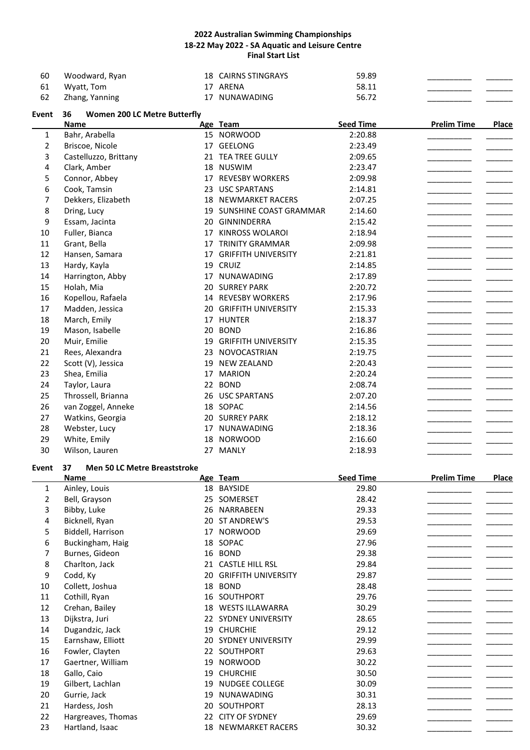# 2022 Australian Swimming Championships
## 18-22 May 2022 - SA Aquatic and Leisure Centre
### Final Start List

| | Name | Age | Team | Seed Time | Prelim Time | Place |
|---|---|---|---|---|---|---|
| 60 | Woodward, Ryan | 18 | CAIRNS STINGRAYS | 59.89 | __________ | ______ |
| 61 | Wyatt, Tom | 17 | ARENA | 58.11 | __________ | ______ |
| 62 | Zhang, Yanning | 17 | NUNAWADING | 56.72 | __________ | ______ |

**Event 36 Women 200 LC Metre Butterfly**

| | Name | Age | Team | Seed Time | Prelim Time | Place |
|---|---|---|---|---|---|---|
| 1 | Bahr, Arabella | 15 | NORWOOD | 2:20.88 | __________ | ______ |
| 2 | Briscoe, Nicole | 17 | GEELONG | 2:23.49 | __________ | ______ |
| 3 | Castelluzzo, Brittany | 21 | TEA TREE GULLY | 2:09.65 | __________ | ______ |
| 4 | Clark, Amber | 18 | NUSWIM | 2:23.47 | __________ | ______ |
| 5 | Connor, Abbey | 17 | REVESBY WORKERS | 2:09.98 | __________ | ______ |
| 6 | Cook, Tamsin | 23 | USC SPARTANS | 2:14.81 | __________ | ______ |
| 7 | Dekkers, Elizabeth | 18 | NEWMARKET RACERS | 2:07.25 | __________ | ______ |
| 8 | Dring, Lucy | 19 | SUNSHINE COAST GRAMMAR | 2:14.60 | __________ | ______ |
| 9 | Essam, Jacinta | 20 | GINNINDERRA | 2:15.42 | __________ | ______ |
| 10 | Fuller, Bianca | 17 | KINROSS WOLAROI | 2:18.94 | __________ | ______ |
| 11 | Grant, Bella | 17 | TRINITY GRAMMAR | 2:09.98 | __________ | ______ |
| 12 | Hansen, Samara | 17 | GRIFFITH UNIVERSITY | 2:21.81 | __________ | ______ |
| 13 | Hardy, Kayla | 19 | CRUIZ | 2:14.85 | __________ | ______ |
| 14 | Harrington, Abby | 17 | NUNAWADING | 2:17.89 | __________ | ______ |
| 15 | Holah, Mia | 20 | SURREY PARK | 2:20.72 | __________ | ______ |
| 16 | Kopellou, Rafaela | 14 | REVESBY WORKERS | 2:17.96 | __________ | ______ |
| 17 | Madden, Jessica | 20 | GRIFFITH UNIVERSITY | 2:15.33 | __________ | ______ |
| 18 | March, Emily | 17 | HUNTER | 2:18.37 | __________ | ______ |
| 19 | Mason, Isabelle | 20 | BOND | 2:16.86 | __________ | ______ |
| 20 | Muir, Emilie | 19 | GRIFFITH UNIVERSITY | 2:15.35 | __________ | ______ |
| 21 | Rees, Alexandra | 23 | NOVOCASTRIAN | 2:19.75 | __________ | ______ |
| 22 | Scott (V), Jessica | 19 | NEW ZEALAND | 2:20.43 | __________ | ______ |
| 23 | Shea, Emilia | 17 | MARION | 2:20.24 | __________ | ______ |
| 24 | Taylor, Laura | 22 | BOND | 2:08.74 | __________ | ______ |
| 25 | Throssell, Brianna | 26 | USC SPARTANS | 2:07.20 | __________ | ______ |
| 26 | van Zoggel, Anneke | 18 | SOPAC | 2:14.56 | __________ | ______ |
| 27 | Watkins, Georgia | 20 | SURREY PARK | 2:18.12 | __________ | ______ |
| 28 | Webster, Lucy | 17 | NUNAWADING | 2:18.36 | __________ | ______ |
| 29 | White, Emily | 18 | NORWOOD | 2:16.60 | __________ | ______ |
| 30 | Wilson, Lauren | 27 | MANLY | 2:18.93 | __________ | ______ |

**Event 37 Men 50 LC Metre Breaststroke**

| | Name | Age | Team | Seed Time | Prelim Time | Place |
|---|---|---|---|---|---|---|
| 1 | Ainley, Louis | 18 | BAYSIDE | 29.80 | __________ | ______ |
| 2 | Bell, Grayson | 25 | SOMERSET | 28.42 | __________ | ______ |
| 3 | Bibby, Luke | 26 | NARRABEEN | 29.33 | __________ | ______ |
| 4 | Bicknell, Ryan | 20 | ST ANDREW'S | 29.53 | __________ | ______ |
| 5 | Biddell, Harrison | 17 | NORWOOD | 29.69 | __________ | ______ |
| 6 | Buckingham, Haig | 18 | SOPAC | 27.96 | __________ | ______ |
| 7 | Burnes, Gideon | 16 | BOND | 29.38 | __________ | ______ |
| 8 | Charlton, Jack | 21 | CASTLE HILL RSL | 29.84 | __________ | ______ |
| 9 | Codd, Ky | 20 | GRIFFITH UNIVERSITY | 29.87 | __________ | ______ |
| 10 | Collett, Joshua | 18 | BOND | 28.48 | __________ | ______ |
| 11 | Cothill, Ryan | 16 | SOUTHPORT | 29.76 | __________ | ______ |
| 12 | Crehan, Bailey | 18 | WESTS ILLAWARRA | 30.29 | __________ | ______ |
| 13 | Dijkstra, Juri | 22 | SYDNEY UNIVERSITY | 28.65 | __________ | ______ |
| 14 | Dugandzic, Jack | 19 | CHURCHIE | 29.12 | __________ | ______ |
| 15 | Earnshaw, Elliott | 20 | SYDNEY UNIVERSITY | 29.99 | __________ | ______ |
| 16 | Fowler, Clayten | 22 | SOUTHPORT | 29.63 | __________ | ______ |
| 17 | Gaertner, William | 19 | NORWOOD | 30.22 | __________ | ______ |
| 18 | Gallo, Caio | 19 | CHURCHIE | 30.50 | __________ | ______ |
| 19 | Gilbert, Lachlan | 19 | NUDGEE COLLEGE | 30.09 | __________ | ______ |
| 20 | Gurrie, Jack | 19 | NUNAWADING | 30.31 | __________ | ______ |
| 21 | Hardess, Josh | 20 | SOUTHPORT | 28.13 | __________ | ______ |
| 22 | Hargreaves, Thomas | 22 | CITY OF SYDNEY | 29.69 | __________ | ______ |
| 23 | Hartland, Isaac | 18 | NEWMARKET RACERS | 30.32 | __________ | ______ |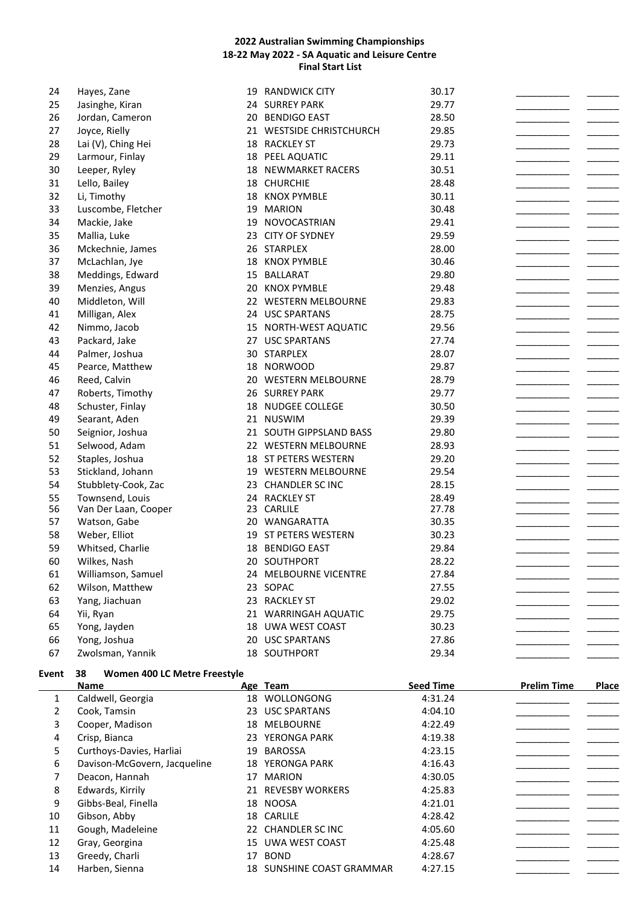## 2022 Australian Swimming Championships
## 18-22 May 2022 - SA Aquatic and Leisure Centre
## Final Start List

| | Name | Age | Team | Seed Time | Prelim Time | Place |
|---|---|---|---|---|---|---|
| 24 | Hayes, Zane | 19 | RANDWICK CITY | 30.17 | ________ | ______ |
| 25 | Jasinghe, Kiran | 24 | SURREY PARK | 29.77 | ________ | ______ |
| 26 | Jordan, Cameron | 20 | BENDIGO EAST | 28.50 | ________ | ______ |
| 27 | Joyce, Rielly | 21 | WESTSIDE CHRISTCHURCH | 29.85 | ________ | ______ |
| 28 | Lai (V), Ching Hei | 18 | RACKLEY ST | 29.73 | ________ | ______ |
| 29 | Larmour, Finlay | 18 | PEEL AQUATIC | 29.11 | ________ | ______ |
| 30 | Leeper, Ryley | 18 | NEWMARKET RACERS | 30.51 | ________ | ______ |
| 31 | Lello, Bailey | 18 | CHURCHIE | 28.48 | ________ | ______ |
| 32 | Li, Timothy | 18 | KNOX PYMBLE | 30.11 | ________ | ______ |
| 33 | Luscombe, Fletcher | 19 | MARION | 30.48 | ________ | ______ |
| 34 | Mackie, Jake | 19 | NOVOCASTRIAN | 29.41 | ________ | ______ |
| 35 | Mallia, Luke | 23 | CITY OF SYDNEY | 29.59 | ________ | ______ |
| 36 | Mckechnie, James | 26 | STARPLEX | 28.00 | ________ | ______ |
| 37 | McLachlan, Jye | 18 | KNOX PYMBLE | 30.46 | ________ | ______ |
| 38 | Meddings, Edward | 15 | BALLARAT | 29.80 | ________ | ______ |
| 39 | Menzies, Angus | 20 | KNOX PYMBLE | 29.48 | ________ | ______ |
| 40 | Middleton, Will | 22 | WESTERN MELBOURNE | 29.83 | ________ | ______ |
| 41 | Milligan, Alex | 24 | USC SPARTANS | 28.75 | ________ | ______ |
| 42 | Nimmo, Jacob | 15 | NORTH-WEST AQUATIC | 29.56 | ________ | ______ |
| 43 | Packard, Jake | 27 | USC SPARTANS | 27.74 | ________ | ______ |
| 44 | Palmer, Joshua | 30 | STARPLEX | 28.07 | ________ | ______ |
| 45 | Pearce, Matthew | 18 | NORWOOD | 29.87 | ________ | ______ |
| 46 | Reed, Calvin | 20 | WESTERN MELBOURNE | 28.79 | ________ | ______ |
| 47 | Roberts, Timothy | 26 | SURREY PARK | 29.77 | ________ | ______ |
| 48 | Schuster, Finlay | 18 | NUDGEE COLLEGE | 30.50 | ________ | ______ |
| 49 | Searant, Aden | 21 | NUSWIM | 29.39 | ________ | ______ |
| 50 | Seignior, Joshua | 21 | SOUTH GIPPSLAND BASS | 29.80 | ________ | ______ |
| 51 | Selwood, Adam | 22 | WESTERN MELBOURNE | 28.93 | ________ | ______ |
| 52 | Staples, Joshua | 18 | ST PETERS WESTERN | 29.20 | ________ | ______ |
| 53 | Stickland, Johann | 19 | WESTERN MELBOURNE | 29.54 | ________ | ______ |
| 54 | Stubblety-Cook, Zac | 23 | CHANDLER SC INC | 28.15 | ________ | ______ |
| 55 | Townsend, Louis | 24 | RACKLEY ST | 28.49 | ________ | ______ |
| 56 | Van Der Laan, Cooper | 23 | CARLILE | 27.78 | ________ | ______ |
| 57 | Watson, Gabe | 20 | WANGARATTA | 30.35 | ________ | ______ |
| 58 | Weber, Elliot | 19 | ST PETERS WESTERN | 30.23 | ________ | ______ |
| 59 | Whitsed, Charlie | 18 | BENDIGO EAST | 29.84 | ________ | ______ |
| 60 | Wilkes, Nash | 20 | SOUTHPORT | 28.22 | ________ | ______ |
| 61 | Williamson, Samuel | 24 | MELBOURNE VICENTRE | 27.84 | ________ | ______ |
| 62 | Wilson, Matthew | 23 | SOPAC | 27.55 | ________ | ______ |
| 63 | Yang, Jiachuan | 23 | RACKLEY ST | 29.02 | ________ | ______ |
| 64 | Yii, Ryan | 21 | WARRINGAH AQUATIC | 29.75 | ________ | ______ |
| 65 | Yong, Jayden | 18 | UWA WEST COAST | 30.23 | ________ | ______ |
| 66 | Yong, Joshua | 20 | USC SPARTANS | 27.86 | ________ | ______ |
| 67 | Zwolsman, Yannik | 18 | SOUTHPORT | 29.34 | ________ | ______ |

**Event 38 Women 400 LC Metre Freestyle**

| | Name | Age | Team | Seed Time | Prelim Time | Place |
|---|---|---|---|---|---|---|
| 1 | Caldwell, Georgia | 18 | WOLLONGONG | 4:31.24 | ________ | ______ |
| 2 | Cook, Tamsin | 23 | USC SPARTANS | 4:04.10 | ________ | ______ |
| 3 | Cooper, Madison | 18 | MELBOURNE | 4:22.49 | ________ | ______ |
| 4 | Crisp, Bianca | 23 | YERONGA PARK | 4:19.38 | ________ | ______ |
| 5 | Curthoys-Davies, Harliai | 19 | BAROSSA | 4:23.15 | ________ | ______ |
| 6 | Davison-McGovern, Jacqueline | 18 | YERONGA PARK | 4:16.43 | ________ | ______ |
| 7 | Deacon, Hannah | 17 | MARION | 4:30.05 | ________ | ______ |
| 8 | Edwards, Kirrily | 21 | REVESBY WORKERS | 4:25.83 | ________ | ______ |
| 9 | Gibbs-Beal, Finella | 18 | NOOSA | 4:21.01 | ________ | ______ |
| 10 | Gibson, Abby | 18 | CARLILE | 4:28.42 | ________ | ______ |
| 11 | Gough, Madeleine | 22 | CHANDLER SC INC | 4:05.60 | ________ | ______ |
| 12 | Gray, Georgina | 15 | UWA WEST COAST | 4:25.48 | ________ | ______ |
| 13 | Greedy, Charli | 17 | BOND | 4:28.67 | ________ | ______ |
| 14 | Harben, Sienna | 18 | SUNSHINE COAST GRAMMAR | 4:27.15 | ________ | ______ |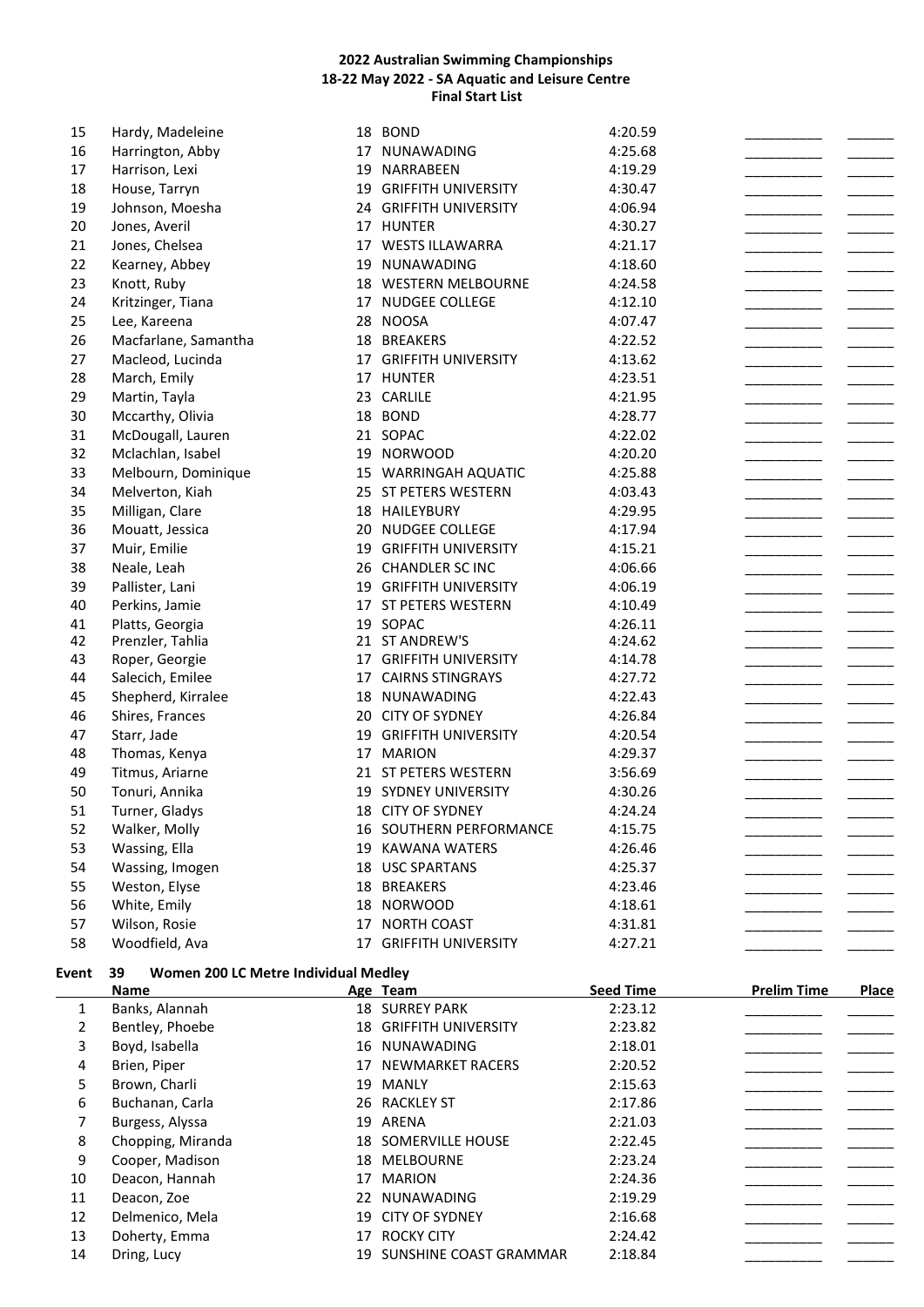**2022 Australian Swimming Championships**
**18-22 May 2022 - SA Aquatic and Leisure Centre**
**Final Start List**

| | Name | Age | Team | Seed Time | Prelim Time | Place |
|---|---|---|---|---|---|---|
| 15 | Hardy, Madeleine | 18 | BOND | 4:20.59 | __________ | ______ |
| 16 | Harrington, Abby | 17 | NUNAWADING | 4:25.68 | __________ | ______ |
| 17 | Harrison, Lexi | 19 | NARRABEEN | 4:19.29 | __________ | ______ |
| 18 | House, Tarryn | 19 | GRIFFITH UNIVERSITY | 4:30.47 | __________ | ______ |
| 19 | Johnson, Moesha | 24 | GRIFFITH UNIVERSITY | 4:06.94 | __________ | ______ |
| 20 | Jones, Averil | 17 | HUNTER | 4:30.27 | __________ | ______ |
| 21 | Jones, Chelsea | 17 | WESTS ILLAWARRA | 4:21.17 | __________ | ______ |
| 22 | Kearney, Abbey | 19 | NUNAWADING | 4:18.60 | __________ | ______ |
| 23 | Knott, Ruby | 18 | WESTERN MELBOURNE | 4:24.58 | __________ | ______ |
| 24 | Kritzinger, Tiana | 17 | NUDGEE COLLEGE | 4:12.10 | __________ | ______ |
| 25 | Lee, Kareena | 28 | NOOSA | 4:07.47 | __________ | ______ |
| 26 | Macfarlane, Samantha | 18 | BREAKERS | 4:22.52 | __________ | ______ |
| 27 | Macleod, Lucinda | 17 | GRIFFITH UNIVERSITY | 4:13.62 | __________ | ______ |
| 28 | March, Emily | 17 | HUNTER | 4:23.51 | __________ | ______ |
| 29 | Martin, Tayla | 23 | CARLILE | 4:21.95 | __________ | ______ |
| 30 | Mccarthy, Olivia | 18 | BOND | 4:28.77 | __________ | ______ |
| 31 | McDougall, Lauren | 21 | SOPAC | 4:22.02 | __________ | ______ |
| 32 | Mclachlan, Isabel | 19 | NORWOOD | 4:20.20 | __________ | ______ |
| 33 | Melbourn, Dominique | 15 | WARRINGAH AQUATIC | 4:25.88 | __________ | ______ |
| 34 | Melverton, Kiah | 25 | ST PETERS WESTERN | 4:03.43 | __________ | ______ |
| 35 | Milligan, Clare | 18 | HAILEYBURY | 4:29.95 | __________ | ______ |
| 36 | Mouatt, Jessica | 20 | NUDGEE COLLEGE | 4:17.94 | __________ | ______ |
| 37 | Muir, Emilie | 19 | GRIFFITH UNIVERSITY | 4:15.21 | __________ | ______ |
| 38 | Neale, Leah | 26 | CHANDLER SC INC | 4:06.66 | __________ | ______ |
| 39 | Pallister, Lani | 19 | GRIFFITH UNIVERSITY | 4:06.19 | __________ | ______ |
| 40 | Perkins, Jamie | 17 | ST PETERS WESTERN | 4:10.49 | __________ | ______ |
| 41 | Platts, Georgia | 19 | SOPAC | 4:26.11 | __________ | ______ |
| 42 | Prenzler, Tahlia | 21 | ST ANDREW'S | 4:24.62 | __________ | ______ |
| 43 | Roper, Georgie | 17 | GRIFFITH UNIVERSITY | 4:14.78 | __________ | ______ |
| 44 | Salecich, Emilee | 17 | CAIRNS STINGRAYS | 4:27.72 | __________ | ______ |
| 45 | Shepherd, Kirralee | 18 | NUNAWADING | 4:22.43 | __________ | ______ |
| 46 | Shires, Frances | 20 | CITY OF SYDNEY | 4:26.84 | __________ | ______ |
| 47 | Starr, Jade | 19 | GRIFFITH UNIVERSITY | 4:20.54 | __________ | ______ |
| 48 | Thomas, Kenya | 17 | MARION | 4:29.37 | __________ | ______ |
| 49 | Titmus, Ariarne | 21 | ST PETERS WESTERN | 3:56.69 | __________ | ______ |
| 50 | Tonuri, Annika | 19 | SYDNEY UNIVERSITY | 4:30.26 | __________ | ______ |
| 51 | Turner, Gladys | 18 | CITY OF SYDNEY | 4:24.24 | __________ | ______ |
| 52 | Walker, Molly | 16 | SOUTHERN PERFORMANCE | 4:15.75 | __________ | ______ |
| 53 | Wassing, Ella | 19 | KAWANA WATERS | 4:26.46 | __________ | ______ |
| 54 | Wassing, Imogen | 18 | USC SPARTANS | 4:25.37 | __________ | ______ |
| 55 | Weston, Elyse | 18 | BREAKERS | 4:23.46 | __________ | ______ |
| 56 | White, Emily | 18 | NORWOOD | 4:18.61 | __________ | ______ |
| 57 | Wilson, Rosie | 17 | NORTH COAST | 4:31.81 | __________ | ______ |
| 58 | Woodfield, Ava | 17 | GRIFFITH UNIVERSITY | 4:27.21 | __________ | ______ |

**Event 39 Women 200 LC Metre Individual Medley**

| | Name | Age | Team | Seed Time | Prelim Time | Place |
|---|---|---|---|---|---|---|
| 1 | Banks, Alannah | 18 | SURREY PARK | 2:23.12 | __________ | ______ |
| 2 | Bentley, Phoebe | 18 | GRIFFITH UNIVERSITY | 2:23.82 | __________ | ______ |
| 3 | Boyd, Isabella | 16 | NUNAWADING | 2:18.01 | __________ | ______ |
| 4 | Brien, Piper | 17 | NEWMARKET RACERS | 2:20.52 | __________ | ______ |
| 5 | Brown, Charli | 19 | MANLY | 2:15.63 | __________ | ______ |
| 6 | Buchanan, Carla | 26 | RACKLEY ST | 2:17.86 | __________ | ______ |
| 7 | Burgess, Alyssa | 19 | ARENA | 2:21.03 | __________ | ______ |
| 8 | Chopping, Miranda | 18 | SOMERVILLE HOUSE | 2:22.45 | __________ | ______ |
| 9 | Cooper, Madison | 18 | MELBOURNE | 2:23.24 | __________ | ______ |
| 10 | Deacon, Hannah | 17 | MARION | 2:24.36 | __________ | ______ |
| 11 | Deacon, Zoe | 22 | NUNAWADING | 2:19.29 | __________ | ______ |
| 12 | Delmenico, Mela | 19 | CITY OF SYDNEY | 2:16.68 | __________ | ______ |
| 13 | Doherty, Emma | 17 | ROCKY CITY | 2:24.42 | __________ | ______ |
| 14 | Dring, Lucy | 19 | SUNSHINE COAST GRAMMAR | 2:18.84 | __________ | ______ |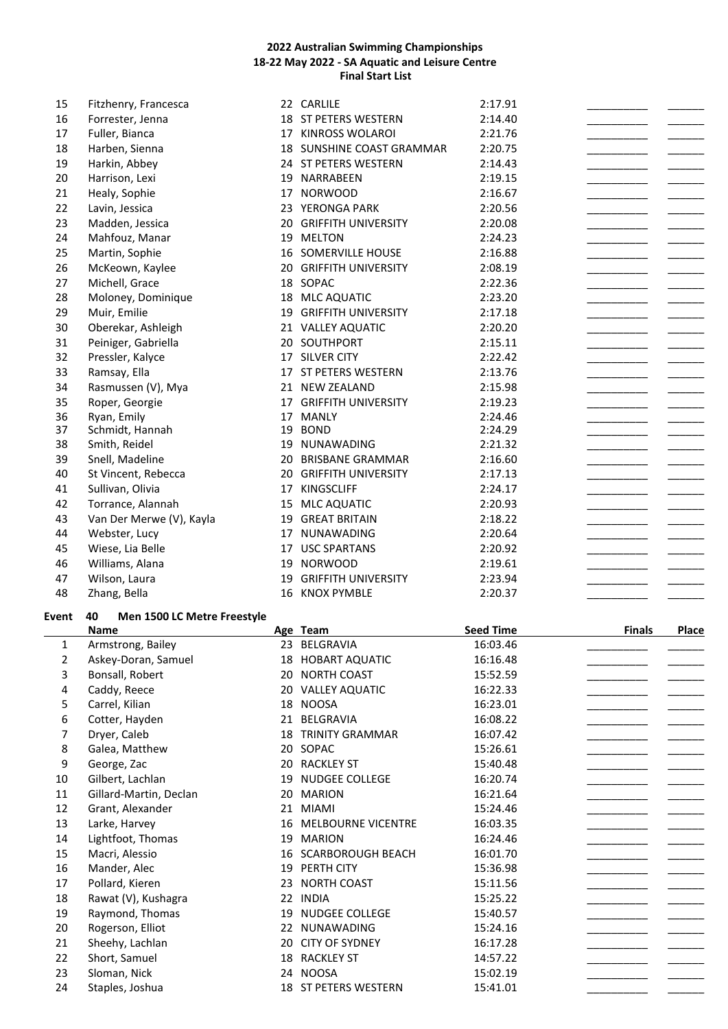**2022 Australian Swimming Championships**
**18-22 May 2022 - SA Aquatic and Leisure Centre**
**Final Start List**

| | Name | Age | Team | Seed Time | Finals | Place |
|---|---|---|---|---|---|---|
| 15 | Fitzhenry, Francesca | 22 | CARLILE | 2:17.91 | __________ | ______ |
| 16 | Forrester, Jenna | 18 | ST PETERS WESTERN | 2:14.40 | __________ | ______ |
| 17 | Fuller, Bianca | 17 | KINROSS WOLAROI | 2:21.76 | __________ | ______ |
| 18 | Harben, Sienna | 18 | SUNSHINE COAST GRAMMAR | 2:20.75 | __________ | ______ |
| 19 | Harkin, Abbey | 24 | ST PETERS WESTERN | 2:14.43 | __________ | ______ |
| 20 | Harrison, Lexi | 19 | NARRABEEN | 2:19.15 | __________ | ______ |
| 21 | Healy, Sophie | 17 | NORWOOD | 2:16.67 | __________ | ______ |
| 22 | Lavin, Jessica | 23 | YERONGA PARK | 2:20.56 | __________ | ______ |
| 23 | Madden, Jessica | 20 | GRIFFITH UNIVERSITY | 2:20.08 | __________ | ______ |
| 24 | Mahfouz, Manar | 19 | MELTON | 2:24.23 | __________ | ______ |
| 25 | Martin, Sophie | 16 | SOMERVILLE HOUSE | 2:16.88 | __________ | ______ |
| 26 | McKeown, Kaylee | 20 | GRIFFITH UNIVERSITY | 2:08.19 | __________ | ______ |
| 27 | Michell, Grace | 18 | SOPAC | 2:22.36 | __________ | ______ |
| 28 | Moloney, Dominique | 18 | MLC AQUATIC | 2:23.20 | __________ | ______ |
| 29 | Muir, Emilie | 19 | GRIFFITH UNIVERSITY | 2:17.18 | __________ | ______ |
| 30 | Oberekar, Ashleigh | 21 | VALLEY AQUATIC | 2:20.20 | __________ | ______ |
| 31 | Peiniger, Gabriella | 20 | SOUTHPORT | 2:15.11 | __________ | ______ |
| 32 | Pressler, Kalyce | 17 | SILVER CITY | 2:22.42 | __________ | ______ |
| 33 | Ramsay, Ella | 17 | ST PETERS WESTERN | 2:13.76 | __________ | ______ |
| 34 | Rasmussen (V), Mya | 21 | NEW ZEALAND | 2:15.98 | __________ | ______ |
| 35 | Roper, Georgie | 17 | GRIFFITH UNIVERSITY | 2:19.23 | __________ | ______ |
| 36 | Ryan, Emily | 17 | MANLY | 2:24.46 | __________ | ______ |
| 37 | Schmidt, Hannah | 19 | BOND | 2:24.29 | __________ | ______ |
| 38 | Smith, Reidel | 19 | NUNAWADING | 2:21.32 | __________ | ______ |
| 39 | Snell, Madeline | 20 | BRISBANE GRAMMAR | 2:16.60 | __________ | ______ |
| 40 | St Vincent, Rebecca | 20 | GRIFFITH UNIVERSITY | 2:17.13 | __________ | ______ |
| 41 | Sullivan, Olivia | 17 | KINGSCLIFF | 2:24.17 | __________ | ______ |
| 42 | Torrance, Alannah | 15 | MLC AQUATIC | 2:20.93 | __________ | ______ |
| 43 | Van Der Merwe (V), Kayla | 19 | GREAT BRITAIN | 2:18.22 | __________ | ______ |
| 44 | Webster, Lucy | 17 | NUNAWADING | 2:20.64 | __________ | ______ |
| 45 | Wiese, Lia Belle | 17 | USC SPARTANS | 2:20.92 | __________ | ______ |
| 46 | Williams, Alana | 19 | NORWOOD | 2:19.61 | __________ | ______ |
| 47 | Wilson, Laura | 19 | GRIFFITH UNIVERSITY | 2:23.94 | __________ | ______ |
| 48 | Zhang, Bella | 16 | KNOX PYMBLE | 2:20.37 | __________ | ______ |

**Event 40 Men 1500 LC Metre Freestyle**

| | Name | Age | Team | Seed Time | Finals | Place |
|---|---|---|---|---|---|---|
| 1 | Armstrong, Bailey | 23 | BELGRAVIA | 16:03.46 | __________ | ______ |
| 2 | Askey-Doran, Samuel | 18 | HOBART AQUATIC | 16:16.48 | __________ | ______ |
| 3 | Bonsall, Robert | 20 | NORTH COAST | 15:52.59 | __________ | ______ |
| 4 | Caddy, Reece | 20 | VALLEY AQUATIC | 16:22.33 | __________ | ______ |
| 5 | Carrel, Kilian | 18 | NOOSA | 16:23.01 | __________ | ______ |
| 6 | Cotter, Hayden | 21 | BELGRAVIA | 16:08.22 | __________ | ______ |
| 7 | Dryer, Caleb | 18 | TRINITY GRAMMAR | 16:07.42 | __________ | ______ |
| 8 | Galea, Matthew | 20 | SOPAC | 15:26.61 | __________ | ______ |
| 9 | George, Zac | 20 | RACKLEY ST | 15:40.48 | __________ | ______ |
| 10 | Gilbert, Lachlan | 19 | NUDGEE COLLEGE | 16:20.74 | __________ | ______ |
| 11 | Gillard-Martin, Declan | 20 | MARION | 16:21.64 | __________ | ______ |
| 12 | Grant, Alexander | 21 | MIAMI | 15:24.46 | __________ | ______ |
| 13 | Larke, Harvey | 16 | MELBOURNE VICENTRE | 16:03.35 | __________ | ______ |
| 14 | Lightfoot, Thomas | 19 | MARION | 16:24.46 | __________ | ______ |
| 15 | Macri, Alessio | 16 | SCARBOROUGH BEACH | 16:01.70 | __________ | ______ |
| 16 | Mander, Alec | 19 | PERTH CITY | 15:36.98 | __________ | ______ |
| 17 | Pollard, Kieren | 23 | NORTH COAST | 15:11.56 | __________ | ______ |
| 18 | Rawat (V), Kushagra | 22 | INDIA | 15:25.22 | __________ | ______ |
| 19 | Raymond, Thomas | 19 | NUDGEE COLLEGE | 15:40.57 | __________ | ______ |
| 20 | Rogerson, Elliot | 22 | NUNAWADING | 15:24.16 | __________ | ______ |
| 21 | Sheehy, Lachlan | 20 | CITY OF SYDNEY | 16:17.28 | __________ | ______ |
| 22 | Short, Samuel | 18 | RACKLEY ST | 14:57.22 | __________ | ______ |
| 23 | Sloman, Nick | 24 | NOOSA | 15:02.19 | __________ | ______ |
| 24 | Staples, Joshua | 18 | ST PETERS WESTERN | 15:41.01 | __________ | ______ |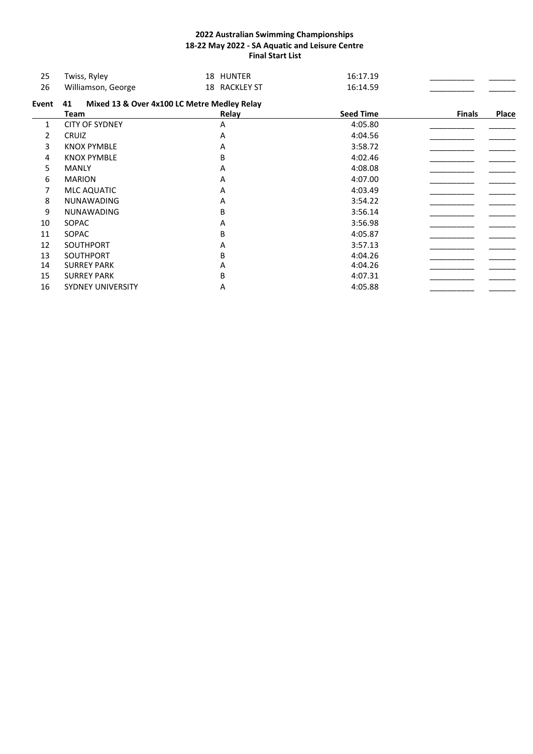**2022 Australian Swimming Championships**
**18-22 May 2022 - SA Aquatic and Leisure Centre**
**Final Start List**

| | | | | | |
|---|---|---|---|---|---|
| 25 | Twiss, Ryley | 18 HUNTER | 16:17.19 | __________ | ______ |
| 26 | Williamson, George | 18 RACKLEY ST | 16:14.59 | __________ | ______ |

**Event 41 Mixed 13 & Over 4x100 LC Metre Medley Relay**

| | Team | Relay | Seed Time | Finals | Place |
|---|---|---|---|---|---|
| 1 | CITY OF SYDNEY | A | 4:05.80 | __________ | ______ |
| 2 | CRUIZ | A | 4:04.56 | __________ | ______ |
| 3 | KNOX PYMBLE | A | 3:58.72 | __________ | ______ |
| 4 | KNOX PYMBLE | B | 4:02.46 | __________ | ______ |
| 5 | MANLY | A | 4:08.08 | __________ | ______ |
| 6 | MARION | A | 4:07.00 | __________ | ______ |
| 7 | MLC AQUATIC | A | 4:03.49 | __________ | ______ |
| 8 | NUNAWADING | A | 3:54.22 | __________ | ______ |
| 9 | NUNAWADING | B | 3:56.14 | __________ | ______ |
| 10 | SOPAC | A | 3:56.98 | __________ | ______ |
| 11 | SOPAC | B | 4:05.87 | __________ | ______ |
| 12 | SOUTHPORT | A | 3:57.13 | __________ | ______ |
| 13 | SOUTHPORT | B | 4:04.26 | __________ | ______ |
| 14 | SURREY PARK | A | 4:04.26 | __________ | ______ |
| 15 | SURREY PARK | B | 4:07.31 | __________ | ______ |
| 16 | SYDNEY UNIVERSITY | A | 4:05.88 | __________ | ______ |